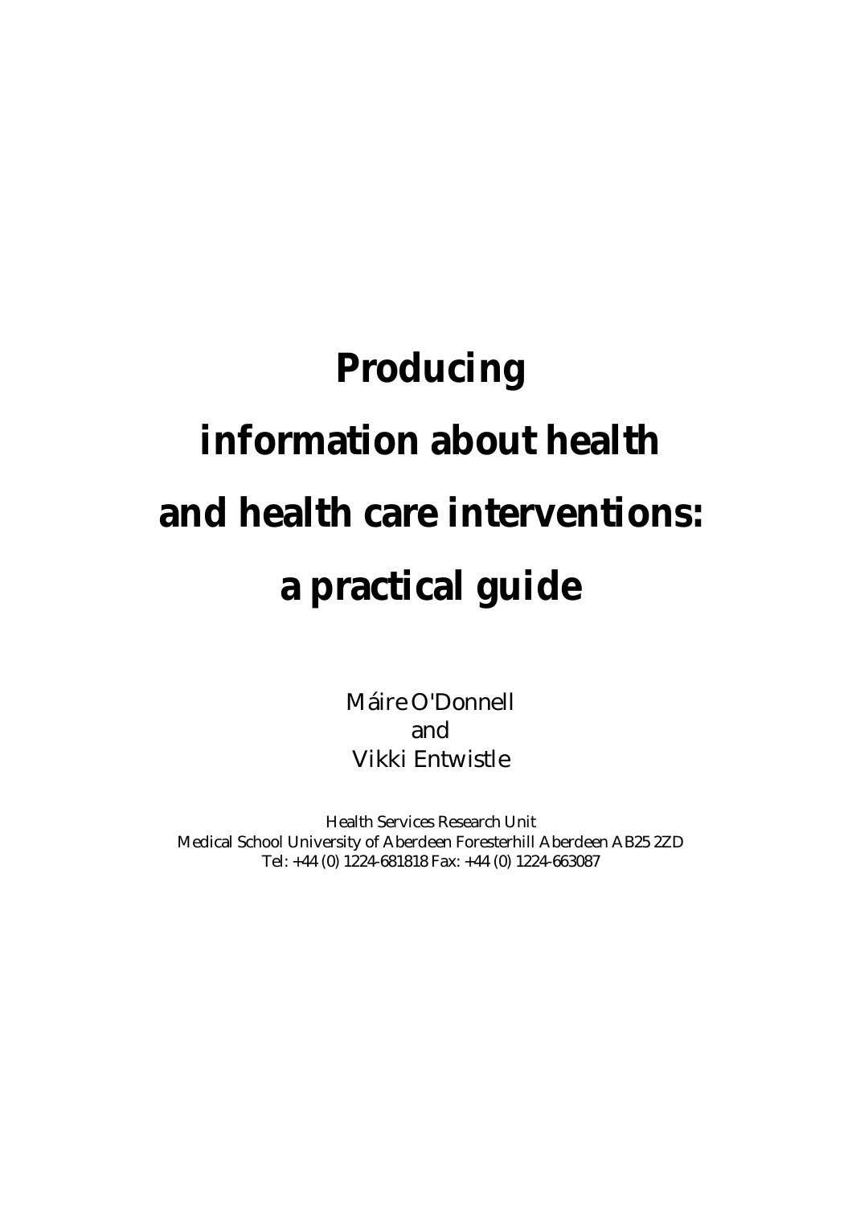# Producing information about health and health care interventions: a practical guide

Máire O'Donnell
and
Vikki Entwistle

Health Services Research Unit
Medical School University of Aberdeen Foresterhill Aberdeen AB25 2ZD
Tel: +44 (0) 1224-681818 Fax: +44 (0) 1224-663087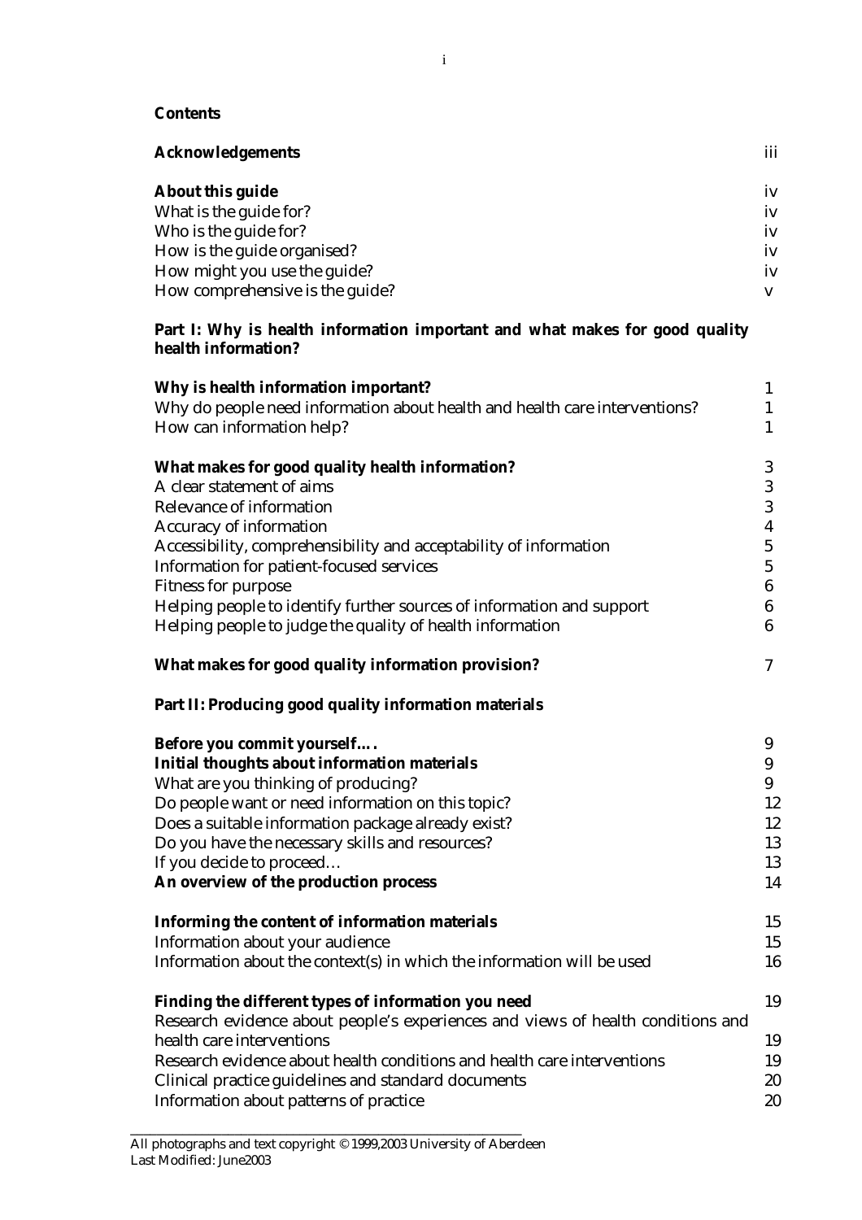**Contents**

| | |
|---|---|
| **Acknowledgements** | iii |
| **About this guide** | iv |
| What is the guide for? | iv |
| Who is the guide for? | iv |
| How is the guide organised? | iv |
| How might you use the guide? | iv |
| How comprehensive is the guide? | v |

**Part I: Why is health information important and what makes for good quality health information?**

| | |
|---|---|
| **Why is health information important?** | 1 |
| Why do people need information about health and health care interventions? | 1 |
| How can information help? | 1 |
| **What makes for good quality health information?** | 3 |
| A clear statement of aims | 3 |
| Relevance of information | 3 |
| Accuracy of information | 4 |
| Accessibility, comprehensibility and acceptability of information | 5 |
| Information for patient-focused services | 5 |
| Fitness for purpose | 6 |
| Helping people to identify further sources of information and support | 6 |
| Helping people to judge the quality of health information | 6 |
| **What makes for good quality information provision?** | 7 |

**Part II: Producing good quality information materials**

| | |
|---|---|
| **Before you commit yourself….** | 9 |
| **Initial thoughts about information materials** | 9 |
| What are you thinking of producing? | 9 |
| Do people want or need information on this topic? | 12 |
| Does a suitable information package already exist? | 12 |
| Do you have the necessary skills and resources? | 13 |
| If you decide to proceed… | 13 |
| **An overview of the production process** | 14 |
| **Informing the content of information materials** | 15 |
| Information about your audience | 15 |
| Information about the context(s) in which the information will be used | 16 |
| **Finding the different types of information you need** | 19 |
| Research evidence about people's experiences and views of health conditions and health care interventions | 19 |
| Research evidence about health conditions and health care interventions | 19 |
| Clinical practice guidelines and standard documents | 20 |
| Information about patterns of practice | 20 |

All photographs and text copyright © 1999,2003 University of Aberdeen
Last Modified: June2003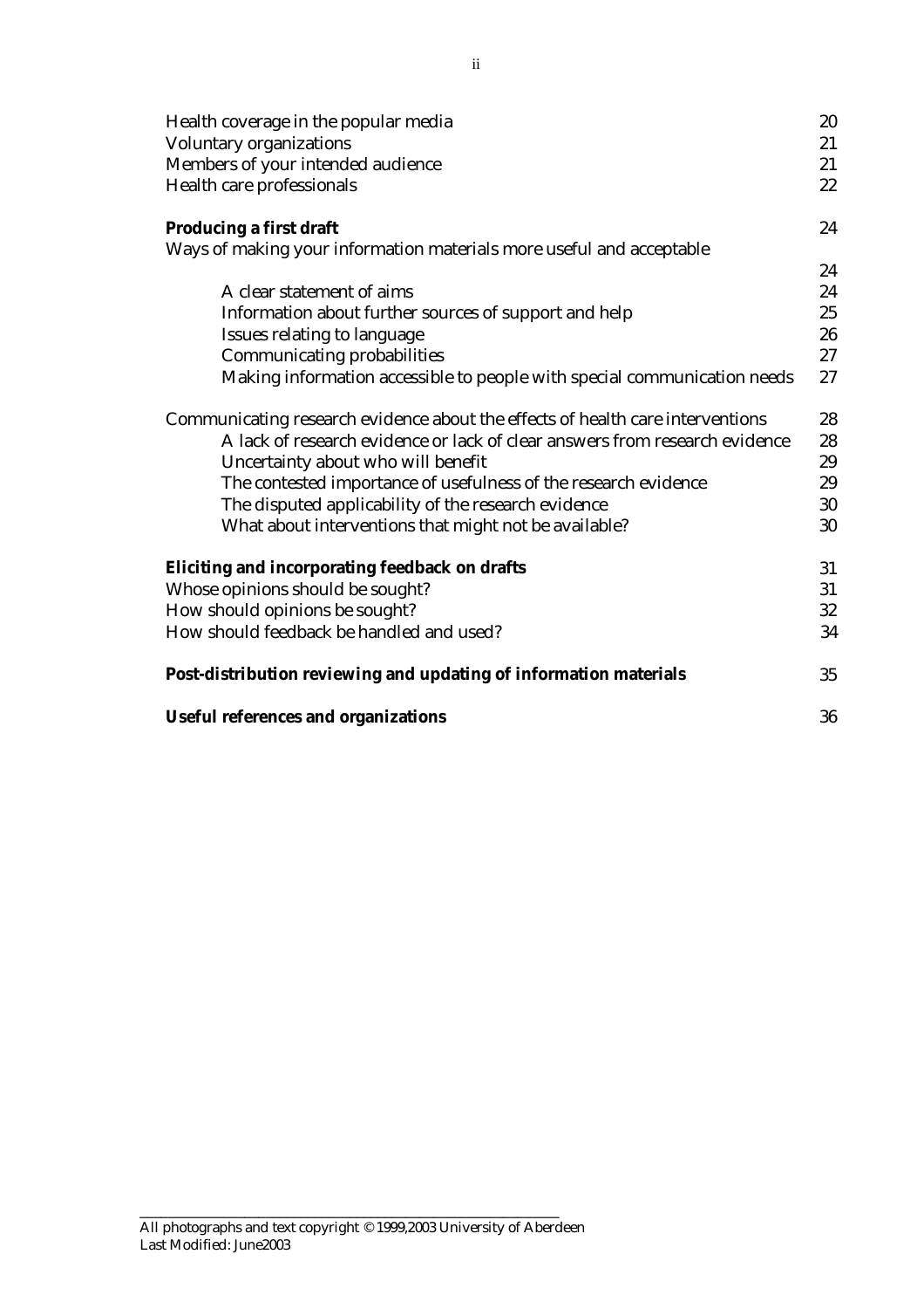Health coverage in the popular media 20
Voluntary organizations 21
Members of your intended audience 21
Health care professionals 22

**Producing a first draft** 24
Ways of making your information materials more useful and acceptable 24
- A clear statement of aims 24
- Information about further sources of support and help 25
- Issues relating to language 26
- Communicating probabilities 27
- Making information accessible to people with special communication needs 27

Communicating research evidence about the effects of health care interventions 28
- A lack of research evidence or lack of clear answers from research evidence 28
- Uncertainty about who will benefit 29
- The contested importance of usefulness of the research evidence 29
- The disputed applicability of the research evidence 30
- What about interventions that might not be available? 30

**Eliciting and incorporating feedback on drafts** 31
Whose opinions should be sought? 31
How should opinions be sought? 32
How should feedback be handled and used? 34

**Post-distribution reviewing and updating of information materials** 35

**Useful references and organizations** 36

All photographs and text copyright © 1999,2003 University of Aberdeen
Last Modified: June2003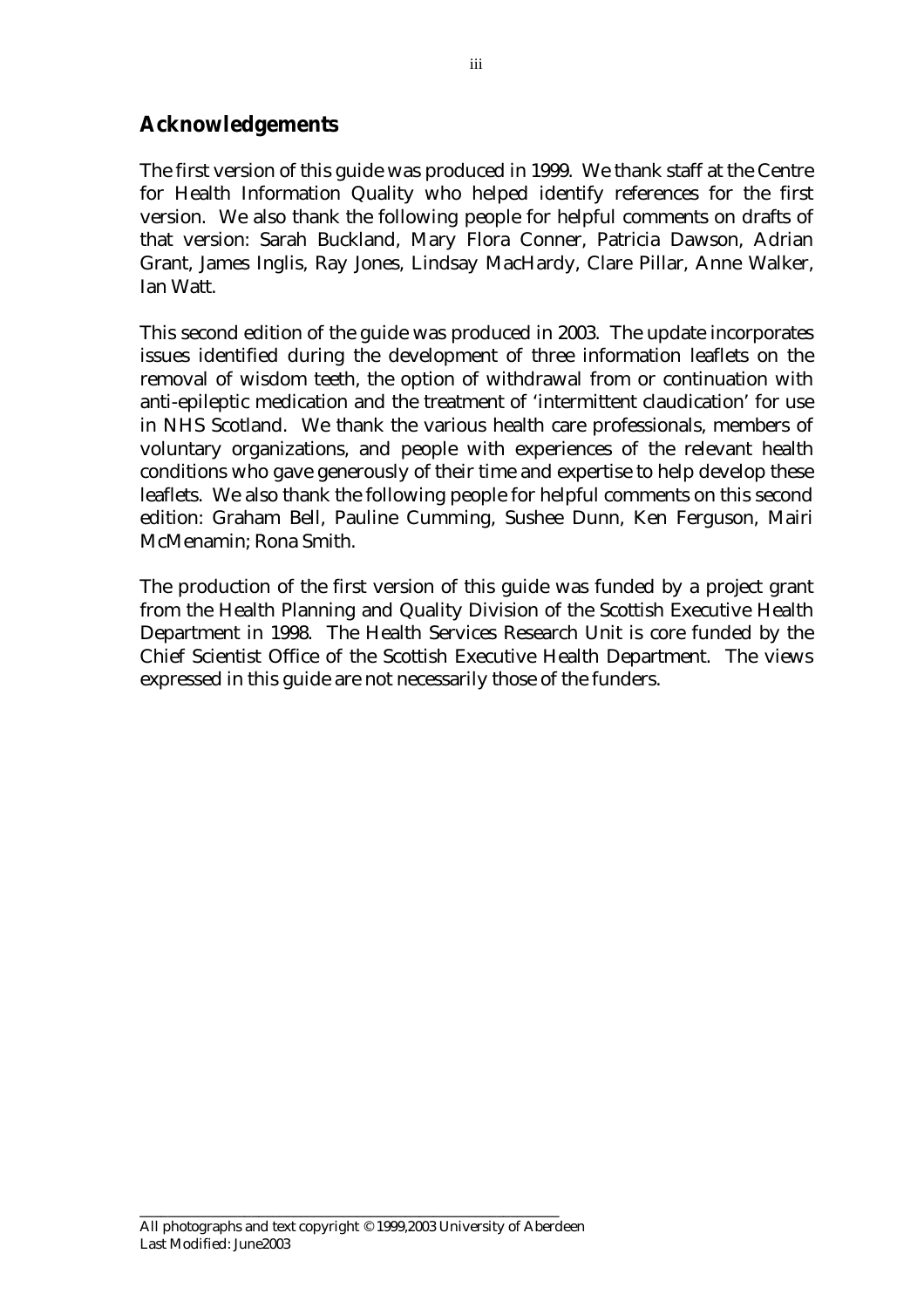## Acknowledgements

The first version of this guide was produced in 1999. We thank staff at the Centre for Health Information Quality who helped identify references for the first version. We also thank the following people for helpful comments on drafts of that version: Sarah Buckland, Mary Flora Conner, Patricia Dawson, Adrian Grant, James Inglis, Ray Jones, Lindsay MacHardy, Clare Pillar, Anne Walker, Ian Watt.

This second edition of the guide was produced in 2003. The update incorporates issues identified during the development of three information leaflets on the removal of wisdom teeth, the option of withdrawal from or continuation with anti-epileptic medication and the treatment of 'intermittent claudication' for use in NHS Scotland. We thank the various health care professionals, members of voluntary organizations, and people with experiences of the relevant health conditions who gave generously of their time and expertise to help develop these leaflets. We also thank the following people for helpful comments on this second edition: Graham Bell, Pauline Cumming, Sushee Dunn, Ken Ferguson, Mairi McMenamin; Rona Smith.

The production of the first version of this guide was funded by a project grant from the Health Planning and Quality Division of the Scottish Executive Health Department in 1998. The Health Services Research Unit is core funded by the Chief Scientist Office of the Scottish Executive Health Department. The views expressed in this guide are not necessarily those of the funders.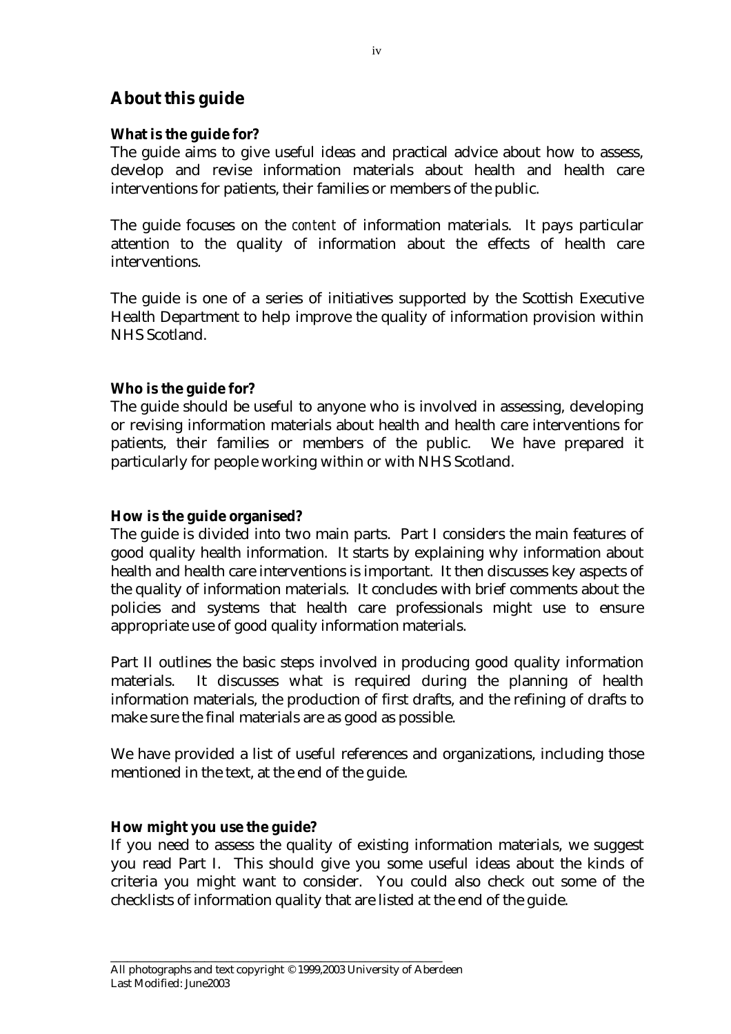## About this guide

**What is the guide for?**

The guide aims to give useful ideas and practical advice about how to assess, develop and revise information materials about health and health care interventions for patients, their families or members of the public.

The guide focuses on the *content* of information materials. It pays particular attention to the quality of information about the effects of health care interventions.

The guide is one of a series of initiatives supported by the Scottish Executive Health Department to help improve the quality of information provision within NHS Scotland.

**Who is the guide for?**

The guide should be useful to anyone who is involved in assessing, developing or revising information materials about health and health care interventions for patients, their families or members of the public. We have prepared it particularly for people working within or with NHS Scotland.

**How is the guide organised?**

The guide is divided into two main parts. Part I considers the main features of good quality health information. It starts by explaining why information about health and health care interventions is important. It then discusses key aspects of the quality of information materials. It concludes with brief comments about the policies and systems that health care professionals might use to ensure appropriate use of good quality information materials.

Part II outlines the basic steps involved in producing good quality information materials. It discusses what is required during the planning of health information materials, the production of first drafts, and the refining of drafts to make sure the final materials are as good as possible.

We have provided a list of useful references and organizations, including those mentioned in the text, at the end of the guide.

**How might you use the guide?**

If you need to assess the quality of existing information materials, we suggest you read Part I. This should give you some useful ideas about the kinds of criteria you might want to consider. You could also check out some of the checklists of information quality that are listed at the end of the guide.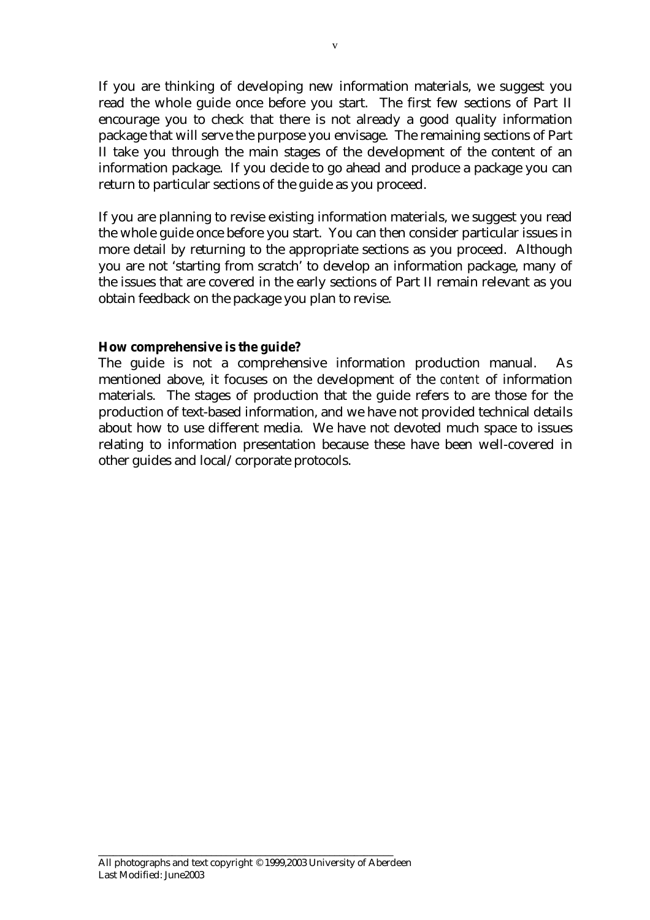If you are thinking of developing new information materials, we suggest you read the whole guide once before you start. The first few sections of Part II encourage you to check that there is not already a good quality information package that will serve the purpose you envisage. The remaining sections of Part II take you through the main stages of the development of the content of an information package. If you decide to go ahead and produce a package you can return to particular sections of the guide as you proceed.

If you are planning to revise existing information materials, we suggest you read the whole guide once before you start. You can then consider particular issues in more detail by returning to the appropriate sections as you proceed. Although you are not 'starting from scratch' to develop an information package, many of the issues that are covered in the early sections of Part II remain relevant as you obtain feedback on the package you plan to revise.

**How comprehensive is the guide?**

The guide is not a comprehensive information production manual. As mentioned above, it focuses on the development of the *content* of information materials. The stages of production that the guide refers to are those for the production of text-based information, and we have not provided technical details about how to use different media. We have not devoted much space to issues relating to information presentation because these have been well-covered in other guides and local/corporate protocols.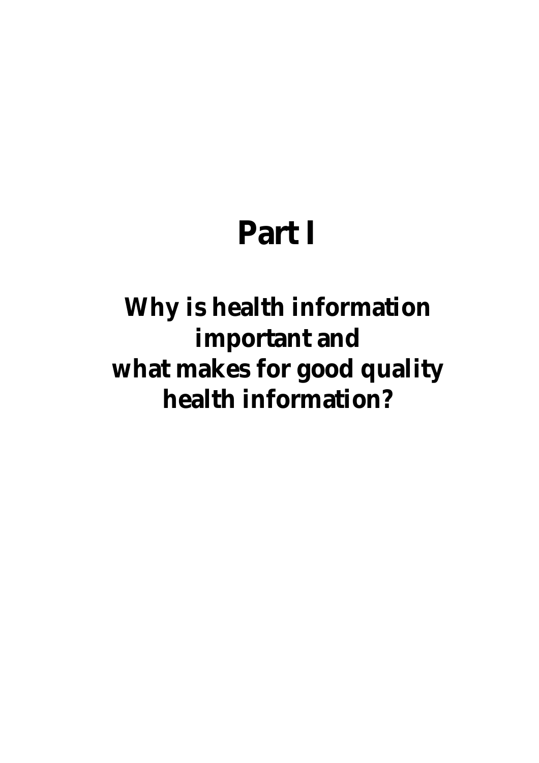# Part I

## Why is health information important and what makes for good quality health information?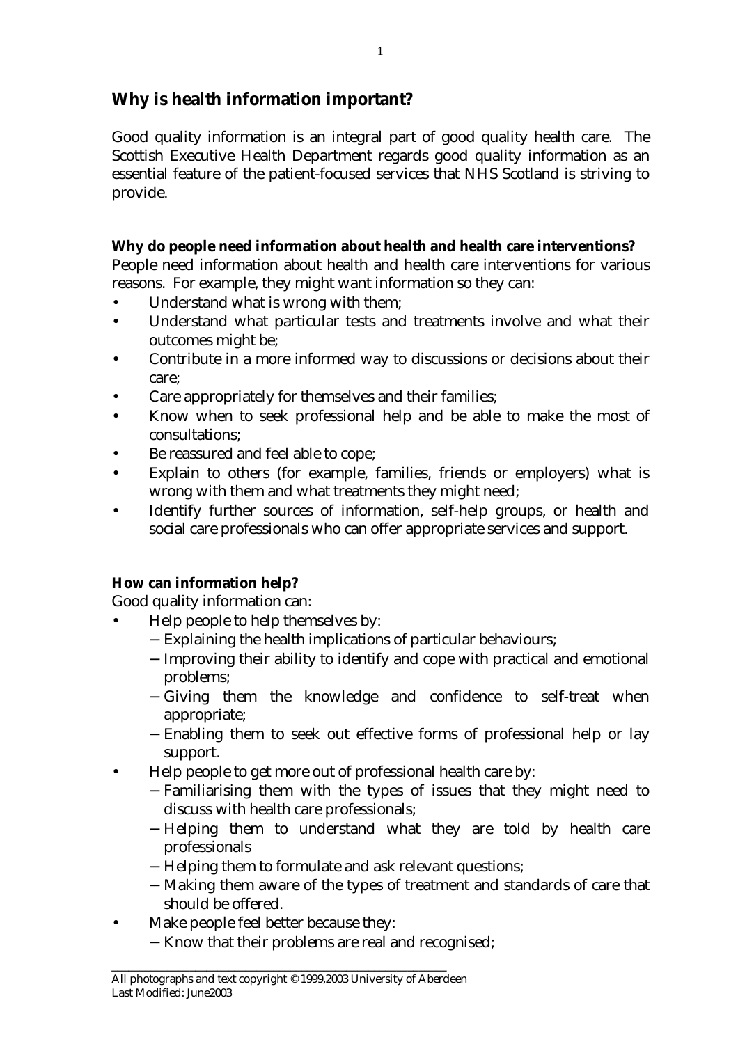## Why is health information important?

Good quality information is an integral part of good quality health care. The Scottish Executive Health Department regards good quality information as an essential feature of the patient-focused services that NHS Scotland is striving to provide.

**Why do people need information about health and health care interventions?**

People need information about health and health care interventions for various reasons. For example, they might want information so they can:

- Understand what is wrong with them;
- Understand what particular tests and treatments involve and what their outcomes might be;
- Contribute in a more informed way to discussions or decisions about their care;
- Care appropriately for themselves and their families;
- Know when to seek professional help and be able to make the most of consultations;
- Be reassured and feel able to cope;
- Explain to others (for example, families, friends or employers) what is wrong with them and what treatments they might need;
- Identify further sources of information, self-help groups, or health and social care professionals who can offer appropriate services and support.

**How can information help?**

Good quality information can:

- Help people to help themselves by:
  - Explaining the health implications of particular behaviours;
  - Improving their ability to identify and cope with practical and emotional problems;
  - Giving them the knowledge and confidence to self-treat when appropriate;
  - Enabling them to seek out effective forms of professional help or lay support.
- Help people to get more out of professional health care by:
  - Familiarising them with the types of issues that they might need to discuss with health care professionals;
  - Helping them to understand what they are told by health care professionals
  - Helping them to formulate and ask relevant questions;
  - Making them aware of the types of treatment and standards of care that should be offered.
- Make people feel better because they:
  - Know that their problems are real and recognised;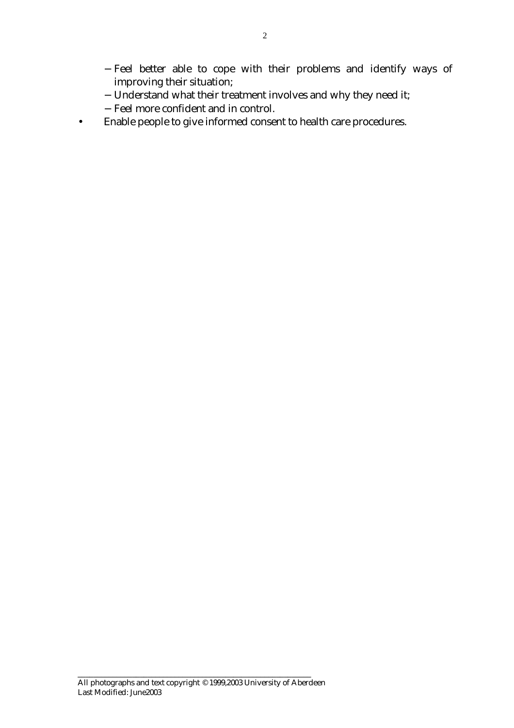- Feel better able to cope with their problems and identify ways of improving their situation;
  - Understand what their treatment involves and why they need it;
  - Feel more confident and in control.
- Enable people to give informed consent to health care procedures.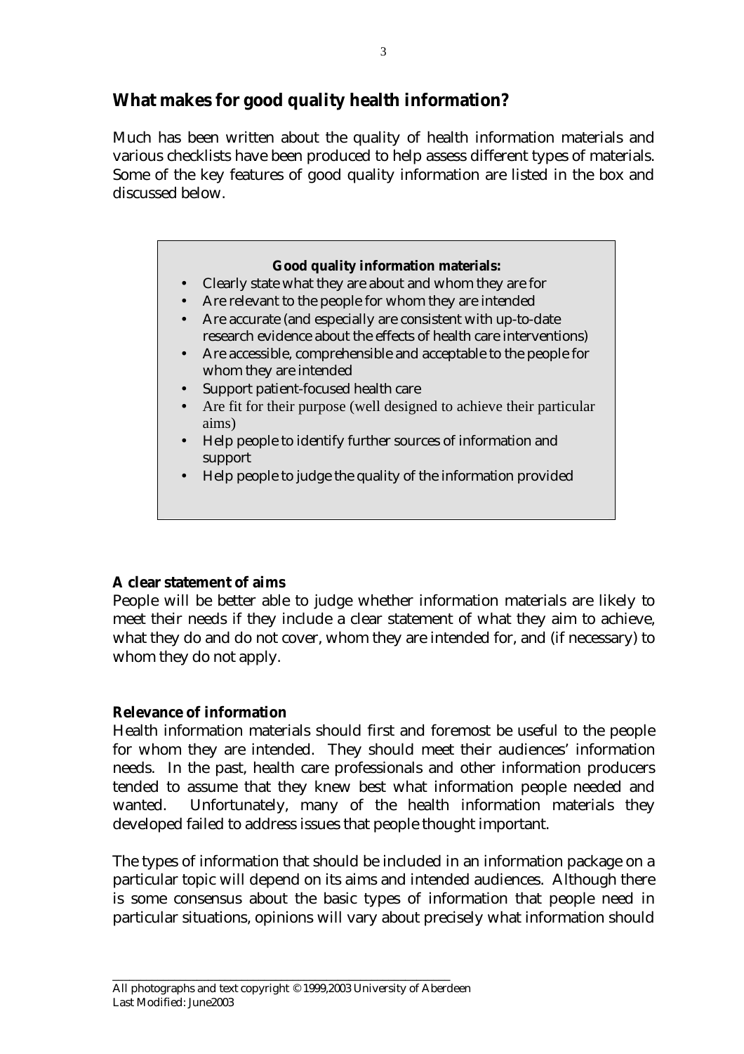## What makes for good quality health information?

Much has been written about the quality of health information materials and various checklists have been produced to help assess different types of materials. Some of the key features of good quality information are listed in the box and discussed below.

> **Good quality information materials:**
>
> - Clearly state what they are about and whom they are for
> - Are relevant to the people for whom they are intended
> - Are accurate (and especially are consistent with up-to-date research evidence about the effects of health care interventions)
> - Are accessible, comprehensible and acceptable to the people for whom they are intended
> - Support patient-focused health care
> - Are fit for their purpose (well designed to achieve their particular aims)
> - Help people to identify further sources of information and support
> - Help people to judge the quality of the information provided

**A clear statement of aims**

People will be better able to judge whether information materials are likely to meet their needs if they include a clear statement of what they aim to achieve, what they do and do not cover, whom they are intended for, and (if necessary) to whom they do not apply.

**Relevance of information**

Health information materials should first and foremost be useful to the people for whom they are intended. They should meet their audiences' information needs. In the past, health care professionals and other information producers tended to assume that they knew best what information people needed and wanted. Unfortunately, many of the health information materials they developed failed to address issues that people thought important.

The types of information that should be included in an information package on a particular topic will depend on its aims and intended audiences. Although there is some consensus about the basic types of information that people need in particular situations, opinions will vary about precisely what information should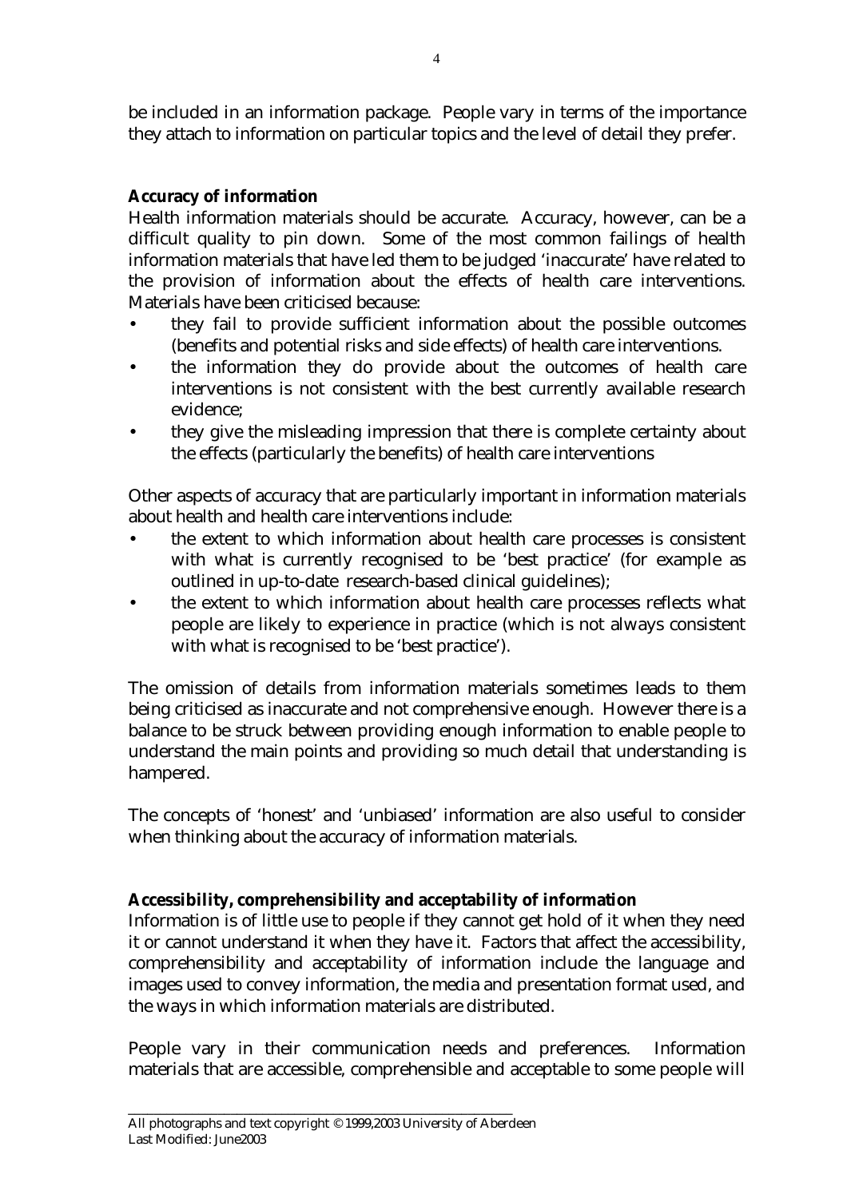be included in an information package. People vary in terms of the importance they attach to information on particular topics and the level of detail they prefer.

**Accuracy of information**

Health information materials should be accurate. Accuracy, however, can be a difficult quality to pin down. Some of the most common failings of health information materials that have led them to be judged 'inaccurate' have related to the provision of information about the effects of health care interventions. Materials have been criticised because:

- they fail to provide sufficient information about the possible outcomes (benefits and potential risks and side effects) of health care interventions.
- the information they do provide about the outcomes of health care interventions is not consistent with the best currently available research evidence;
- they give the misleading impression that there is complete certainty about the effects (particularly the benefits) of health care interventions

Other aspects of accuracy that are particularly important in information materials about health and health care interventions include:

- the extent to which information about health care processes is consistent with what is currently recognised to be 'best practice' (for example as outlined in up-to-date research-based clinical guidelines);
- the extent to which information about health care processes reflects what people are likely to experience in practice (which is not always consistent with what is recognised to be 'best practice').

The omission of details from information materials sometimes leads to them being criticised as inaccurate and not comprehensive enough. However there is a balance to be struck between providing enough information to enable people to understand the main points and providing so much detail that understanding is hampered.

The concepts of 'honest' and 'unbiased' information are also useful to consider when thinking about the accuracy of information materials.

**Accessibility, comprehensibility and acceptability of information**

Information is of little use to people if they cannot get hold of it when they need it or cannot understand it when they have it. Factors that affect the accessibility, comprehensibility and acceptability of information include the language and images used to convey information, the media and presentation format used, and the ways in which information materials are distributed.

People vary in their communication needs and preferences. Information materials that are accessible, comprehensible and acceptable to some people will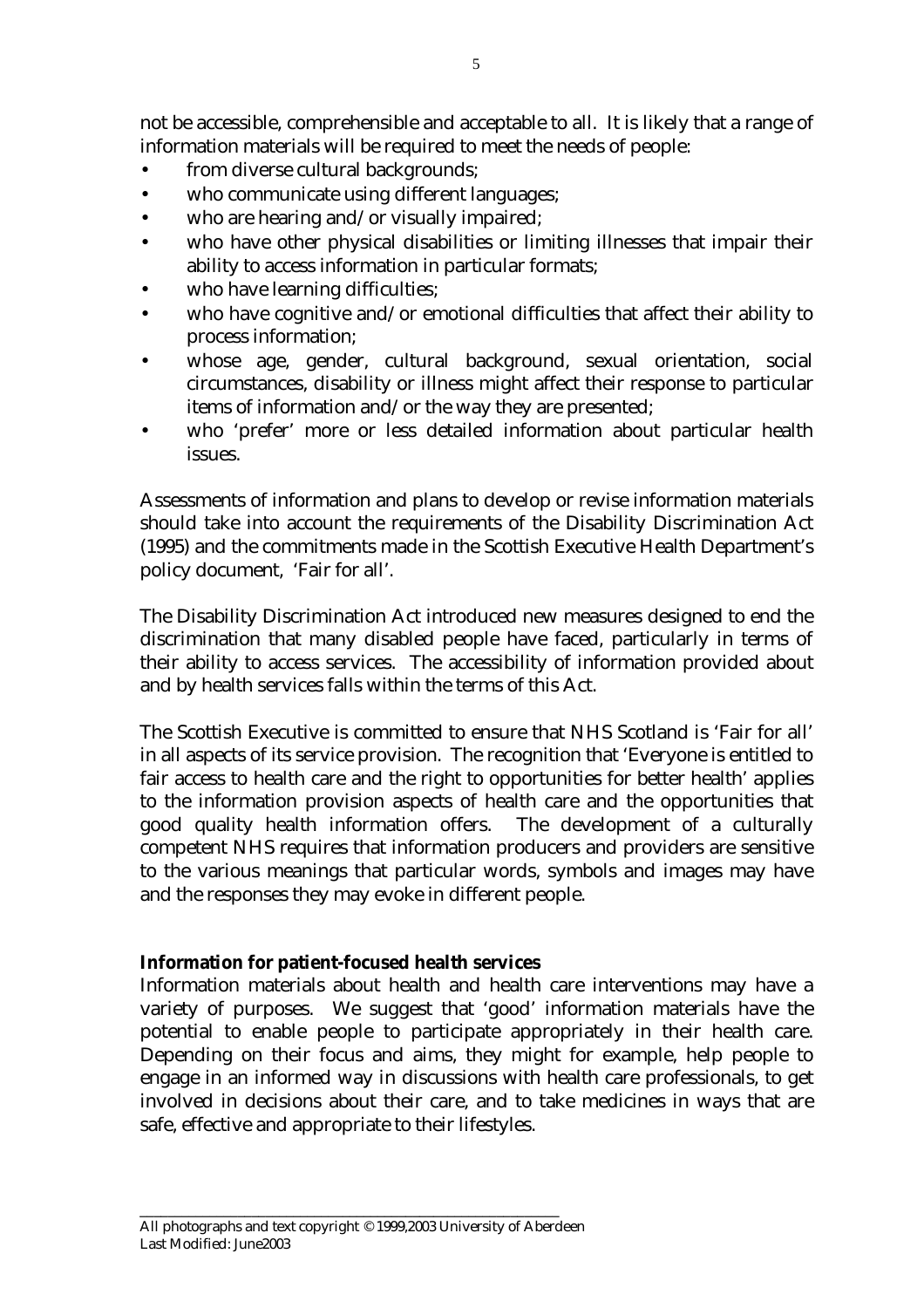not be accessible, comprehensible and acceptable to all. It is likely that a range of information materials will be required to meet the needs of people:

- from diverse cultural backgrounds;
- who communicate using different languages;
- who are hearing and/or visually impaired;
- who have other physical disabilities or limiting illnesses that impair their ability to access information in particular formats;
- who have learning difficulties;
- who have cognitive and/or emotional difficulties that affect their ability to process information;
- whose age, gender, cultural background, sexual orientation, social circumstances, disability or illness might affect their response to particular items of information and/or the way they are presented;
- who 'prefer' more or less detailed information about particular health issues.

Assessments of information and plans to develop or revise information materials should take into account the requirements of the Disability Discrimination Act (1995) and the commitments made in the Scottish Executive Health Department's policy document, 'Fair for all'.

The Disability Discrimination Act introduced new measures designed to end the discrimination that many disabled people have faced, particularly in terms of their ability to access services. The accessibility of information provided about and by health services falls within the terms of this Act.

The Scottish Executive is committed to ensure that NHS Scotland is 'Fair for all' in all aspects of its service provision. The recognition that 'Everyone is entitled to fair access to health care and the right to opportunities for better health' applies to the information provision aspects of health care and the opportunities that good quality health information offers. The development of a culturally competent NHS requires that information producers and providers are sensitive to the various meanings that particular words, symbols and images may have and the responses they may evoke in different people.

**Information for patient-focused health services**

Information materials about health and health care interventions may have a variety of purposes. We suggest that 'good' information materials have the potential to enable people to participate appropriately in their health care. Depending on their focus and aims, they might for example, help people to engage in an informed way in discussions with health care professionals, to get involved in decisions about their care, and to take medicines in ways that are safe, effective and appropriate to their lifestyles.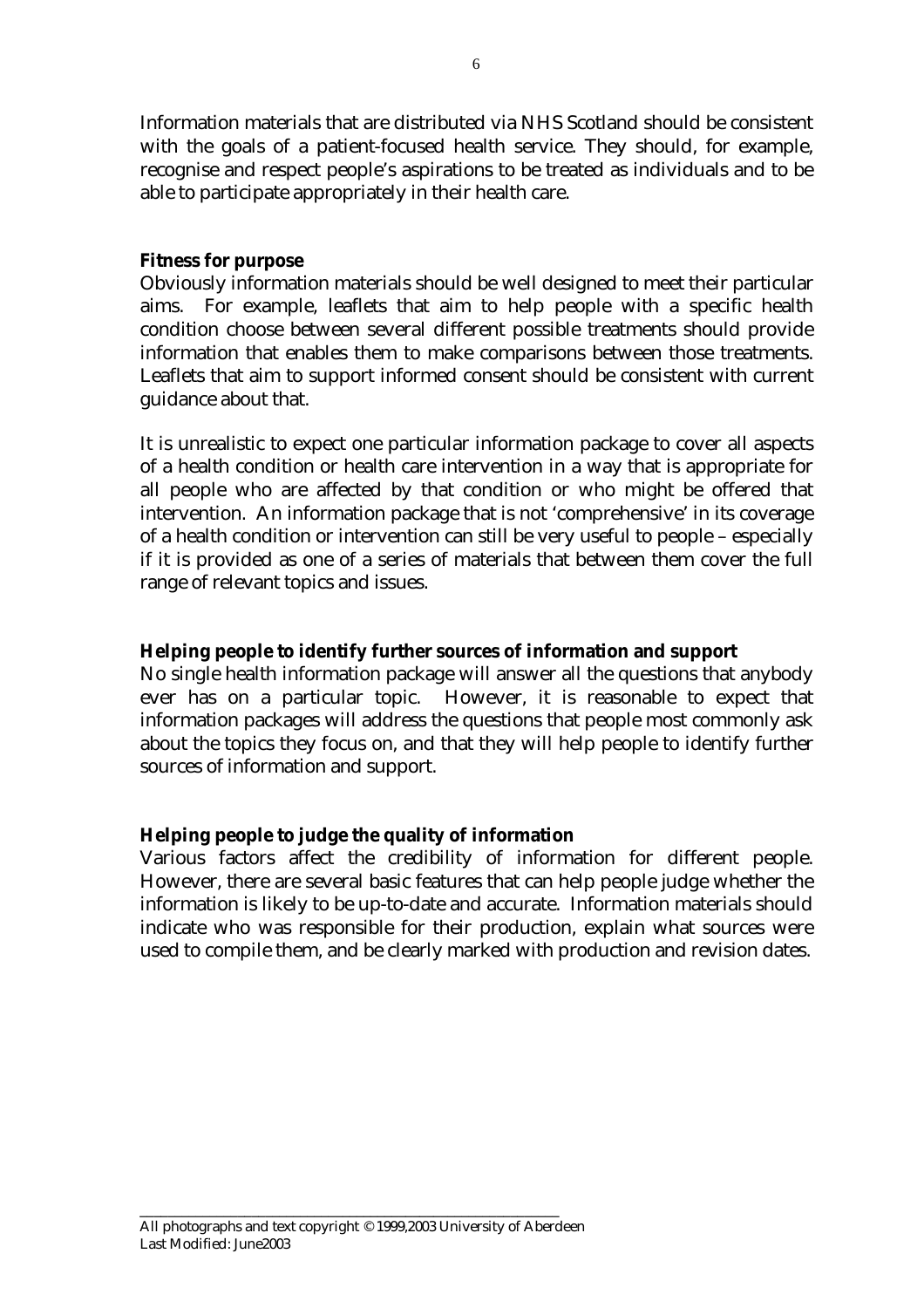Information materials that are distributed via NHS Scotland should be consistent with the goals of a patient-focused health service. They should, for example, recognise and respect people's aspirations to be treated as individuals and to be able to participate appropriately in their health care.

**Fitness for purpose**

Obviously information materials should be well designed to meet their particular aims. For example, leaflets that aim to help people with a specific health condition choose between several different possible treatments should provide information that enables them to make comparisons between those treatments. Leaflets that aim to support informed consent should be consistent with current guidance about that.

It is unrealistic to expect one particular information package to cover all aspects of a health condition or health care intervention in a way that is appropriate for all people who are affected by that condition or who might be offered that intervention. An information package that is not 'comprehensive' in its coverage of a health condition or intervention can still be very useful to people – especially if it is provided as one of a series of materials that between them cover the full range of relevant topics and issues.

**Helping people to identify further sources of information and support**

No single health information package will answer all the questions that anybody ever has on a particular topic. However, it is reasonable to expect that information packages will address the questions that people most commonly ask about the topics they focus on, and that they will help people to identify further sources of information and support.

**Helping people to judge the quality of information**

Various factors affect the credibility of information for different people. However, there are several basic features that can help people judge whether the information is likely to be up-to-date and accurate. Information materials should indicate who was responsible for their production, explain what sources were used to compile them, and be clearly marked with production and revision dates.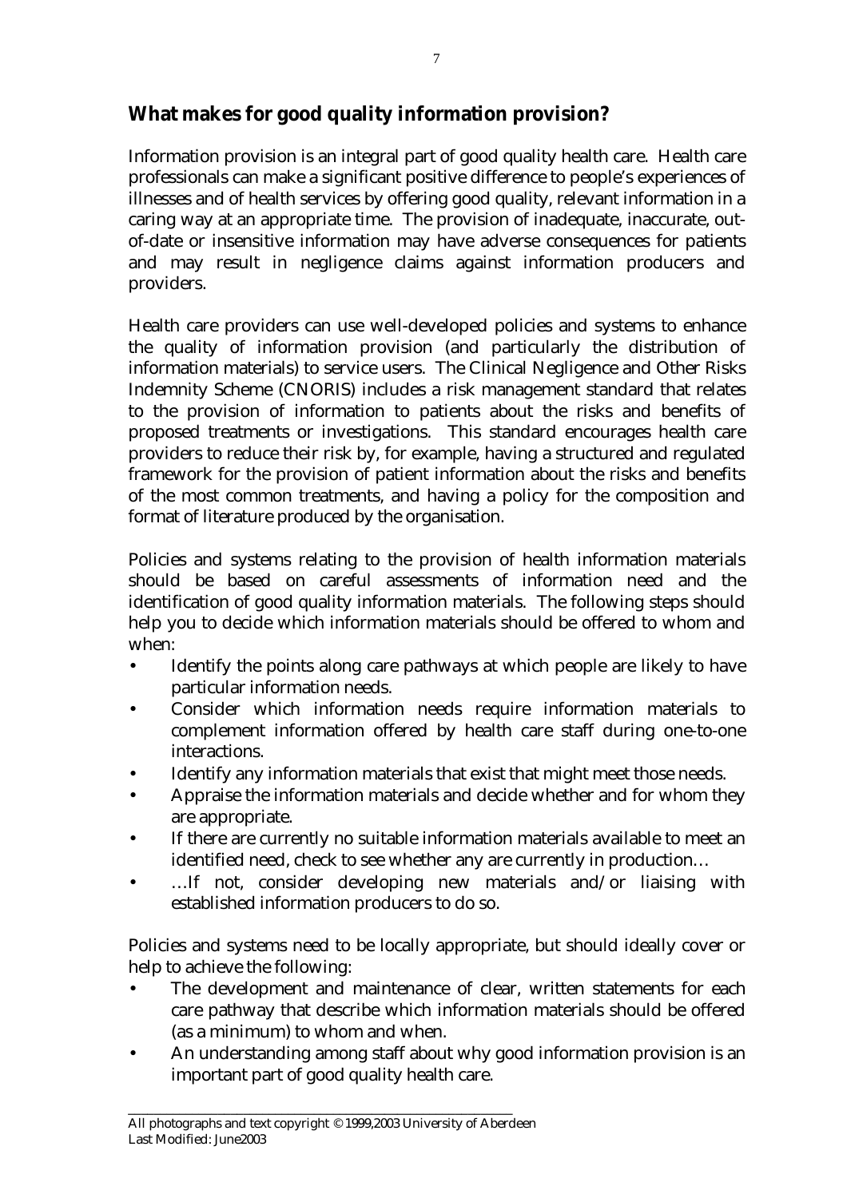## What makes for good quality information provision?

Information provision is an integral part of good quality health care. Health care professionals can make a significant positive difference to people's experiences of illnesses and of health services by offering good quality, relevant information in a caring way at an appropriate time. The provision of inadequate, inaccurate, out-of-date or insensitive information may have adverse consequences for patients and may result in negligence claims against information producers and providers.

Health care providers can use well-developed policies and systems to enhance the quality of information provision (and particularly the distribution of information materials) to service users. The Clinical Negligence and Other Risks Indemnity Scheme (CNORIS) includes a risk management standard that relates to the provision of information to patients about the risks and benefits of proposed treatments or investigations. This standard encourages health care providers to reduce their risk by, for example, having a structured and regulated framework for the provision of patient information about the risks and benefits of the most common treatments, and having a policy for the composition and format of literature produced by the organisation.

Policies and systems relating to the provision of health information materials should be based on careful assessments of information need and the identification of good quality information materials. The following steps should help you to decide which information materials should be offered to whom and when:

- Identify the points along care pathways at which people are likely to have particular information needs.
- Consider which information needs require information materials to complement information offered by health care staff during one-to-one interactions.
- Identify any information materials that exist that might meet those needs.
- Appraise the information materials and decide whether and for whom they are appropriate.
- If there are currently no suitable information materials available to meet an identified need, check to see whether any are currently in production…
- …If not, consider developing new materials and/or liaising with established information producers to do so.

Policies and systems need to be locally appropriate, but should ideally cover or help to achieve the following:

- The development and maintenance of clear, written statements for each care pathway that describe which information materials should be offered (as a minimum) to whom and when.
- An understanding among staff about why good information provision is an important part of good quality health care.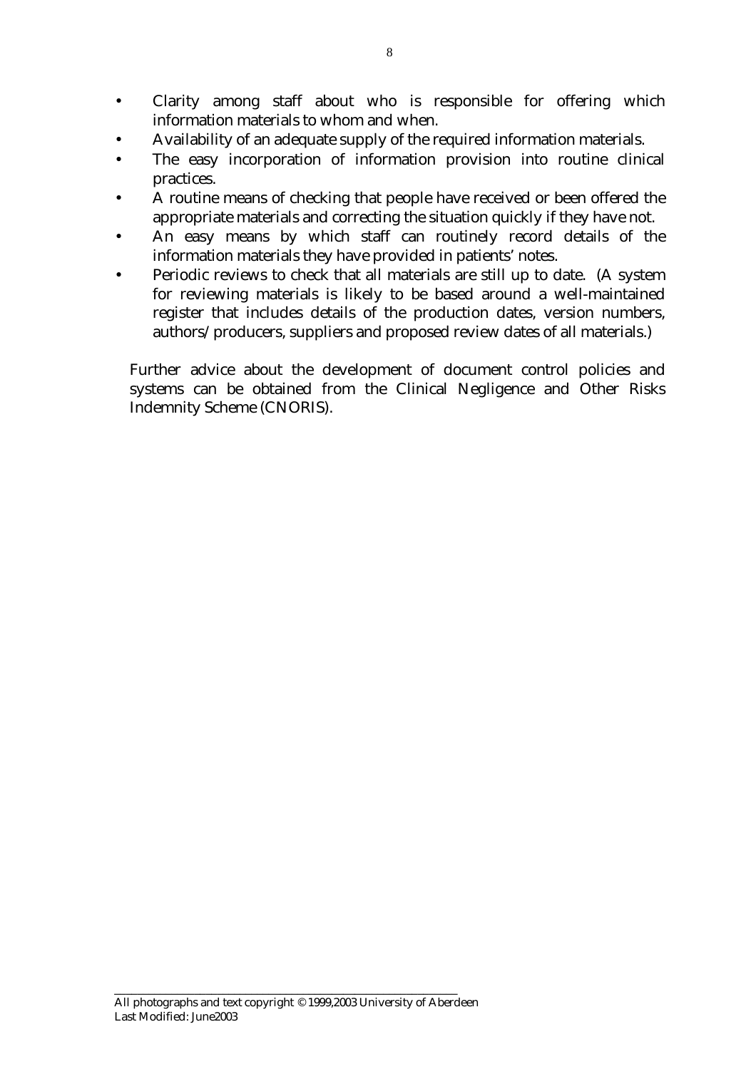- Clarity among staff about who is responsible for offering which information materials to whom and when.
- Availability of an adequate supply of the required information materials.
- The easy incorporation of information provision into routine clinical practices.
- A routine means of checking that people have received or been offered the appropriate materials and correcting the situation quickly if they have not.
- An easy means by which staff can routinely record details of the information materials they have provided in patients' notes.
- Periodic reviews to check that all materials are still up to date. (A system for reviewing materials is likely to be based around a well-maintained register that includes details of the production dates, version numbers, authors/producers, suppliers and proposed review dates of all materials.)

Further advice about the development of document control policies and systems can be obtained from the Clinical Negligence and Other Risks Indemnity Scheme (CNORIS).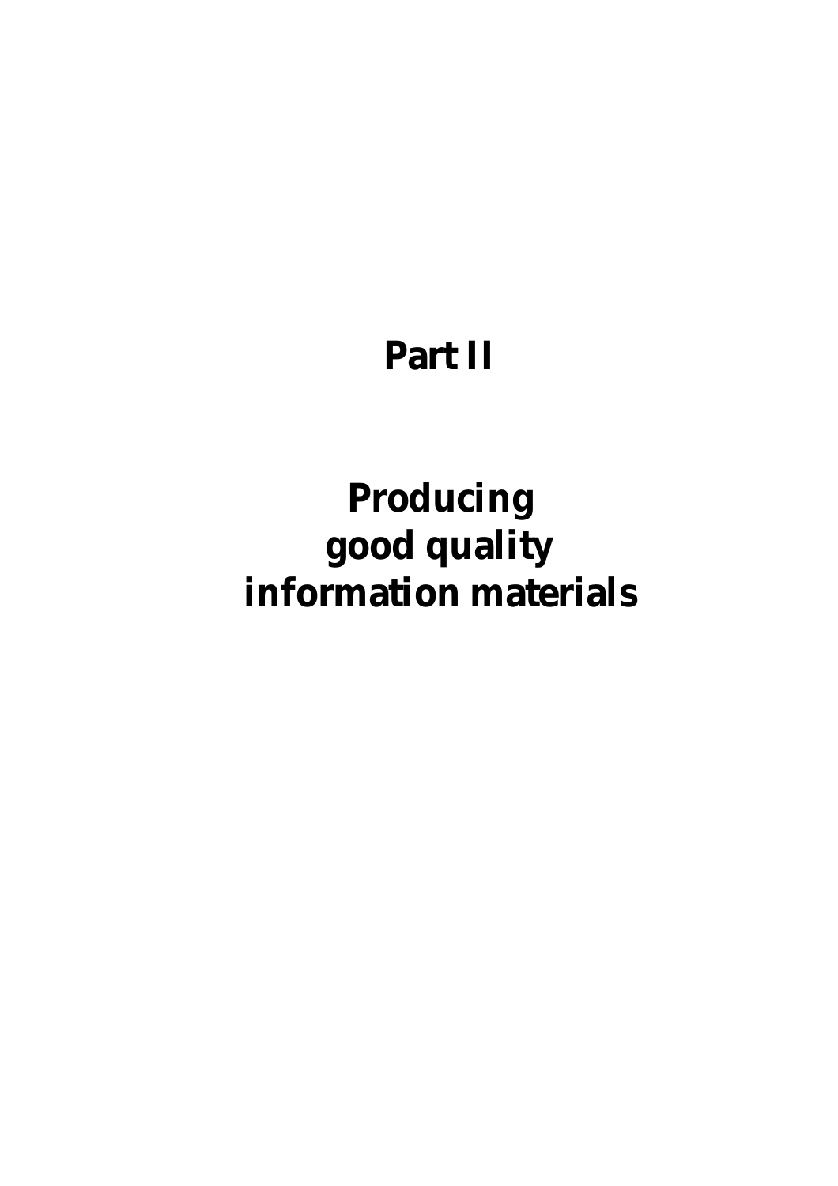# Part II

# Producing good quality information materials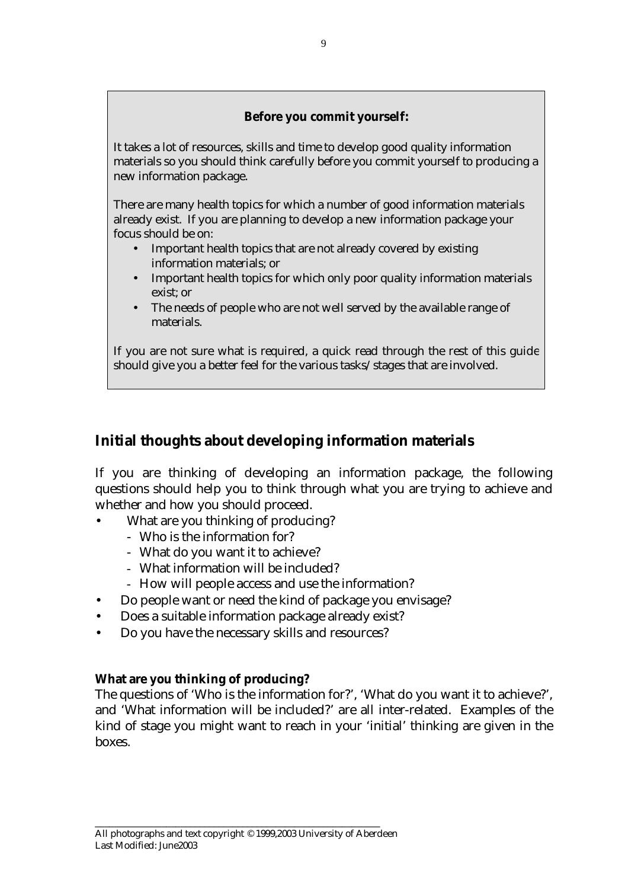**Before you commit yourself:**

It takes a lot of resources, skills and time to develop good quality information materials so you should think carefully before you commit yourself to producing a new information package.

There are many health topics for which a number of good information materials already exist. If you are planning to develop a new information package your focus should be on:

- Important health topics that are not already covered by existing information materials; or
- Important health topics for which only poor quality information materials exist; or
- The needs of people who are not well served by the available range of materials.

If you are not sure what is required, a quick read through the rest of this guide should give you a better feel for the various tasks/stages that are involved.

## Initial thoughts about developing information materials

If you are thinking of developing an information package, the following questions should help you to think through what you are trying to achieve and whether and how you should proceed.

- What are you thinking of producing?
  - Who is the information for?
  - What do you want it to achieve?
  - What information will be included?
  - How will people access and use the information?
- Do people want or need the kind of package you envisage?
- Does a suitable information package already exist?
- Do you have the necessary skills and resources?

**What are you thinking of producing?**

The questions of 'Who is the information for?', 'What do you want it to achieve?', and 'What information will be included?' are all inter-related. Examples of the kind of stage you might want to reach in your 'initial' thinking are given in the boxes.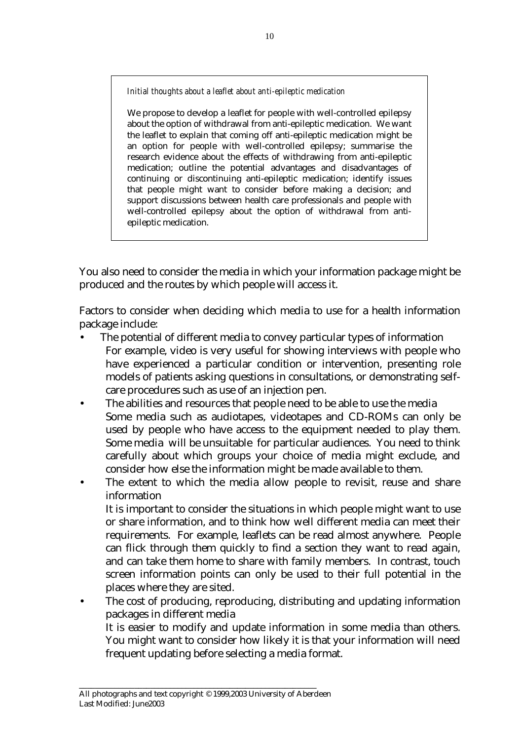> *Initial thoughts about a leaflet about anti-epileptic medication*
>
> We propose to develop a leaflet for people with well-controlled epilepsy about the option of withdrawal from anti-epileptic medication. We want the leaflet to explain that coming off anti-epileptic medication might be an option for people with well-controlled epilepsy; summarise the research evidence about the effects of withdrawing from anti-epileptic medication; outline the potential advantages and disadvantages of continuing or discontinuing anti-epileptic medication; identify issues that people might want to consider before making a decision; and support discussions between health care professionals and people with well-controlled epilepsy about the option of withdrawal from anti-epileptic medication.

You also need to consider the media in which your information package might be produced and the routes by which people will access it.

Factors to consider when deciding which media to use for a health information package include:

- The potential of different media to convey particular types of information
  For example, video is very useful for showing interviews with people who have experienced a particular condition or intervention, presenting role models of patients asking questions in consultations, or demonstrating self-care procedures such as use of an injection pen.
- The abilities and resources that people need to be able to use the media
  Some media such as audiotapes, videotapes and CD-ROMs can only be used by people who have access to the equipment needed to play them. Some media will be unsuitable for particular audiences. You need to think carefully about which groups your choice of media might exclude, and consider how else the information might be made available to them.
- The extent to which the media allow people to revisit, reuse and share information
  It is important to consider the situations in which people might want to use or share information, and to think how well different media can meet their requirements. For example, leaflets can be read almost anywhere. People can flick through them quickly to find a section they want to read again, and can take them home to share with family members. In contrast, touch screen information points can only be used to their full potential in the places where they are sited.
- The cost of producing, reproducing, distributing and updating information packages in different media
  It is easier to modify and update information in some media than others. You might want to consider how likely it is that your information will need frequent updating before selecting a media format.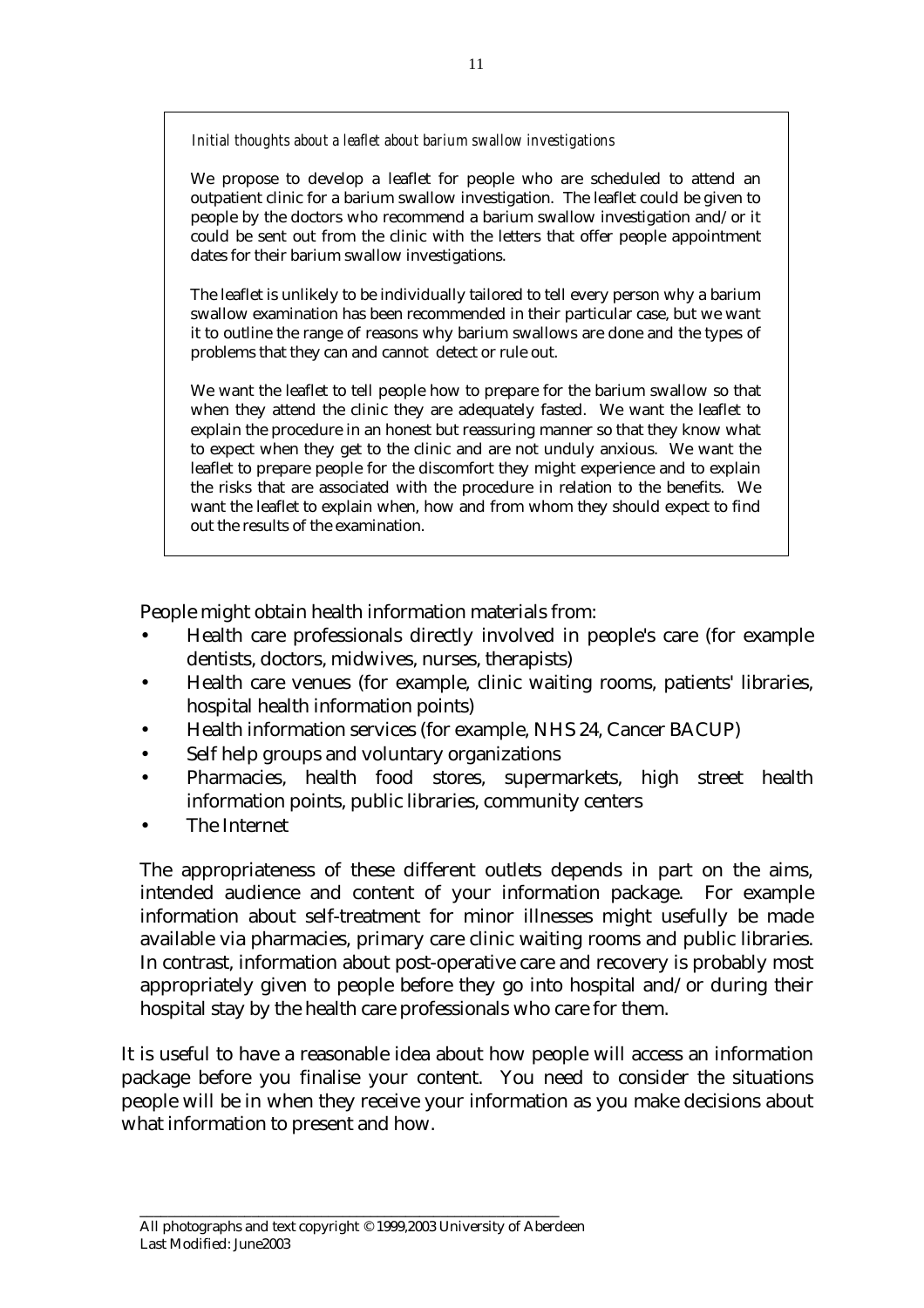*Initial thoughts about a leaflet about barium swallow investigations*

We propose to develop a leaflet for people who are scheduled to attend an outpatient clinic for a barium swallow investigation. The leaflet could be given to people by the doctors who recommend a barium swallow investigation and/or it could be sent out from the clinic with the letters that offer people appointment dates for their barium swallow investigations.

The leaflet is unlikely to be individually tailored to tell every person why a barium swallow examination has been recommended in their particular case, but we want it to outline the range of reasons why barium swallows are done and the types of problems that they can and cannot detect or rule out.

We want the leaflet to tell people how to prepare for the barium swallow so that when they attend the clinic they are adequately fasted. We want the leaflet to explain the procedure in an honest but reassuring manner so that they know what to expect when they get to the clinic and are not unduly anxious. We want the leaflet to prepare people for the discomfort they might experience and to explain the risks that are associated with the procedure in relation to the benefits. We want the leaflet to explain when, how and from whom they should expect to find out the results of the examination.

People might obtain health information materials from:

- Health care professionals directly involved in people's care (for example dentists, doctors, midwives, nurses, therapists)
- Health care venues (for example, clinic waiting rooms, patients' libraries, hospital health information points)
- Health information services (for example, NHS 24, Cancer BACUP)
- Self help groups and voluntary organizations
- Pharmacies, health food stores, supermarkets, high street health information points, public libraries, community centers
- The Internet

The appropriateness of these different outlets depends in part on the aims, intended audience and content of your information package. For example information about self-treatment for minor illnesses might usefully be made available via pharmacies, primary care clinic waiting rooms and public libraries. In contrast, information about post-operative care and recovery is probably most appropriately given to people before they go into hospital and/or during their hospital stay by the health care professionals who care for them.

It is useful to have a reasonable idea about how people will access an information package before you finalise your content. You need to consider the situations people will be in when they receive your information as you make decisions about what information to present and how.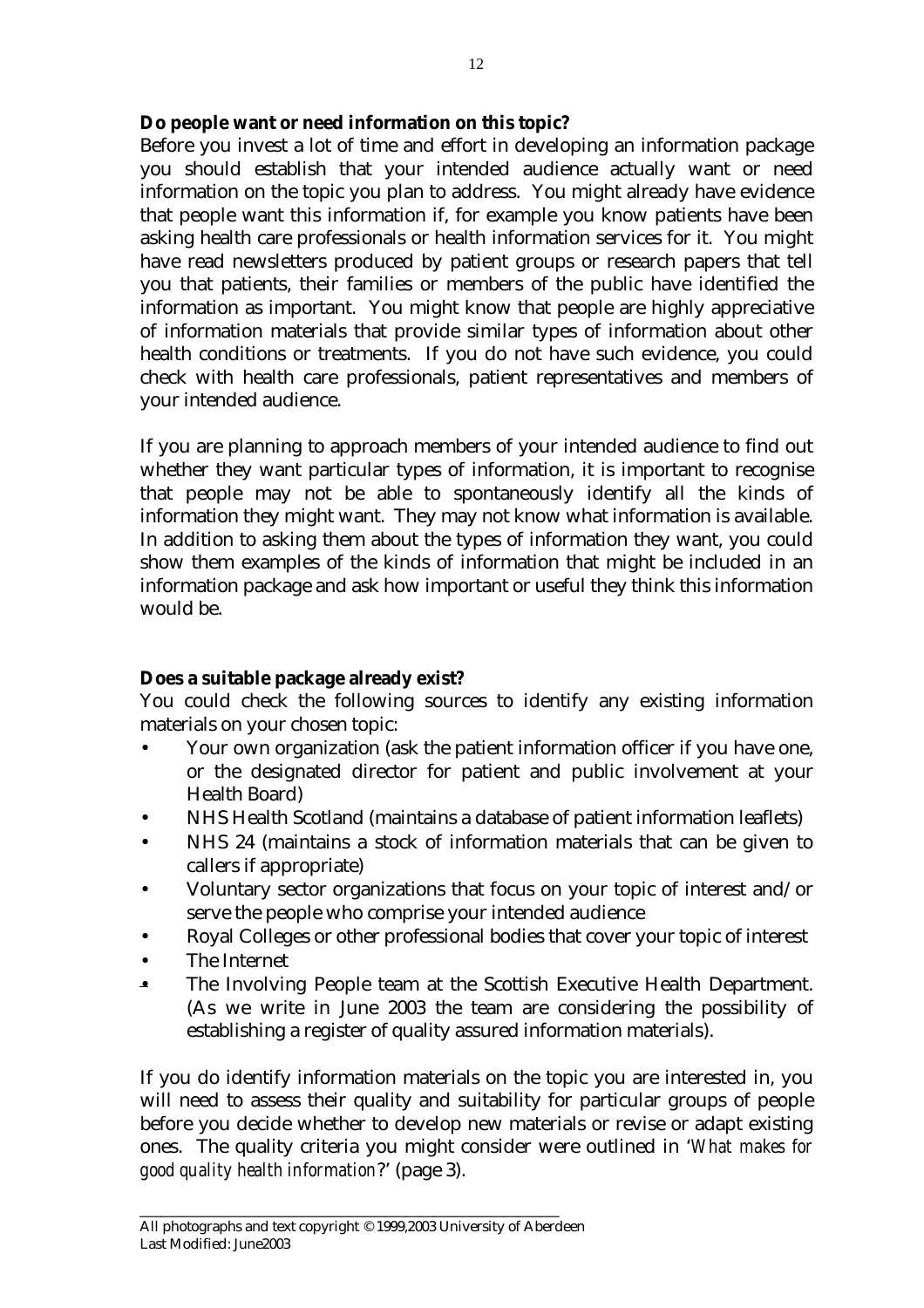**Do people want or need information on this topic?**

Before you invest a lot of time and effort in developing an information package you should establish that your intended audience actually want or need information on the topic you plan to address. You might already have evidence that people want this information if, for example you know patients have been asking health care professionals or health information services for it. You might have read newsletters produced by patient groups or research papers that tell you that patients, their families or members of the public have identified the information as important. You might know that people are highly appreciative of information materials that provide similar types of information about other health conditions or treatments. If you do not have such evidence, you could check with health care professionals, patient representatives and members of your intended audience.

If you are planning to approach members of your intended audience to find out whether they want particular types of information, it is important to recognise that people may not be able to spontaneously identify all the kinds of information they might want. They may not know what information is available. In addition to asking them about the types of information they want, you could show them examples of the kinds of information that might be included in an information package and ask how important or useful they think this information would be.

**Does a suitable package already exist?**

You could check the following sources to identify any existing information materials on your chosen topic:

- Your own organization (ask the patient information officer if you have one, or the designated director for patient and public involvement at your Health Board)
- NHS Health Scotland (maintains a database of patient information leaflets)
- NHS 24 (maintains a stock of information materials that can be given to callers if appropriate)
- Voluntary sector organizations that focus on your topic of interest and/or serve the people who comprise your intended audience
- Royal Colleges or other professional bodies that cover your topic of interest
- The Internet
- The Involving People team at the Scottish Executive Health Department. (As we write in June 2003 the team are considering the possibility of establishing a register of quality assured information materials).

If you do identify information materials on the topic you are interested in, you will need to assess their quality and suitability for particular groups of people before you decide whether to develop new materials or revise or adapt existing ones. The quality criteria you might consider were outlined in '*What makes for good quality health information?*' (page 3).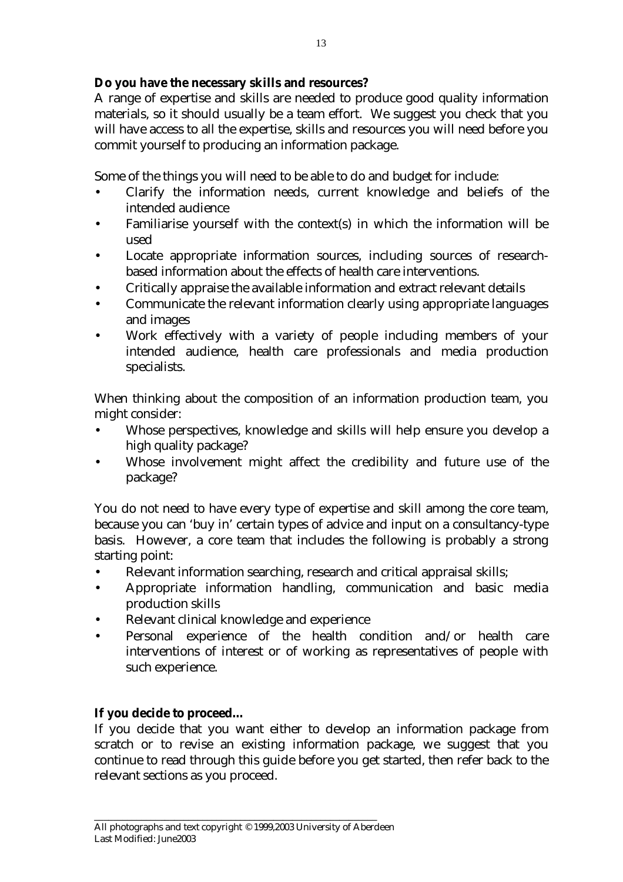**Do you have the necessary skills and resources?**

A range of expertise and skills are needed to produce good quality information materials, so it should usually be a team effort. We suggest you check that you will have access to all the expertise, skills and resources you will need before you commit yourself to producing an information package.

Some of the things you will need to be able to do and budget for include:

- Clarify the information needs, current knowledge and beliefs of the intended audience
- Familiarise yourself with the context(s) in which the information will be used
- Locate appropriate information sources, including sources of research-based information about the effects of health care interventions.
- Critically appraise the available information and extract relevant details
- Communicate the relevant information clearly using appropriate languages and images
- Work effectively with a variety of people including members of your intended audience, health care professionals and media production specialists.

When thinking about the composition of an information production team, you might consider:

- Whose perspectives, knowledge and skills will help ensure you develop a high quality package?
- Whose involvement might affect the credibility and future use of the package?

You do not need to have every type of expertise and skill among the core team, because you can 'buy in' certain types of advice and input on a consultancy-type basis. However, a core team that includes the following is probably a strong starting point:

- Relevant information searching, research and critical appraisal skills;
- Appropriate information handling, communication and basic media production skills
- Relevant clinical knowledge and experience
- Personal experience of the health condition and/or health care interventions of interest or of working as representatives of people with such experience.

**If you decide to proceed...**

If you decide that you want either to develop an information package from scratch or to revise an existing information package, we suggest that you continue to read through this guide before you get started, then refer back to the relevant sections as you proceed.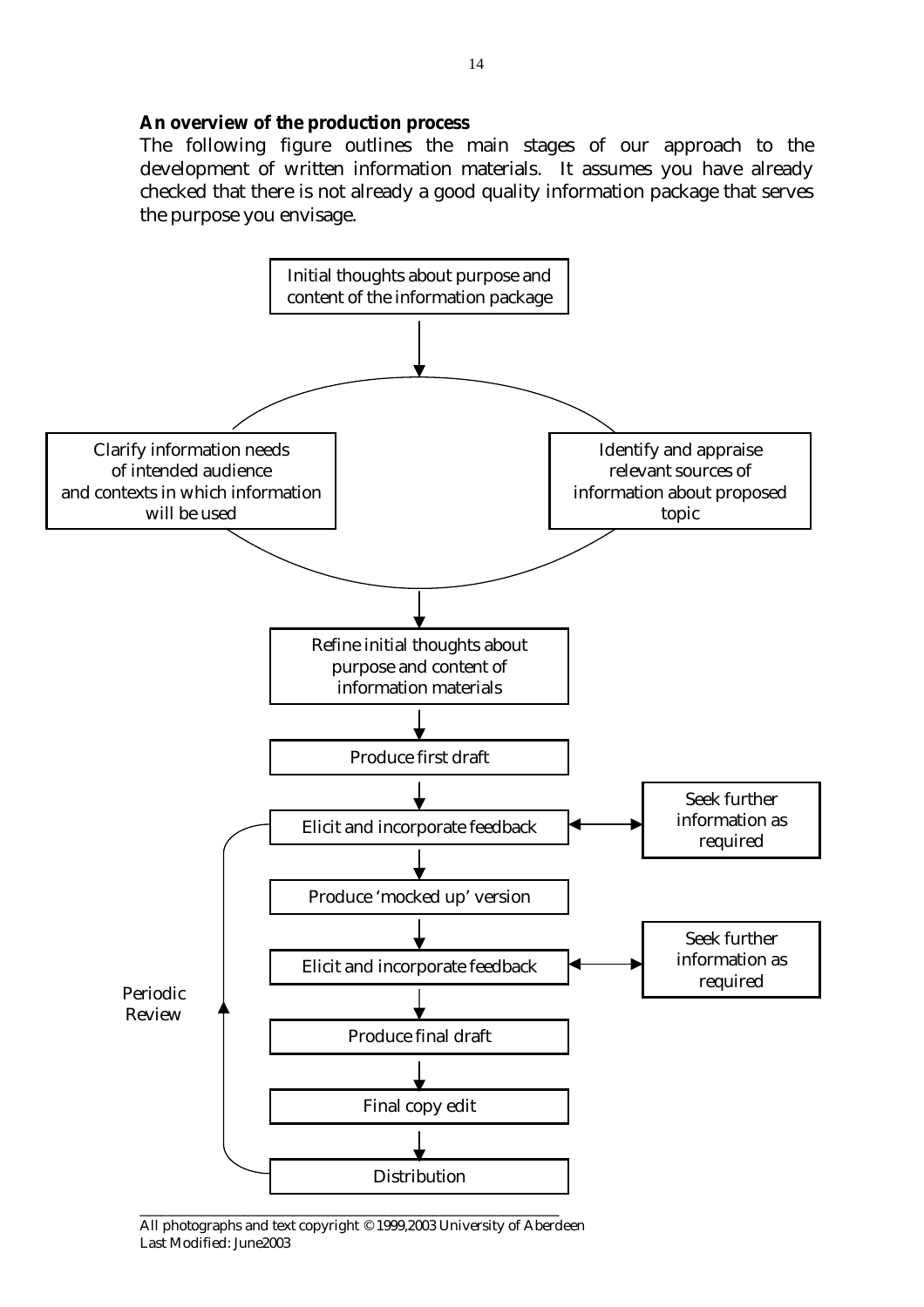**An overview of the production process**

The following figure outlines the main stages of our approach to the development of written information materials. It assumes you have already checked that there is not already a good quality information package that serves the purpose you envisage.

Initial thoughts about purpose and content of the information package

↓

Clarify information needs of intended audience and contexts in which information will be used

Identify and appraise relevant sources of information about proposed topic

↓

Refine initial thoughts about purpose and content of information materials

↓

Produce first draft

↓

Elicit and incorporate feedback ↔ Seek further information as required

↓

Produce 'mocked up' version

↓

Elicit and incorporate feedback ↔ Seek further information as required

↓

Produce final draft

↓

Final copy edit

↓

Distribution

Periodic Review

---

All photographs and text copyright © 1999,2003 University of Aberdeen
Last Modified: June2003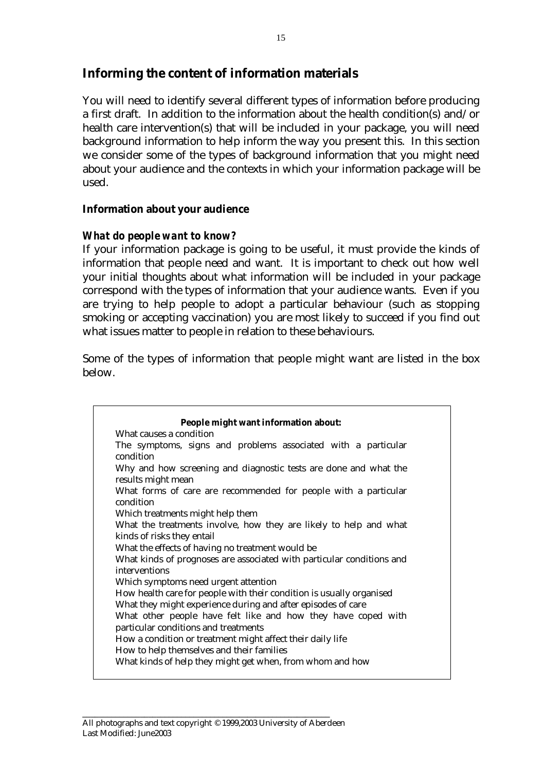## Informing the content of information materials

You will need to identify several different types of information before producing a first draft. In addition to the information about the health condition(s) and/or health care intervention(s) that will be included in your package, you will need background information to help inform the way you present this. In this section we consider some of the types of background information that you might need about your audience and the contexts in which your information package will be used.

### Information about your audience

#### *What do people want to know?*

If your information package is going to be useful, it must provide the kinds of information that people need and want. It is important to check out how well your initial thoughts about what information will be included in your package correspond with the types of information that your audience wants. Even if you are trying to help people to adopt a particular behaviour (such as stopping smoking or accepting vaccination) you are most likely to succeed if you find out what issues matter to people in relation to these behaviours.

Some of the types of information that people might want are listed in the box below.

> **People might want information about:**
>
> What causes a condition
> The symptoms, signs and problems associated with a particular condition
> Why and how screening and diagnostic tests are done and what the results might mean
> What forms of care are recommended for people with a particular condition
> Which treatments might help them
> What the treatments involve, how they are likely to help and what kinds of risks they entail
> What the effects of having no treatment would be
> What kinds of prognoses are associated with particular conditions and interventions
> Which symptoms need urgent attention
> How health care for people with their condition is usually organised
> What they might experience during and after episodes of care
> What other people have felt like and how they have coped with particular conditions and treatments
> How a condition or treatment might affect their daily life
> How to help themselves and their families
> What kinds of help they might get when, from whom and how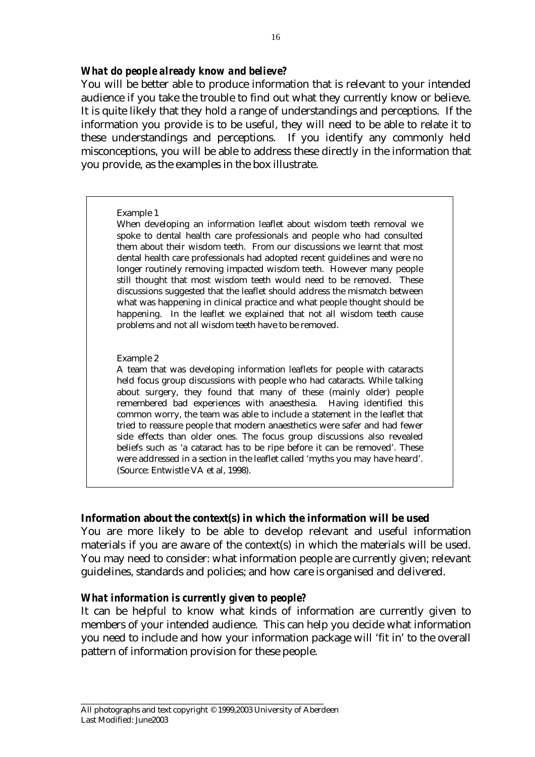### *What do people already know and believe?*

You will be better able to produce information that is relevant to your intended audience if you take the trouble to find out what they currently know or believe. It is quite likely that they hold a range of understandings and perceptions. If the information you provide is to be useful, they will need to be able to relate it to these understandings and perceptions. If you identify any commonly held misconceptions, you will be able to address these directly in the information that you provide, as the examples in the box illustrate.

> Example 1
>
> When developing an information leaflet about wisdom teeth removal we spoke to dental health care professionals and people who had consulted them about their wisdom teeth. From our discussions we learnt that most dental health care professionals had adopted recent guidelines and were no longer routinely removing impacted wisdom teeth. However many people still thought that most wisdom teeth would need to be removed. These discussions suggested that the leaflet should address the mismatch between what was happening in clinical practice and what people thought should be happening. In the leaflet we explained that not all wisdom teeth cause problems and not all wisdom teeth have to be removed.
>
> Example 2
>
> A team that was developing information leaflets for people with cataracts held focus group discussions with people who had cataracts. While talking about surgery, they found that many of these (mainly older) people remembered bad experiences with anaesthesia. Having identified this common worry, the team was able to include a statement in the leaflet that tried to reassure people that modern anaesthetics were safer and had fewer side effects than older ones. The focus group discussions also revealed beliefs such as 'a cataract has to be ripe before it can be removed'. These were addressed in a section in the leaflet called 'myths you may have heard'. (Source: Entwistle VA et al, 1998).

### **Information about the context(s) in which the information will be used**

You are more likely to be able to develop relevant and useful information materials if you are aware of the context(s) in which the materials will be used. You may need to consider: what information people are currently given; relevant guidelines, standards and policies; and how care is organised and delivered.

### *What information is currently given to people?*

It can be helpful to know what kinds of information are currently given to members of your intended audience. This can help you decide what information you need to include and how your information package will 'fit in' to the overall pattern of information provision for these people.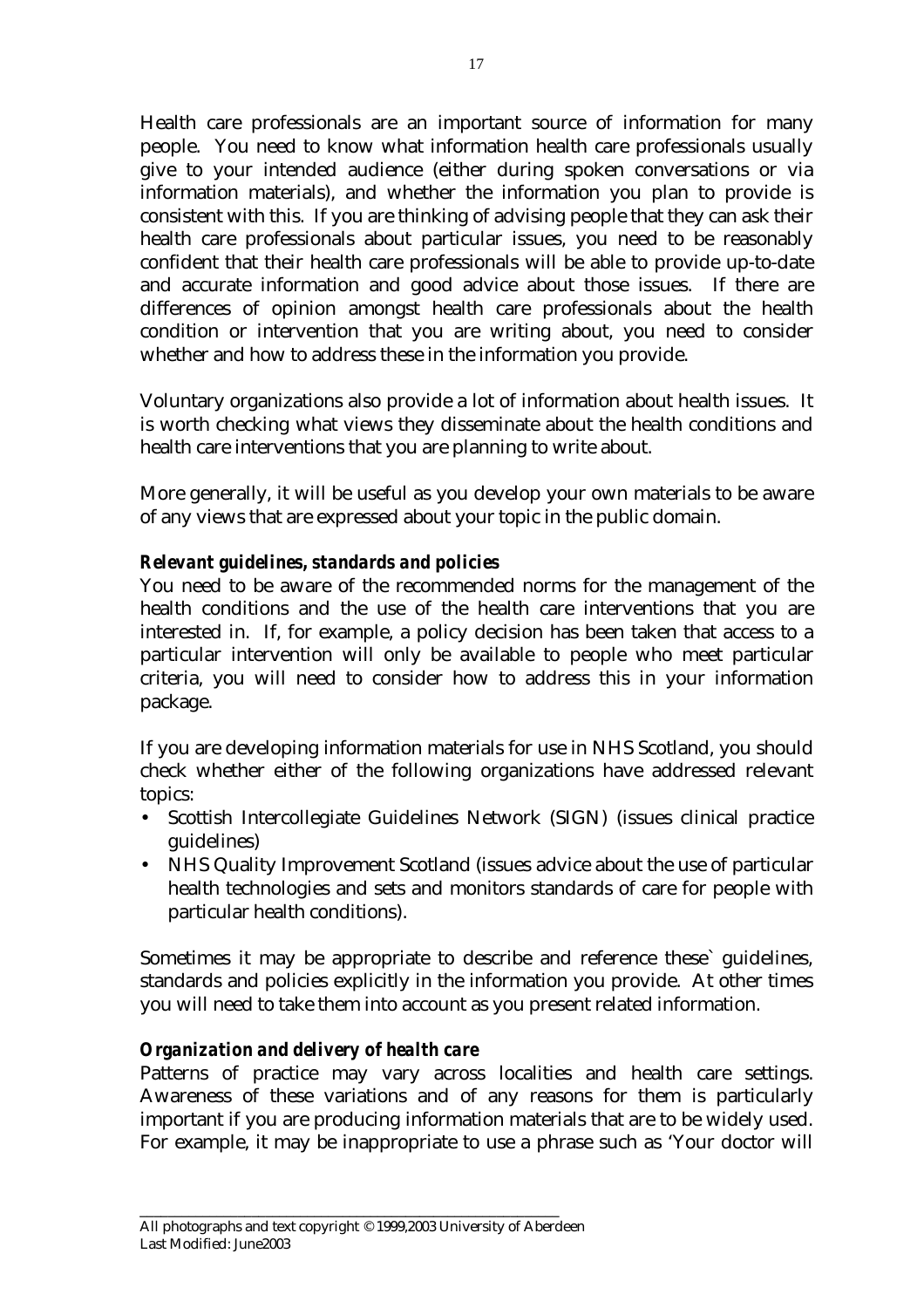Health care professionals are an important source of information for many people. You need to know what information health care professionals usually give to your intended audience (either during spoken conversations or via information materials), and whether the information you plan to provide is consistent with this. If you are thinking of advising people that they can ask their health care professionals about particular issues, you need to be reasonably confident that their health care professionals will be able to provide up-to-date and accurate information and good advice about those issues. If there are differences of opinion amongst health care professionals about the health condition or intervention that you are writing about, you need to consider whether and how to address these in the information you provide.

Voluntary organizations also provide a lot of information about health issues. It is worth checking what views they disseminate about the health conditions and health care interventions that you are planning to write about.

More generally, it will be useful as you develop your own materials to be aware of any views that are expressed about your topic in the public domain.

***Relevant guidelines, standards and policies***

You need to be aware of the recommended norms for the management of the health conditions and the use of the health care interventions that you are interested in. If, for example, a policy decision has been taken that access to a particular intervention will only be available to people who meet particular criteria, you will need to consider how to address this in your information package.

If you are developing information materials for use in NHS Scotland, you should check whether either of the following organizations have addressed relevant topics:

- Scottish Intercollegiate Guidelines Network (SIGN) (issues clinical practice guidelines)
- NHS Quality Improvement Scotland (issues advice about the use of particular health technologies and sets and monitors standards of care for people with particular health conditions).

Sometimes it may be appropriate to describe and reference these` guidelines, standards and policies explicitly in the information you provide. At other times you will need to take them into account as you present related information.

***Organization and delivery of health care***

Patterns of practice may vary across localities and health care settings. Awareness of these variations and of any reasons for them is particularly important if you are producing information materials that are to be widely used. For example, it may be inappropriate to use a phrase such as 'Your doctor will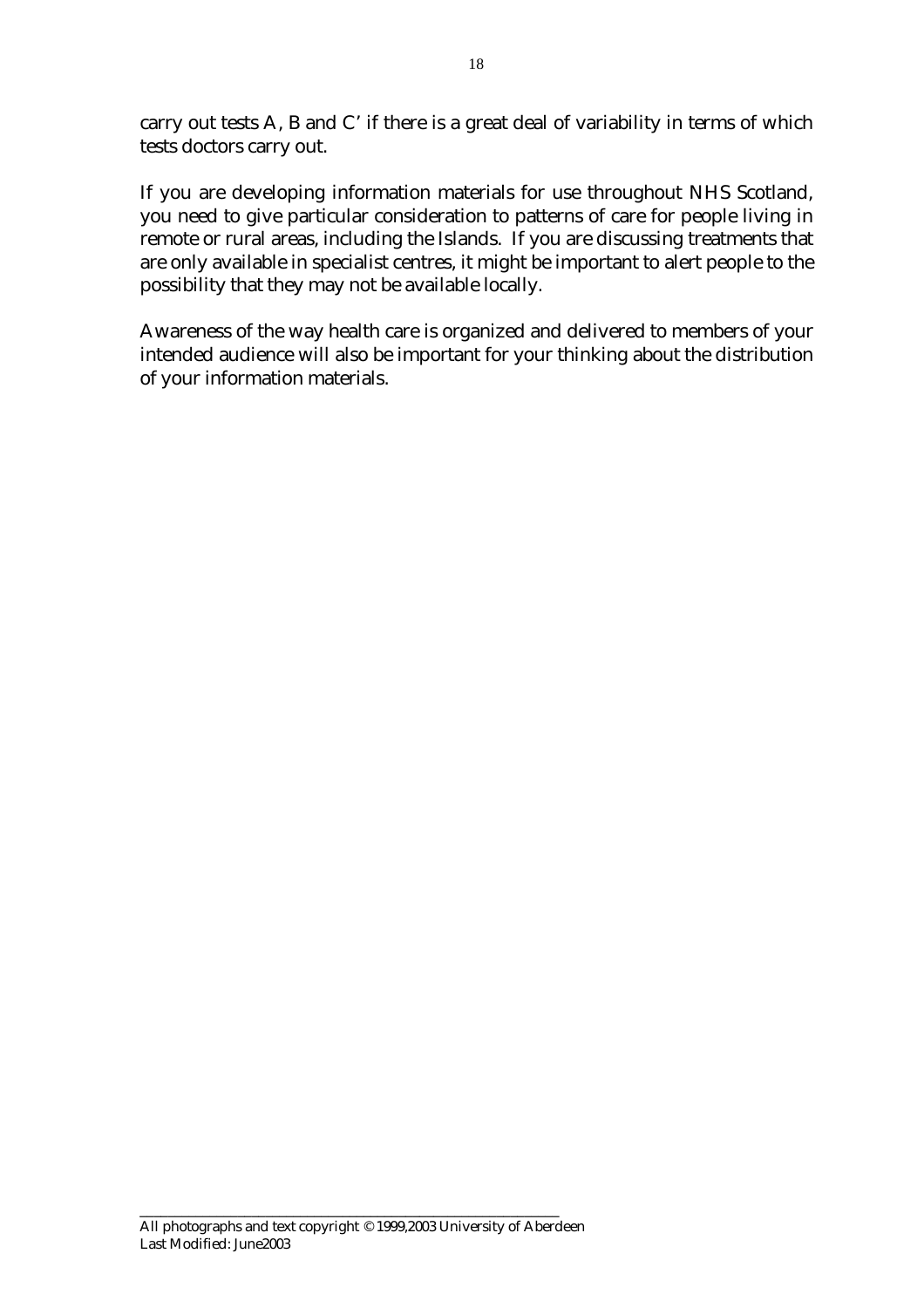carry out tests A, B and C' if there is a great deal of variability in terms of which tests doctors carry out.

If you are developing information materials for use throughout NHS Scotland, you need to give particular consideration to patterns of care for people living in remote or rural areas, including the Islands. If you are discussing treatments that are only available in specialist centres, it might be important to alert people to the possibility that they may not be available locally.

Awareness of the way health care is organized and delivered to members of your intended audience will also be important for your thinking about the distribution of your information materials.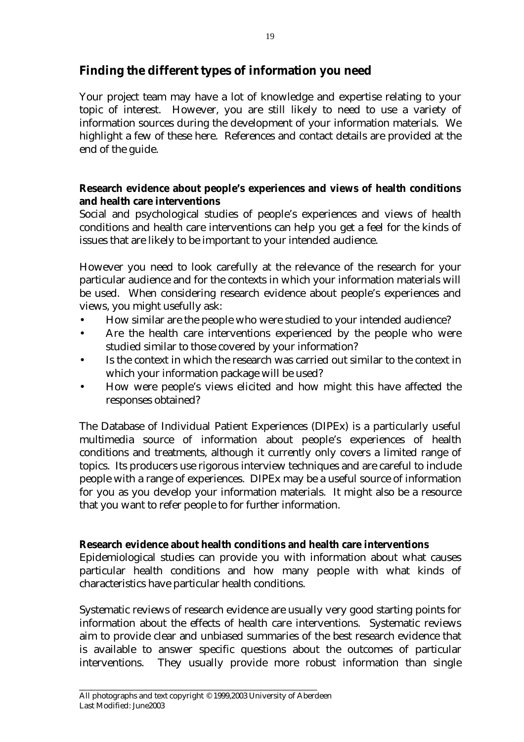## Finding the different types of information you need

Your project team may have a lot of knowledge and expertise relating to your topic of interest. However, you are still likely to need to use a variety of information sources during the development of your information materials. We highlight a few of these here. References and contact details are provided at the end of the guide.

**Research evidence about people's experiences and views of health conditions and health care interventions**

Social and psychological studies of people's experiences and views of health conditions and health care interventions can help you get a feel for the kinds of issues that are likely to be important to your intended audience.

However you need to look carefully at the relevance of the research for your particular audience and for the contexts in which your information materials will be used. When considering research evidence about people's experiences and views, you might usefully ask:

- How similar are the people who were studied to your intended audience?
- Are the health care interventions experienced by the people who were studied similar to those covered by your information?
- Is the context in which the research was carried out similar to the context in which your information package will be used?
- How were people's views elicited and how might this have affected the responses obtained?

The Database of Individual Patient Experiences (DIPEx) is a particularly useful multimedia source of information about people's experiences of health conditions and treatments, although it currently only covers a limited range of topics. Its producers use rigorous interview techniques and are careful to include people with a range of experiences. DIPEx may be a useful source of information for you as you develop your information materials. It might also be a resource that you want to refer people to for further information.

**Research evidence about health conditions and health care interventions**

Epidemiological studies can provide you with information about what causes particular health conditions and how many people with what kinds of characteristics have particular health conditions.

Systematic reviews of research evidence are usually very good starting points for information about the effects of health care interventions. Systematic reviews aim to provide clear and unbiased summaries of the best research evidence that is available to answer specific questions about the outcomes of particular interventions. They usually provide more robust information than single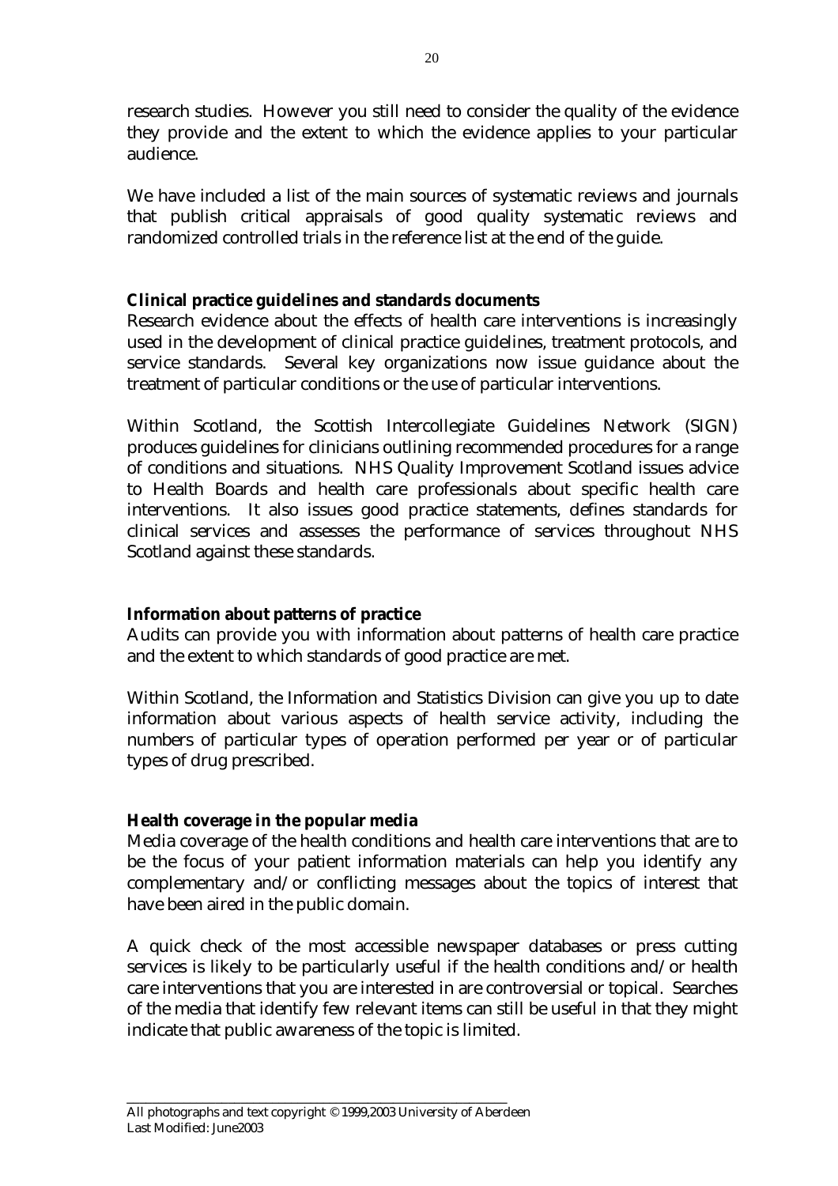research studies. However you still need to consider the quality of the evidence they provide and the extent to which the evidence applies to your particular audience.

We have included a list of the main sources of systematic reviews and journals that publish critical appraisals of good quality systematic reviews and randomized controlled trials in the reference list at the end of the guide.

**Clinical practice guidelines and standards documents**

Research evidence about the effects of health care interventions is increasingly used in the development of clinical practice guidelines, treatment protocols, and service standards. Several key organizations now issue guidance about the treatment of particular conditions or the use of particular interventions.

Within Scotland, the Scottish Intercollegiate Guidelines Network (SIGN) produces guidelines for clinicians outlining recommended procedures for a range of conditions and situations. NHS Quality Improvement Scotland issues advice to Health Boards and health care professionals about specific health care interventions. It also issues good practice statements, defines standards for clinical services and assesses the performance of services throughout NHS Scotland against these standards.

**Information about patterns of practice**

Audits can provide you with information about patterns of health care practice and the extent to which standards of good practice are met.

Within Scotland, the Information and Statistics Division can give you up to date information about various aspects of health service activity, including the numbers of particular types of operation performed per year or of particular types of drug prescribed.

**Health coverage in the popular media**

Media coverage of the health conditions and health care interventions that are to be the focus of your patient information materials can help you identify any complementary and/or conflicting messages about the topics of interest that have been aired in the public domain.

A quick check of the most accessible newspaper databases or press cutting services is likely to be particularly useful if the health conditions and/or health care interventions that you are interested in are controversial or topical. Searches of the media that identify few relevant items can still be useful in that they might indicate that public awareness of the topic is limited.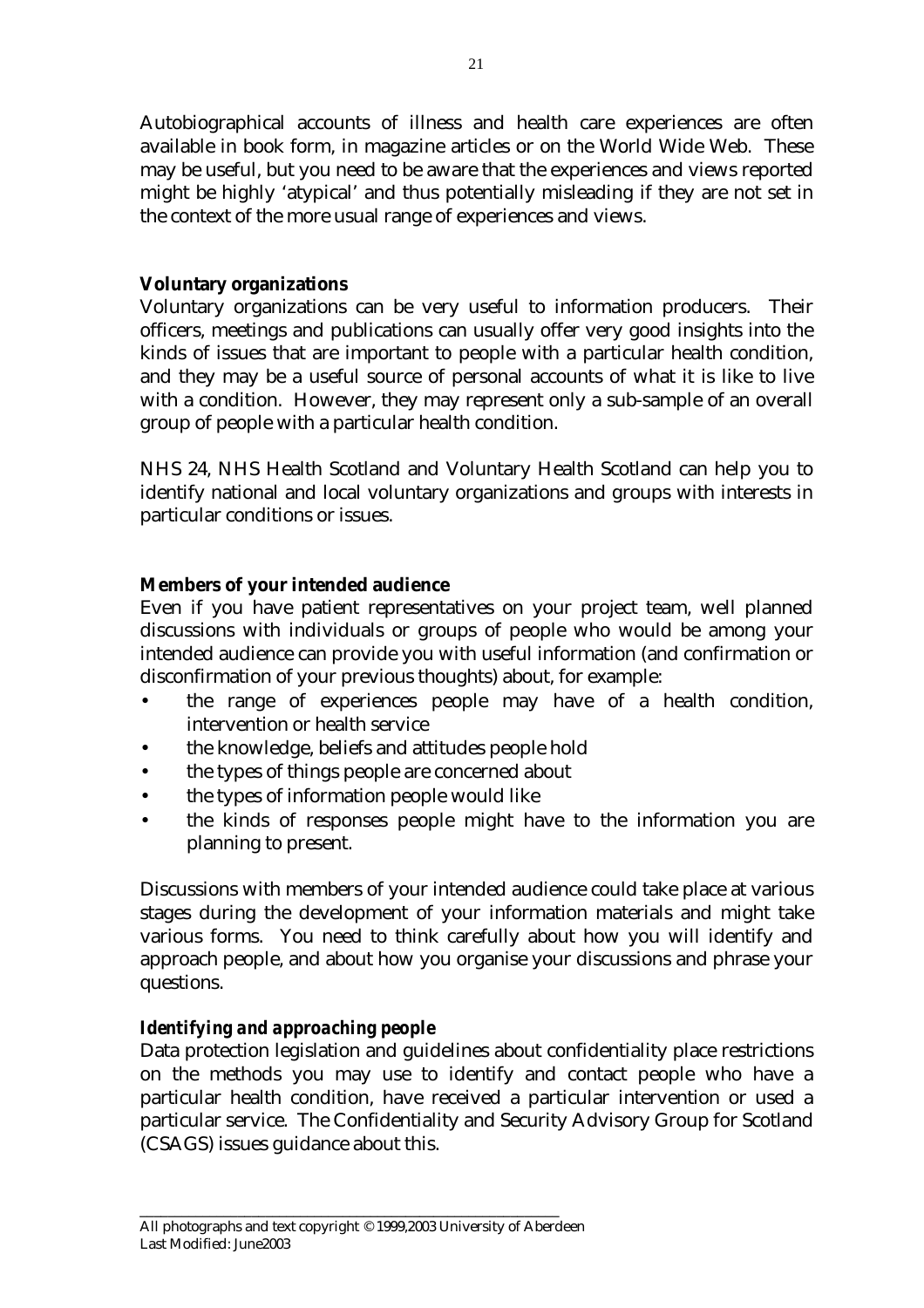Autobiographical accounts of illness and health care experiences are often available in book form, in magazine articles or on the World Wide Web. These may be useful, but you need to be aware that the experiences and views reported might be highly 'atypical' and thus potentially misleading if they are not set in the context of the more usual range of experiences and views.

**Voluntary organizations**

Voluntary organizations can be very useful to information producers. Their officers, meetings and publications can usually offer very good insights into the kinds of issues that are important to people with a particular health condition, and they may be a useful source of personal accounts of what it is like to live with a condition. However, they may represent only a sub-sample of an overall group of people with a particular health condition.

NHS 24, NHS Health Scotland and Voluntary Health Scotland can help you to identify national and local voluntary organizations and groups with interests in particular conditions or issues.

**Members of your intended audience**

Even if you have patient representatives on your project team, well planned discussions with individuals or groups of people who would be among your intended audience can provide you with useful information (and confirmation or disconfirmation of your previous thoughts) about, for example:

- the range of experiences people may have of a health condition, intervention or health service
- the knowledge, beliefs and attitudes people hold
- the types of things people are concerned about
- the types of information people would like
- the kinds of responses people might have to the information you are planning to present.

Discussions with members of your intended audience could take place at various stages during the development of your information materials and might take various forms. You need to think carefully about how you will identify and approach people, and about how you organise your discussions and phrase your questions.

***Identifying and approaching people***

Data protection legislation and guidelines about confidentiality place restrictions on the methods you may use to identify and contact people who have a particular health condition, have received a particular intervention or used a particular service. The Confidentiality and Security Advisory Group for Scotland (CSAGS) issues guidance about this.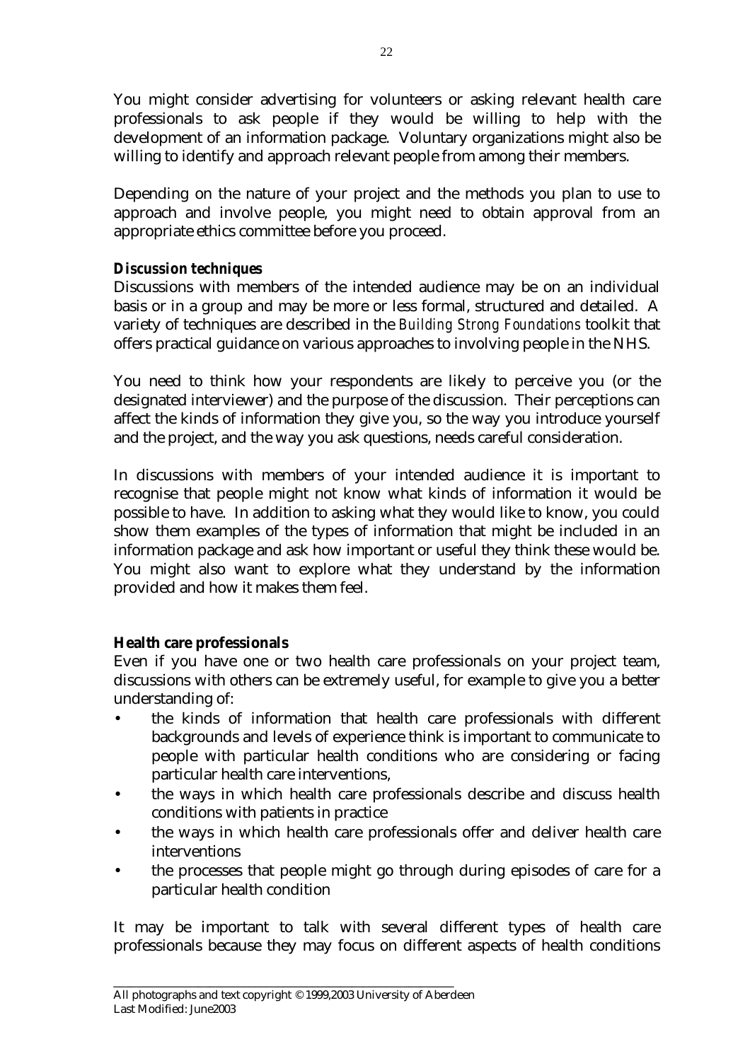You might consider advertising for volunteers or asking relevant health care professionals to ask people if they would be willing to help with the development of an information package. Voluntary organizations might also be willing to identify and approach relevant people from among their members.

Depending on the nature of your project and the methods you plan to use to approach and involve people, you might need to obtain approval from an appropriate ethics committee before you proceed.

**Discussion techniques**

Discussions with members of the intended audience may be on an individual basis or in a group and may be more or less formal, structured and detailed. A variety of techniques are described in the *Building Strong Foundations* toolkit that offers practical guidance on various approaches to involving people in the NHS.

You need to think how your respondents are likely to perceive you (or the designated interviewer) and the purpose of the discussion. Their perceptions can affect the kinds of information they give you, so the way you introduce yourself and the project, and the way you ask questions, needs careful consideration.

In discussions with members of your intended audience it is important to recognise that people might not know what kinds of information it would be possible to have. In addition to asking what they would like to know, you could show them examples of the types of information that might be included in an information package and ask how important or useful they think these would be. You might also want to explore what they understand by the information provided and how it makes them feel.

**Health care professionals**

Even if you have one or two health care professionals on your project team, discussions with others can be extremely useful, for example to give you a better understanding of:

- the kinds of information that health care professionals with different backgrounds and levels of experience think is important to communicate to people with particular health conditions who are considering or facing particular health care interventions,
- the ways in which health care professionals describe and discuss health conditions with patients in practice
- the ways in which health care professionals offer and deliver health care interventions
- the processes that people might go through during episodes of care for a particular health condition

It may be important to talk with several different types of health care professionals because they may focus on different aspects of health conditions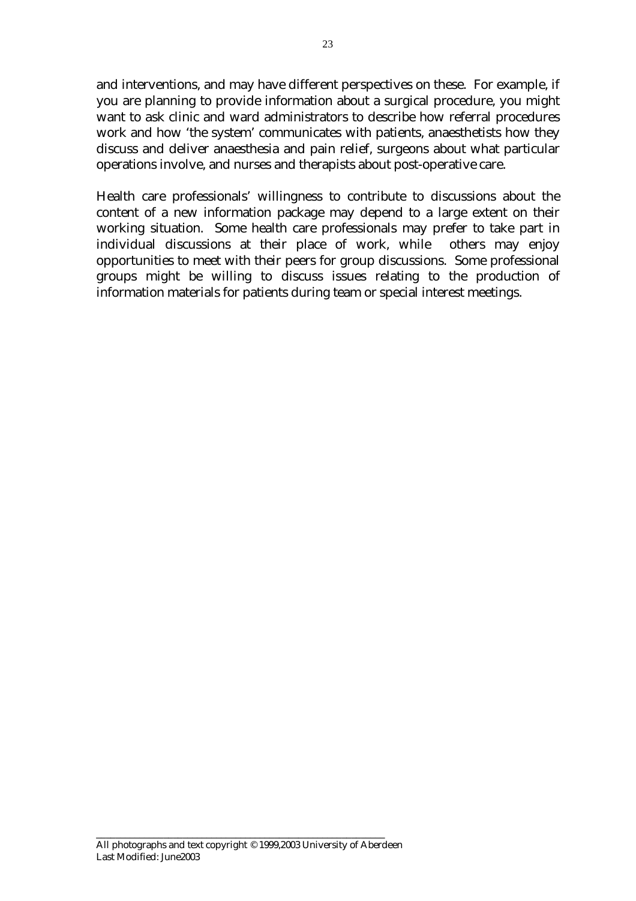and interventions, and may have different perspectives on these. For example, if you are planning to provide information about a surgical procedure, you might want to ask clinic and ward administrators to describe how referral procedures work and how 'the system' communicates with patients, anaesthetists how they discuss and deliver anaesthesia and pain relief, surgeons about what particular operations involve, and nurses and therapists about post-operative care.

Health care professionals' willingness to contribute to discussions about the content of a new information package may depend to a large extent on their working situation. Some health care professionals may prefer to take part in individual discussions at their place of work, while others may enjoy opportunities to meet with their peers for group discussions. Some professional groups might be willing to discuss issues relating to the production of information materials for patients during team or special interest meetings.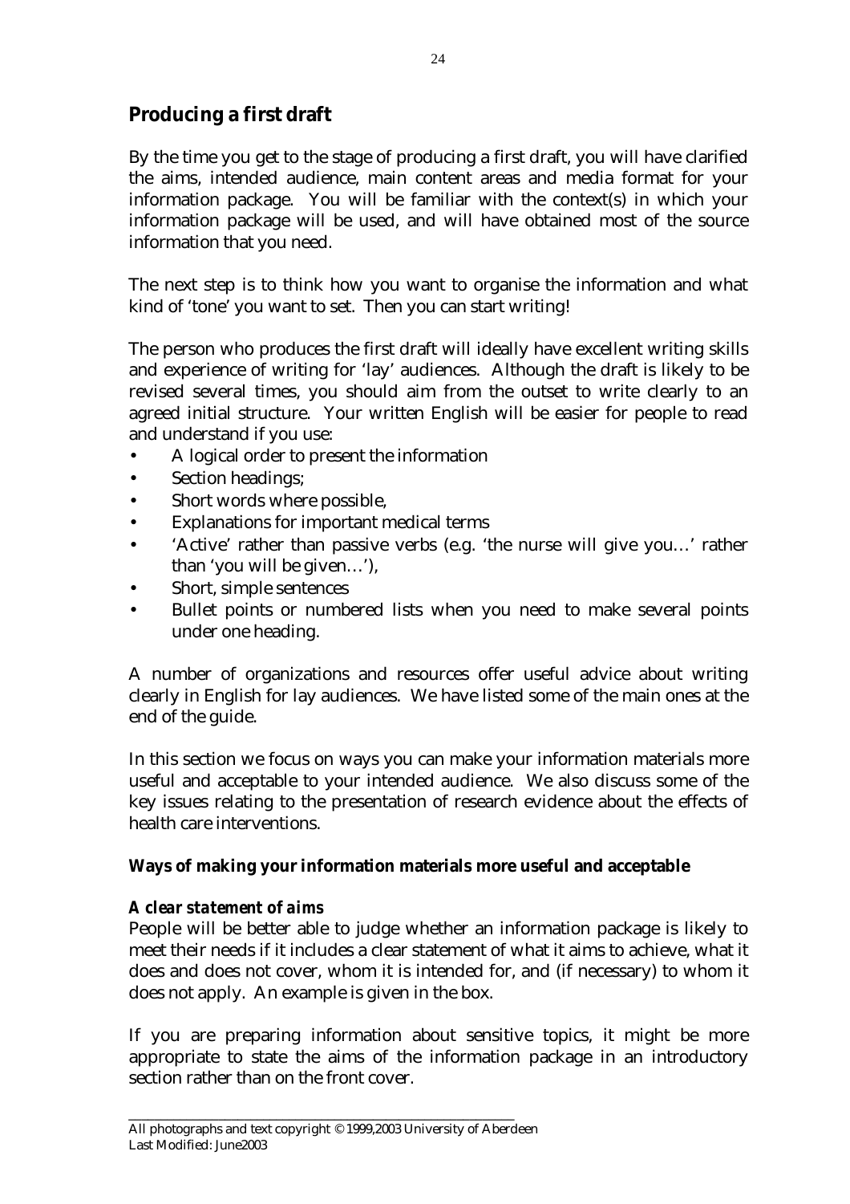## Producing a first draft

By the time you get to the stage of producing a first draft, you will have clarified the aims, intended audience, main content areas and media format for your information package. You will be familiar with the context(s) in which your information package will be used, and will have obtained most of the source information that you need.

The next step is to think how you want to organise the information and what kind of 'tone' you want to set. Then you can start writing!

The person who produces the first draft will ideally have excellent writing skills and experience of writing for 'lay' audiences. Although the draft is likely to be revised several times, you should aim from the outset to write clearly to an agreed initial structure. Your written English will be easier for people to read and understand if you use:

- A logical order to present the information
- Section headings;
- Short words where possible,
- Explanations for important medical terms
- 'Active' rather than passive verbs (e.g. 'the nurse will give you…' rather than 'you will be given…'),
- Short, simple sentences
- Bullet points or numbered lists when you need to make several points under one heading.

A number of organizations and resources offer useful advice about writing clearly in English for lay audiences. We have listed some of the main ones at the end of the guide.

In this section we focus on ways you can make your information materials more useful and acceptable to your intended audience. We also discuss some of the key issues relating to the presentation of research evidence about the effects of health care interventions.

### Ways of making your information materials more useful and acceptable

#### *A clear statement of aims*

People will be better able to judge whether an information package is likely to meet their needs if it includes a clear statement of what it aims to achieve, what it does and does not cover, whom it is intended for, and (if necessary) to whom it does not apply. An example is given in the box.

If you are preparing information about sensitive topics, it might be more appropriate to state the aims of the information package in an introductory section rather than on the front cover.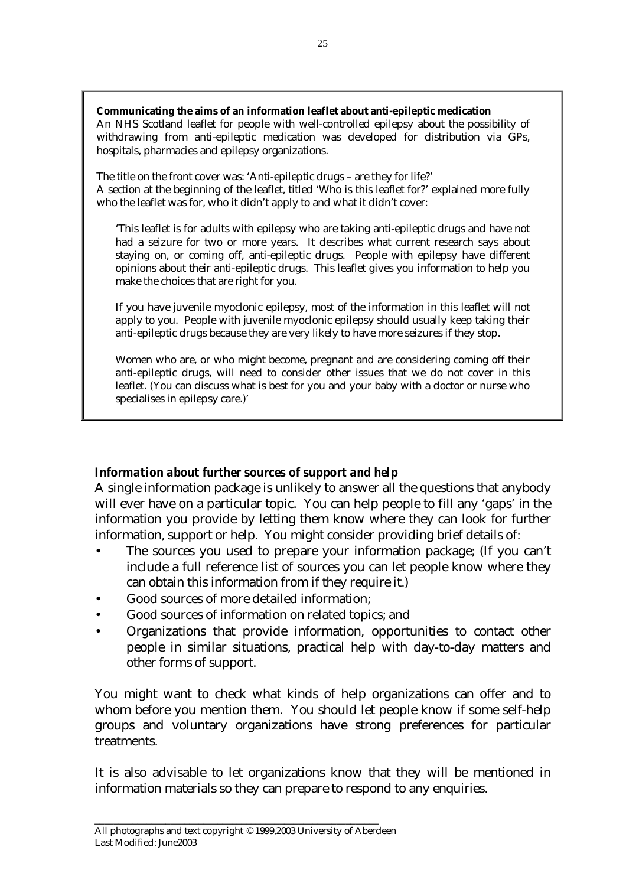**Communicating the aims of an information leaflet about anti-epileptic medication**
An NHS Scotland leaflet for people with well-controlled epilepsy about the possibility of withdrawing from anti-epileptic medication was developed for distribution via GPs, hospitals, pharmacies and epilepsy organizations.

The title on the front cover was: 'Anti-epileptic drugs – are they for life?'
A section at the beginning of the leaflet, titled 'Who is this leaflet for?' explained more fully who the leaflet was for, who it didn't apply to and what it didn't cover:

> 'This leaflet is for adults with epilepsy who are taking anti-epileptic drugs and have not had a seizure for two or more years. It describes what current research says about staying on, or coming off, anti-epileptic drugs. People with epilepsy have different opinions about their anti-epileptic drugs. This leaflet gives you information to help you make the choices that are right for you.
>
> If you have juvenile myoclonic epilepsy, most of the information in this leaflet will not apply to you. People with juvenile myoclonic epilepsy should usually keep taking their anti-epileptic drugs because they are very likely to have more seizures if they stop.
>
> Women who are, or who might become, pregnant and are considering coming off their anti-epileptic drugs, will need to consider other issues that we do not cover in this leaflet. (You can discuss what is best for you and your baby with a doctor or nurse who specialises in epilepsy care.)'

***Information about further sources of support and help***

A single information package is unlikely to answer all the questions that anybody will ever have on a particular topic. You can help people to fill any 'gaps' in the information you provide by letting them know where they can look for further information, support or help. You might consider providing brief details of:

- The sources you used to prepare your information package; (If you can't include a full reference list of sources you can let people know where they can obtain this information from if they require it.)
- Good sources of more detailed information;
- Good sources of information on related topics; and
- Organizations that provide information, opportunities to contact other people in similar situations, practical help with day-to-day matters and other forms of support.

You might want to check what kinds of help organizations can offer and to whom before you mention them. You should let people know if some self-help groups and voluntary organizations have strong preferences for particular treatments.

It is also advisable to let organizations know that they will be mentioned in information materials so they can prepare to respond to any enquiries.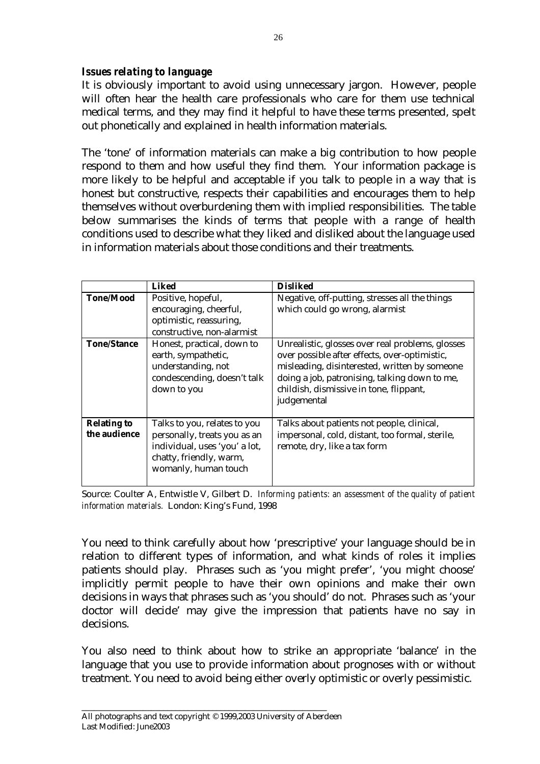### *Issues relating to language*

It is obviously important to avoid using unnecessary jargon. However, people will often hear the health care professionals who care for them use technical medical terms, and they may find it helpful to have these terms presented, spelt out phonetically and explained in health information materials.

The 'tone' of information materials can make a big contribution to how people respond to them and how useful they find them. Your information package is more likely to be helpful and acceptable if you talk to people in a way that is honest but constructive, respects their capabilities and encourages them to help themselves without overburdening them with implied responsibilities. The table below summarises the kinds of terms that people with a range of health conditions used to describe what they liked and disliked about the language used in information materials about those conditions and their treatments.

| | **Liked** | **Disliked** |
|---|---|---|
| **Tone/Mood** | Positive, hopeful, encouraging, cheerful, optimistic, reassuring, constructive, non-alarmist | Negative, off-putting, stresses all the things which could go wrong, alarmist |
| **Tone/Stance** | Honest, practical, down to earth, sympathetic, understanding, not condescending, doesn't talk down to you | Unrealistic, glosses over real problems, glosses over possible after effects, over-optimistic, misleading, disinterested, written by someone doing a job, patronising, talking down to me, childish, dismissive in tone, flippant, judgemental |
| **Relating to the audience** | Talks to you, relates to you personally, treats you as an individual, uses 'you' a lot, chatty, friendly, warm, womanly, human touch | Talks about patients not people, clinical, impersonal, cold, distant, too formal, sterile, remote, dry, like a tax form |

Source: Coulter A, Entwistle V, Gilbert D. *Informing patients: an assessment of the quality of patient information materials.* London: King's Fund, 1998

You need to think carefully about how 'prescriptive' your language should be in relation to different types of information, and what kinds of roles it implies patients should play. Phrases such as 'you might prefer', 'you might choose' implicitly permit people to have their own opinions and make their own decisions in ways that phrases such as 'you should' do not. Phrases such as 'your doctor will decide' may give the impression that patients have no say in decisions.

You also need to think about how to strike an appropriate 'balance' in the language that you use to provide information about prognoses with or without treatment. You need to avoid being either overly optimistic or overly pessimistic.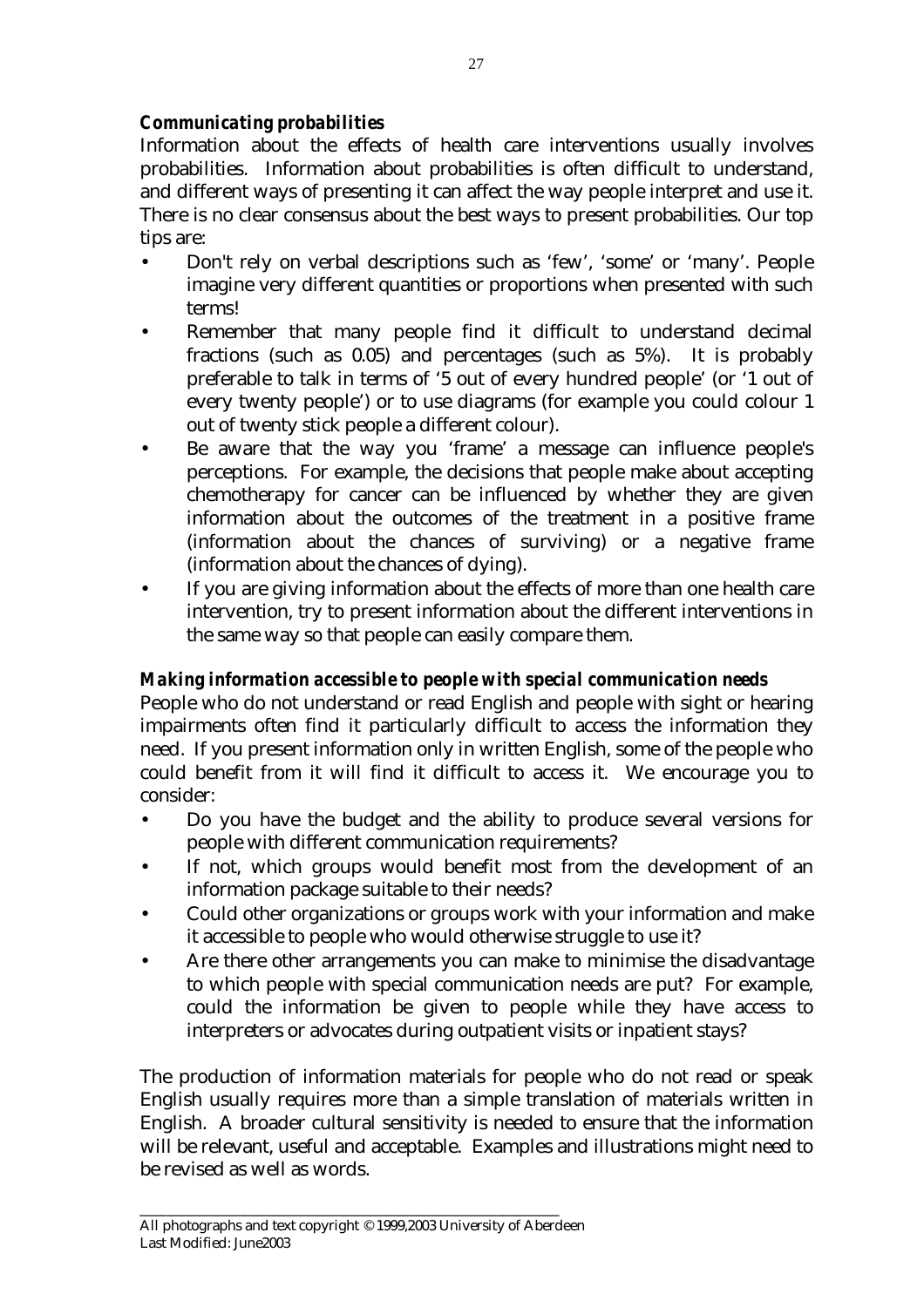### *Communicating probabilities*

Information about the effects of health care interventions usually involves probabilities. Information about probabilities is often difficult to understand, and different ways of presenting it can affect the way people interpret and use it. There is no clear consensus about the best ways to present probabilities. Our top tips are:

- Don't rely on verbal descriptions such as 'few', 'some' or 'many'. People imagine very different quantities or proportions when presented with such terms!
- Remember that many people find it difficult to understand decimal fractions (such as 0.05) and percentages (such as 5%). It is probably preferable to talk in terms of '5 out of every hundred people' (or '1 out of every twenty people') or to use diagrams (for example you could colour 1 out of twenty stick people a different colour).
- Be aware that the way you 'frame' a message can influence people's perceptions. For example, the decisions that people make about accepting chemotherapy for cancer can be influenced by whether they are given information about the outcomes of the treatment in a positive frame (information about the chances of surviving) or a negative frame (information about the chances of dying).
- If you are giving information about the effects of more than one health care intervention, try to present information about the different interventions in the same way so that people can easily compare them.

### *Making information accessible to people with special communication needs*

People who do not understand or read English and people with sight or hearing impairments often find it particularly difficult to access the information they need. If you present information only in written English, some of the people who could benefit from it will find it difficult to access it. We encourage you to consider:

- Do you have the budget and the ability to produce several versions for people with different communication requirements?
- If not, which groups would benefit most from the development of an information package suitable to their needs?
- Could other organizations or groups work with your information and make it accessible to people who would otherwise struggle to use it?
- Are there other arrangements you can make to minimise the disadvantage to which people with special communication needs are put? For example, could the information be given to people while they have access to interpreters or advocates during outpatient visits or inpatient stays?

The production of information materials for people who do not read or speak English usually requires more than a simple translation of materials written in English. A broader cultural sensitivity is needed to ensure that the information will be relevant, useful and acceptable. Examples and illustrations might need to be revised as well as words.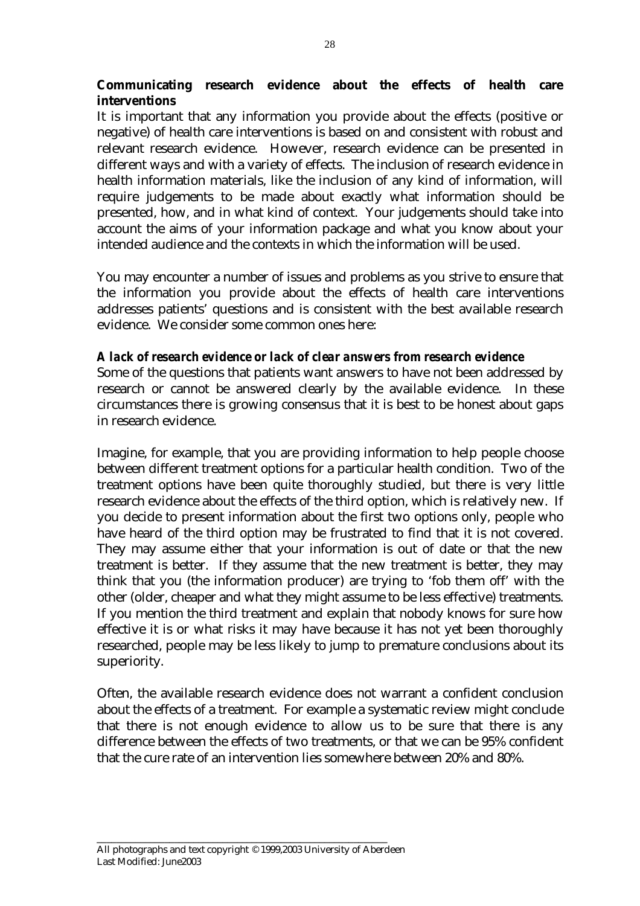**Communicating research evidence about the effects of health care interventions**

It is important that any information you provide about the effects (positive or negative) of health care interventions is based on and consistent with robust and relevant research evidence. However, research evidence can be presented in different ways and with a variety of effects. The inclusion of research evidence in health information materials, like the inclusion of any kind of information, will require judgements to be made about exactly what information should be presented, how, and in what kind of context. Your judgements should take into account the aims of your information package and what you know about your intended audience and the contexts in which the information will be used.

You may encounter a number of issues and problems as you strive to ensure that the information you provide about the effects of health care interventions addresses patients' questions and is consistent with the best available research evidence. We consider some common ones here:

***A lack of research evidence or lack of clear answers from research evidence***

Some of the questions that patients want answers to have not been addressed by research or cannot be answered clearly by the available evidence. In these circumstances there is growing consensus that it is best to be honest about gaps in research evidence.

Imagine, for example, that you are providing information to help people choose between different treatment options for a particular health condition. Two of the treatment options have been quite thoroughly studied, but there is very little research evidence about the effects of the third option, which is relatively new. If you decide to present information about the first two options only, people who have heard of the third option may be frustrated to find that it is not covered. They may assume either that your information is out of date or that the new treatment is better. If they assume that the new treatment is better, they may think that you (the information producer) are trying to 'fob them off' with the other (older, cheaper and what they might assume to be less effective) treatments. If you mention the third treatment and explain that nobody knows for sure how effective it is or what risks it may have because it has not yet been thoroughly researched, people may be less likely to jump to premature conclusions about its superiority.

Often, the available research evidence does not warrant a confident conclusion about the effects of a treatment. For example a systematic review might conclude that there is not enough evidence to allow us to be sure that there is any difference between the effects of two treatments, or that we can be 95% confident that the cure rate of an intervention lies somewhere between 20% and 80%.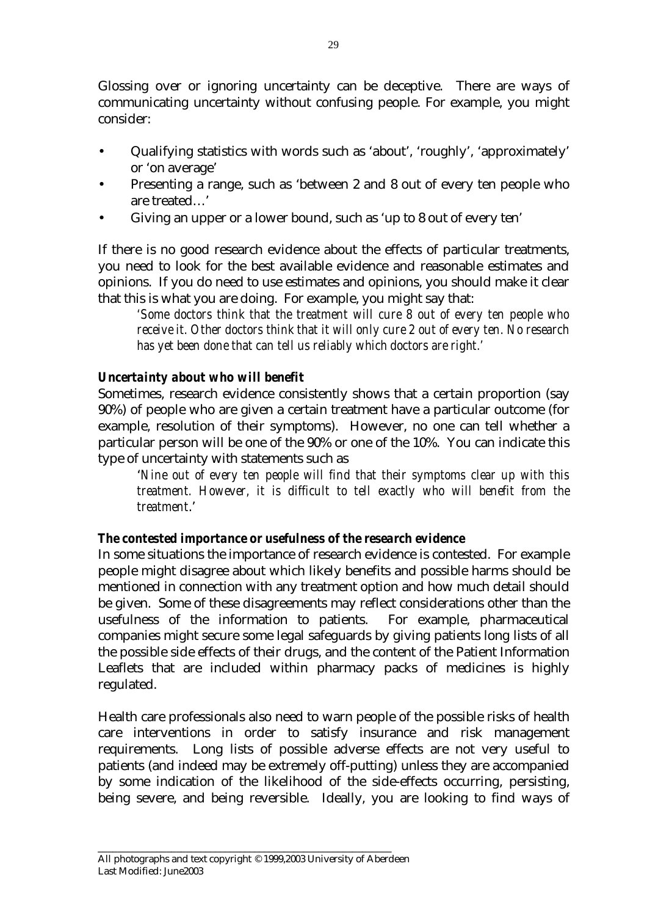Glossing over or ignoring uncertainty can be deceptive. There are ways of communicating uncertainty without confusing people. For example, you might consider:

- Qualifying statistics with words such as 'about', 'roughly', 'approximately' or 'on average'
- Presenting a range, such as 'between 2 and 8 out of every ten people who are treated…'
- Giving an upper or a lower bound, such as 'up to 8 out of every ten'

If there is no good research evidence about the effects of particular treatments, you need to look for the best available evidence and reasonable estimates and opinions. If you do need to use estimates and opinions, you should make it clear that this is what you are doing. For example, you might say that:

> *'Some doctors think that the treatment will cure 8 out of every ten people who receive it. Other doctors think that it will only cure 2 out of every ten. No research has yet been done that can tell us reliably which doctors are right.'*

***Uncertainty about who will benefit***

Sometimes, research evidence consistently shows that a certain proportion (say 90%) of people who are given a certain treatment have a particular outcome (for example, resolution of their symptoms). However, no one can tell whether a particular person will be one of the 90% or one of the 10%. You can indicate this type of uncertainty with statements such as

> '*Nine out of every ten people will find that their symptoms clear up with this treatment. However, it is difficult to tell exactly who will benefit from the treatment*.'

***The contested importance or usefulness of the research evidence***

In some situations the importance of research evidence is contested. For example people might disagree about which likely benefits and possible harms should be mentioned in connection with any treatment option and how much detail should be given. Some of these disagreements may reflect considerations other than the usefulness of the information to patients. For example, pharmaceutical companies might secure some legal safeguards by giving patients long lists of all the possible side effects of their drugs, and the content of the Patient Information Leaflets that are included within pharmacy packs of medicines is highly regulated.

Health care professionals also need to warn people of the possible risks of health care interventions in order to satisfy insurance and risk management requirements. Long lists of possible adverse effects are not very useful to patients (and indeed may be extremely off-putting) unless they are accompanied by some indication of the likelihood of the side-effects occurring, persisting, being severe, and being reversible. Ideally, you are looking to find ways of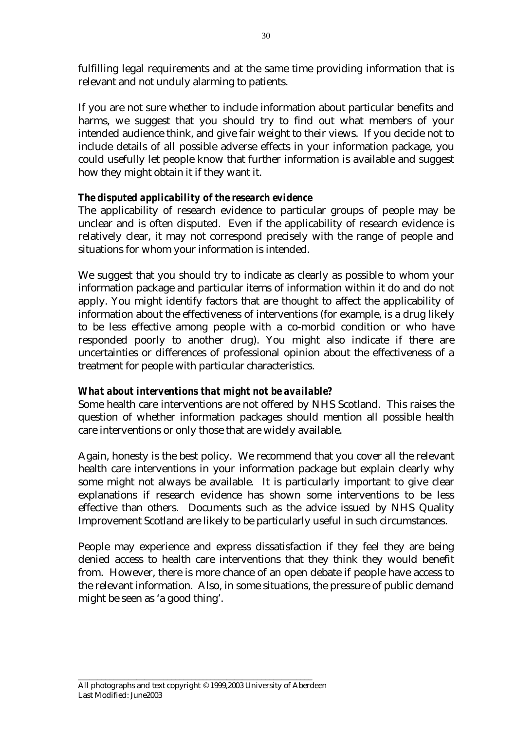fulfilling legal requirements and at the same time providing information that is relevant and not unduly alarming to patients.

If you are not sure whether to include information about particular benefits and harms, we suggest that you should try to find out what members of your intended audience think, and give fair weight to their views. If you decide not to include details of all possible adverse effects in your information package, you could usefully let people know that further information is available and suggest how they might obtain it if they want it.

***The disputed applicability of the research evidence***

The applicability of research evidence to particular groups of people may be unclear and is often disputed. Even if the applicability of research evidence is relatively clear, it may not correspond precisely with the range of people and situations for whom your information is intended.

We suggest that you should try to indicate as clearly as possible to whom your information package and particular items of information within it do and do not apply. You might identify factors that are thought to affect the applicability of information about the effectiveness of interventions (for example, is a drug likely to be less effective among people with a co-morbid condition or who have responded poorly to another drug). You might also indicate if there are uncertainties or differences of professional opinion about the effectiveness of a treatment for people with particular characteristics.

***What about interventions that might not be available?***

Some health care interventions are not offered by NHS Scotland. This raises the question of whether information packages should mention all possible health care interventions or only those that are widely available.

Again, honesty is the best policy. We recommend that you cover all the relevant health care interventions in your information package but explain clearly why some might not always be available. It is particularly important to give clear explanations if research evidence has shown some interventions to be less effective than others. Documents such as the advice issued by NHS Quality Improvement Scotland are likely to be particularly useful in such circumstances.

People may experience and express dissatisfaction if they feel they are being denied access to health care interventions that they think they would benefit from. However, there is more chance of an open debate if people have access to the relevant information. Also, in some situations, the pressure of public demand might be seen as 'a good thing'.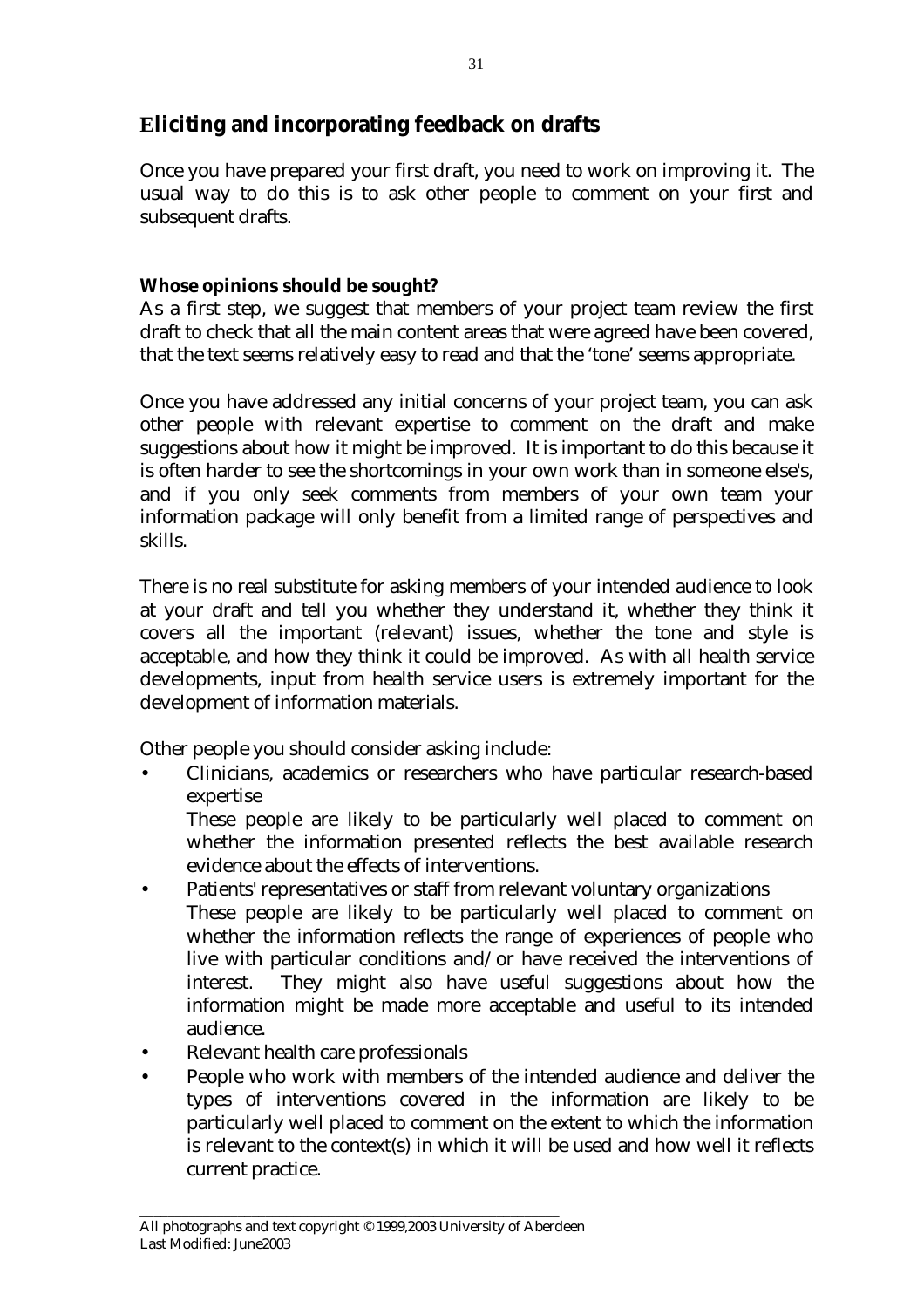## Eliciting and incorporating feedback on drafts

Once you have prepared your first draft, you need to work on improving it. The usual way to do this is to ask other people to comment on your first and subsequent drafts.

**Whose opinions should be sought?**

As a first step, we suggest that members of your project team review the first draft to check that all the main content areas that were agreed have been covered, that the text seems relatively easy to read and that the 'tone' seems appropriate.

Once you have addressed any initial concerns of your project team, you can ask other people with relevant expertise to comment on the draft and make suggestions about how it might be improved. It is important to do this because it is often harder to see the shortcomings in your own work than in someone else's, and if you only seek comments from members of your own team your information package will only benefit from a limited range of perspectives and skills.

There is no real substitute for asking members of your intended audience to look at your draft and tell you whether they understand it, whether they think it covers all the important (relevant) issues, whether the tone and style is acceptable, and how they think it could be improved. As with all health service developments, input from health service users is extremely important for the development of information materials.

Other people you should consider asking include:

- Clinicians, academics or researchers who have particular research-based expertise
  These people are likely to be particularly well placed to comment on whether the information presented reflects the best available research evidence about the effects of interventions.
- Patients' representatives or staff from relevant voluntary organizations
  These people are likely to be particularly well placed to comment on whether the information reflects the range of experiences of people who live with particular conditions and/or have received the interventions of interest. They might also have useful suggestions about how the information might be made more acceptable and useful to its intended audience.
- Relevant health care professionals
- People who work with members of the intended audience and deliver the types of interventions covered in the information are likely to be particularly well placed to comment on the extent to which the information is relevant to the context(s) in which it will be used and how well it reflects current practice.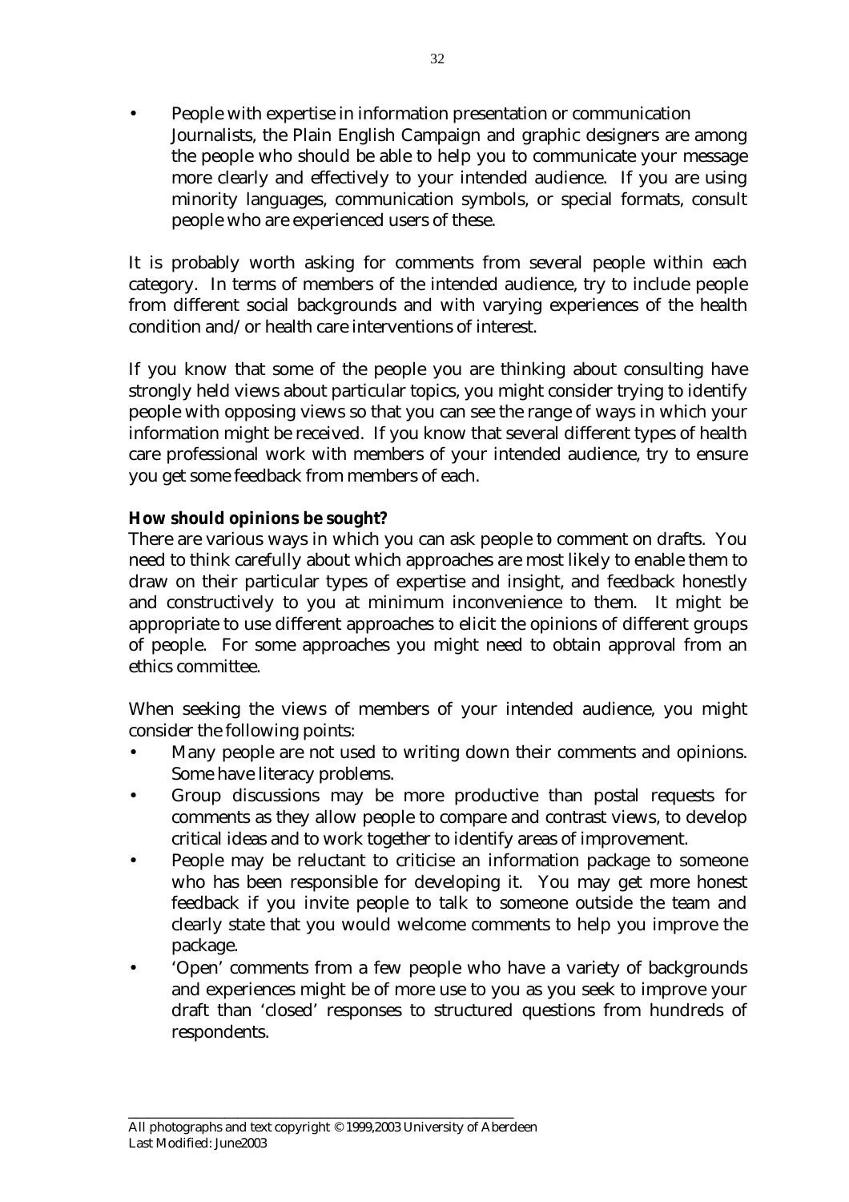- People with expertise in information presentation or communication
  Journalists, the Plain English Campaign and graphic designers are among the people who should be able to help you to communicate your message more clearly and effectively to your intended audience. If you are using minority languages, communication symbols, or special formats, consult people who are experienced users of these.

It is probably worth asking for comments from several people within each category. In terms of members of the intended audience, try to include people from different social backgrounds and with varying experiences of the health condition and/or health care interventions of interest.

If you know that some of the people you are thinking about consulting have strongly held views about particular topics, you might consider trying to identify people with opposing views so that you can see the range of ways in which your information might be received. If you know that several different types of health care professional work with members of your intended audience, try to ensure you get some feedback from members of each.

**How should opinions be sought?**

There are various ways in which you can ask people to comment on drafts. You need to think carefully about which approaches are most likely to enable them to draw on their particular types of expertise and insight, and feedback honestly and constructively to you at minimum inconvenience to them. It might be appropriate to use different approaches to elicit the opinions of different groups of people. For some approaches you might need to obtain approval from an ethics committee.

When seeking the views of members of your intended audience, you might consider the following points:

- Many people are not used to writing down their comments and opinions. Some have literacy problems.
- Group discussions may be more productive than postal requests for comments as they allow people to compare and contrast views, to develop critical ideas and to work together to identify areas of improvement.
- People may be reluctant to criticise an information package to someone who has been responsible for developing it. You may get more honest feedback if you invite people to talk to someone outside the team and clearly state that you would welcome comments to help you improve the package.
- 'Open' comments from a few people who have a variety of backgrounds and experiences might be of more use to you as you seek to improve your draft than 'closed' responses to structured questions from hundreds of respondents.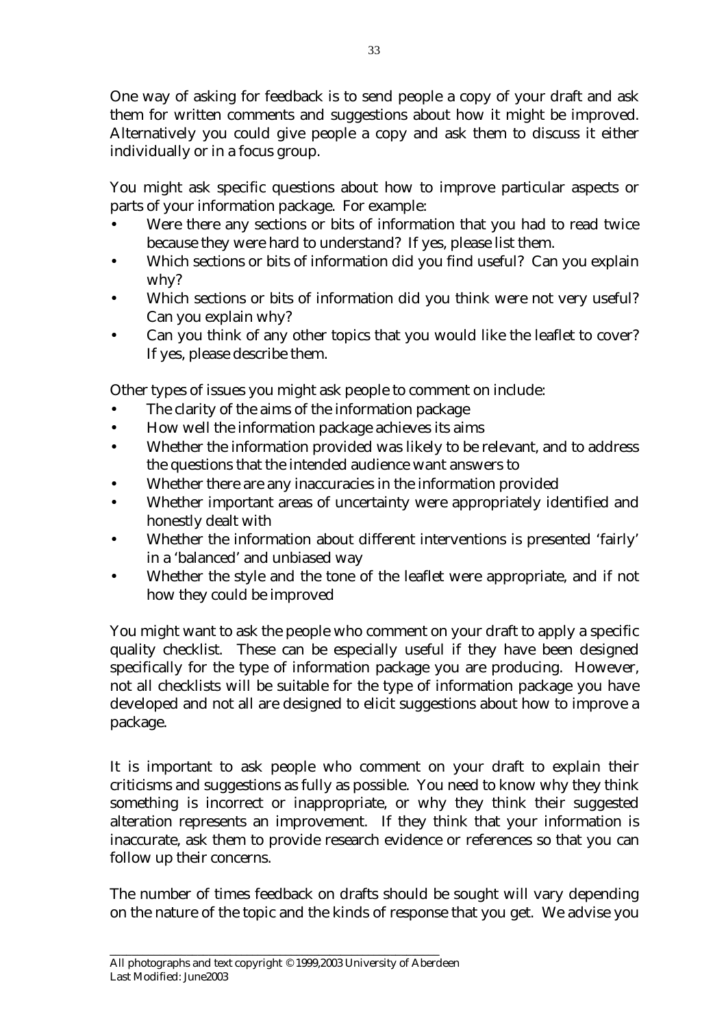One way of asking for feedback is to send people a copy of your draft and ask them for written comments and suggestions about how it might be improved. Alternatively you could give people a copy and ask them to discuss it either individually or in a focus group.

You might ask specific questions about how to improve particular aspects or parts of your information package. For example:

- Were there any sections or bits of information that you had to read twice because they were hard to understand? If yes, please list them.
- Which sections or bits of information did you find useful? Can you explain why?
- Which sections or bits of information did you think were not very useful? Can you explain why?
- Can you think of any other topics that you would like the leaflet to cover? If yes, please describe them.

Other types of issues you might ask people to comment on include:

- The clarity of the aims of the information package
- How well the information package achieves its aims
- Whether the information provided was likely to be relevant, and to address the questions that the intended audience want answers to
- Whether there are any inaccuracies in the information provided
- Whether important areas of uncertainty were appropriately identified and honestly dealt with
- Whether the information about different interventions is presented 'fairly' in a 'balanced' and unbiased way
- Whether the style and the tone of the leaflet were appropriate, and if not how they could be improved

You might want to ask the people who comment on your draft to apply a specific quality checklist. These can be especially useful if they have been designed specifically for the type of information package you are producing. However, not all checklists will be suitable for the type of information package you have developed and not all are designed to elicit suggestions about how to improve a package.

It is important to ask people who comment on your draft to explain their criticisms and suggestions as fully as possible. You need to know why they think something is incorrect or inappropriate, or why they think their suggested alteration represents an improvement. If they think that your information is inaccurate, ask them to provide research evidence or references so that you can follow up their concerns.

The number of times feedback on drafts should be sought will vary depending on the nature of the topic and the kinds of response that you get. We advise you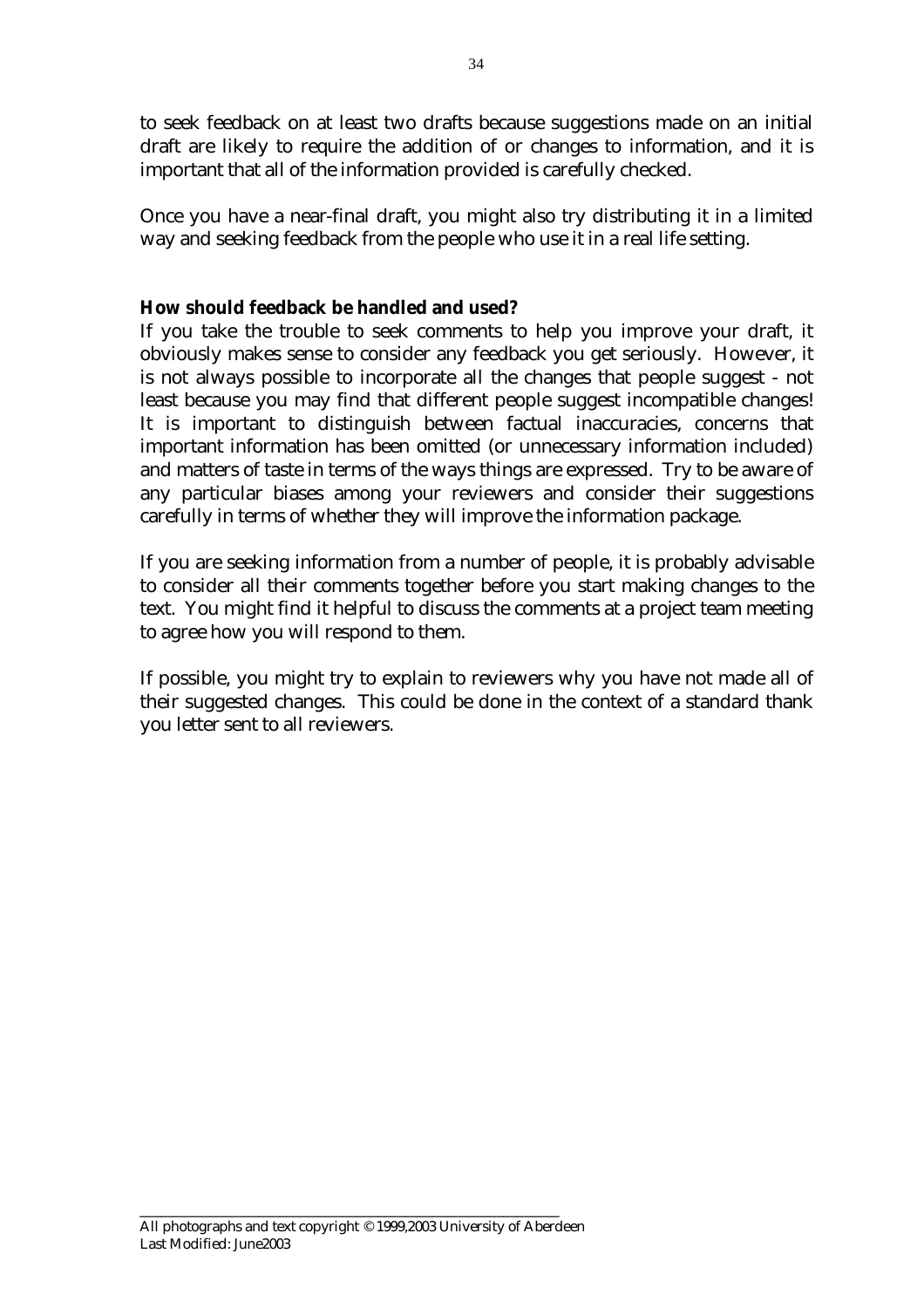to seek feedback on at least two drafts because suggestions made on an initial draft are likely to require the addition of or changes to information, and it is important that all of the information provided is carefully checked.

Once you have a near-final draft, you might also try distributing it in a limited way and seeking feedback from the people who use it in a real life setting.

**How should feedback be handled and used?**

If you take the trouble to seek comments to help you improve your draft, it obviously makes sense to consider any feedback you get seriously. However, it is not always possible to incorporate all the changes that people suggest - not least because you may find that different people suggest incompatible changes! It is important to distinguish between factual inaccuracies, concerns that important information has been omitted (or unnecessary information included) and matters of taste in terms of the ways things are expressed. Try to be aware of any particular biases among your reviewers and consider their suggestions carefully in terms of whether they will improve the information package.

If you are seeking information from a number of people, it is probably advisable to consider all their comments together before you start making changes to the text. You might find it helpful to discuss the comments at a project team meeting to agree how you will respond to them.

If possible, you might try to explain to reviewers why you have not made all of their suggested changes. This could be done in the context of a standard thank you letter sent to all reviewers.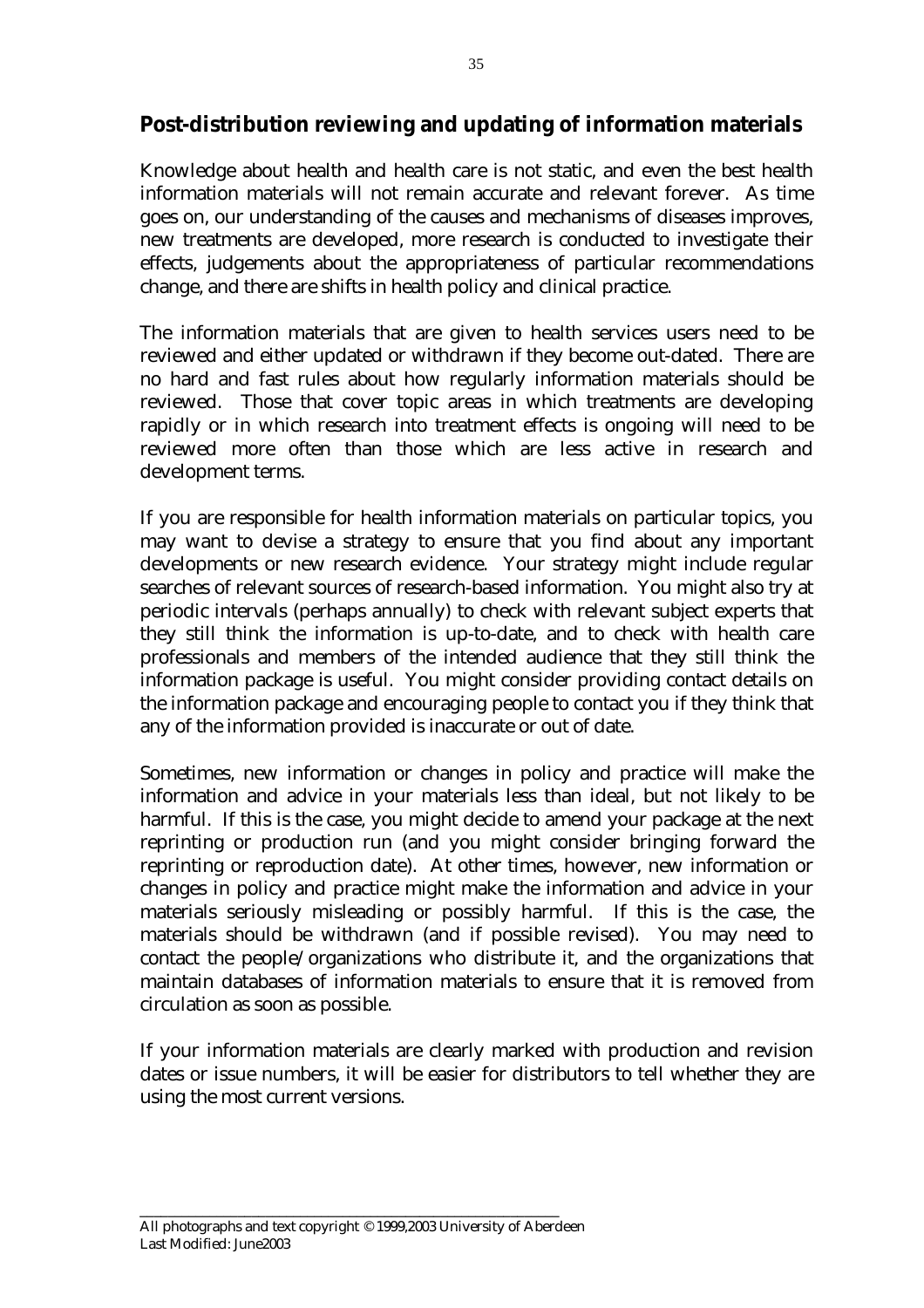## Post-distribution reviewing and updating of information materials

Knowledge about health and health care is not static, and even the best health information materials will not remain accurate and relevant forever. As time goes on, our understanding of the causes and mechanisms of diseases improves, new treatments are developed, more research is conducted to investigate their effects, judgements about the appropriateness of particular recommendations change, and there are shifts in health policy and clinical practice.

The information materials that are given to health services users need to be reviewed and either updated or withdrawn if they become out-dated. There are no hard and fast rules about how regularly information materials should be reviewed. Those that cover topic areas in which treatments are developing rapidly or in which research into treatment effects is ongoing will need to be reviewed more often than those which are less active in research and development terms.

If you are responsible for health information materials on particular topics, you may want to devise a strategy to ensure that you find about any important developments or new research evidence. Your strategy might include regular searches of relevant sources of research-based information. You might also try at periodic intervals (perhaps annually) to check with relevant subject experts that they still think the information is up-to-date, and to check with health care professionals and members of the intended audience that they still think the information package is useful. You might consider providing contact details on the information package and encouraging people to contact you if they think that any of the information provided is inaccurate or out of date.

Sometimes, new information or changes in policy and practice will make the information and advice in your materials less than ideal, but not likely to be harmful. If this is the case, you might decide to amend your package at the next reprinting or production run (and you might consider bringing forward the reprinting or reproduction date). At other times, however, new information or changes in policy and practice might make the information and advice in your materials seriously misleading or possibly harmful. If this is the case, the materials should be withdrawn (and if possible revised). You may need to contact the people/organizations who distribute it, and the organizations that maintain databases of information materials to ensure that it is removed from circulation as soon as possible.

If your information materials are clearly marked with production and revision dates or issue numbers, it will be easier for distributors to tell whether they are using the most current versions.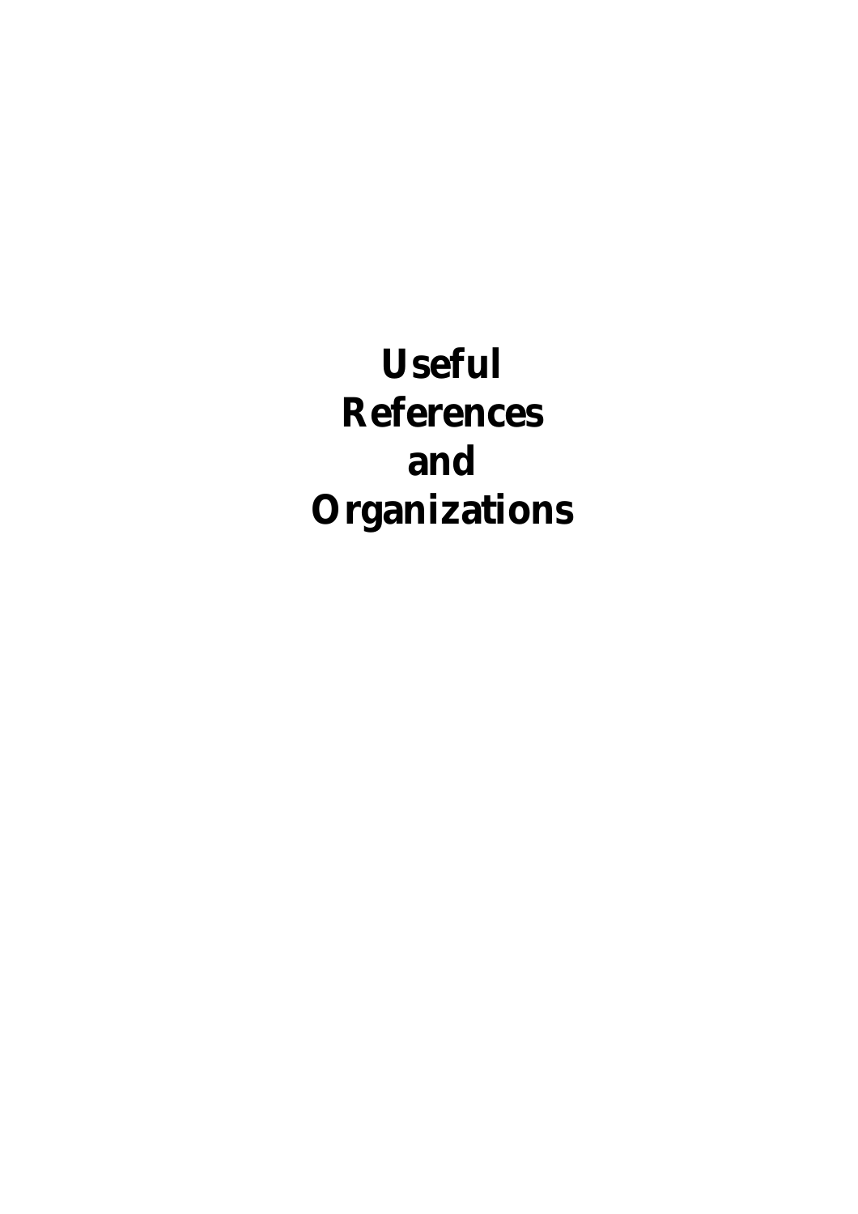# Useful References and Organizations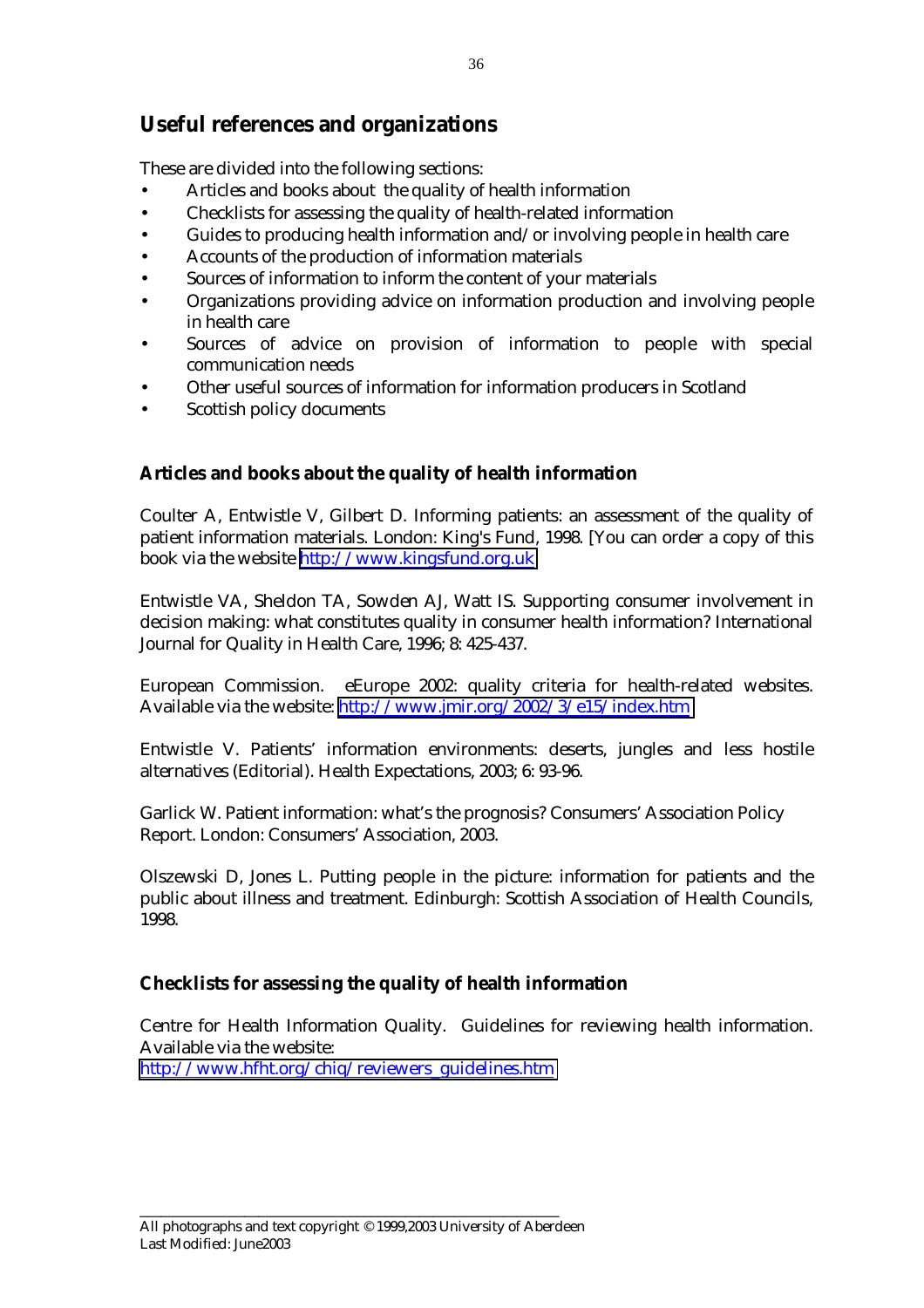## Useful references and organizations

These are divided into the following sections:

- Articles and books about the quality of health information
- Checklists for assessing the quality of health-related information
- Guides to producing health information and/or involving people in health care
- Accounts of the production of information materials
- Sources of information to inform the content of your materials
- Organizations providing advice on information production and involving people in health care
- Sources of advice on provision of information to people with special communication needs
- Other useful sources of information for information producers in Scotland
- Scottish policy documents

### Articles and books about the quality of health information

Coulter A, Entwistle V, Gilbert D. Informing patients: an assessment of the quality of patient information materials. London: King's Fund, 1998. [You can order a copy of this book via the website http://www.kingsfund.org.uk

Entwistle VA, Sheldon TA, Sowden AJ, Watt IS. Supporting consumer involvement in decision making: what constitutes quality in consumer health information? International Journal for Quality in Health Care, 1996; 8: 425-437.

European Commission. eEurope 2002: quality criteria for health-related websites. Available via the website: http://www.jmir.org/2002/3/e15/index.htm

Entwistle V. Patients' information environments: deserts, jungles and less hostile alternatives (Editorial). Health Expectations, 2003; 6: 93-96.

Garlick W. Patient information: what's the prognosis? Consumers' Association Policy Report. London: Consumers' Association, 2003.

Olszewski D, Jones L. Putting people in the picture: information for patients and the public about illness and treatment. Edinburgh: Scottish Association of Health Councils, 1998.

### Checklists for assessing the quality of health information

Centre for Health Information Quality. Guidelines for reviewing health information. Available via the website:
http://www.hfht.org/chiq/reviewers_guidelines.htm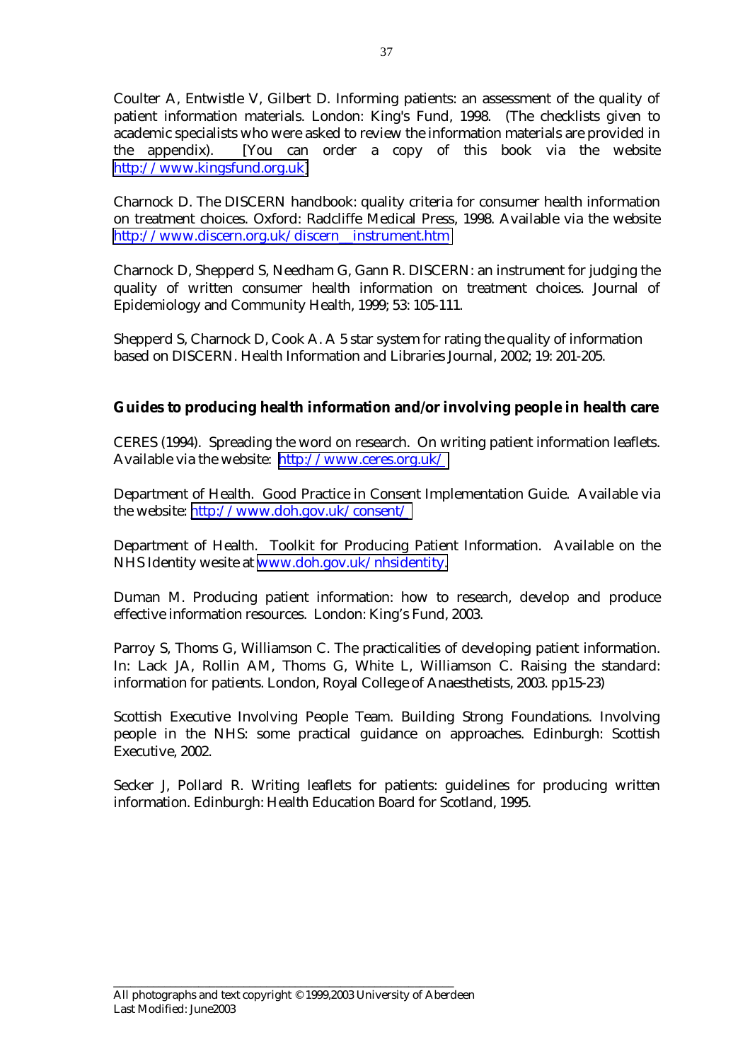Coulter A, Entwistle V, Gilbert D. Informing patients: an assessment of the quality of patient information materials. London: King's Fund, 1998. (The checklists given to academic specialists who were asked to review the information materials are provided in the appendix). [You can order a copy of this book via the website http://www.kingsfund.org.uk]

Charnock D. The DISCERN handbook: quality criteria for consumer health information on treatment choices. Oxford: Radcliffe Medical Press, 1998. Available via the website http://www.discern.org.uk/discern_instrument.htm

Charnock D, Shepperd S, Needham G, Gann R. DISCERN: an instrument for judging the quality of written consumer health information on treatment choices. Journal of Epidemiology and Community Health, 1999; 53: 105-111.

Shepperd S, Charnock D, Cook A. A 5 star system for rating the quality of information based on DISCERN. Health Information and Libraries Journal, 2002; 19: 201-205.

**Guides to producing health information and/or involving people in health care**

CERES (1994). Spreading the word on research. On writing patient information leaflets. Available via the website: http://www.ceres.org.uk/

Department of Health. Good Practice in Consent Implementation Guide. Available via the website: http://www.doh.gov.uk/consent/

Department of Health. Toolkit for Producing Patient Information. Available on the NHS Identity wesite at www.doh.gov.uk/nhsidentity.

Duman M. Producing patient information: how to research, develop and produce effective information resources. London: King's Fund, 2003.

Parroy S, Thoms G, Williamson C. The practicalities of developing patient information. In: Lack JA, Rollin AM, Thoms G, White L, Williamson C. Raising the standard: information for patients. London, Royal College of Anaesthetists, 2003. pp15-23)

Scottish Executive Involving People Team. Building Strong Foundations. Involving people in the NHS: some practical guidance on approaches. Edinburgh: Scottish Executive, 2002.

Secker J, Pollard R. Writing leaflets for patients: guidelines for producing written information. Edinburgh: Health Education Board for Scotland, 1995.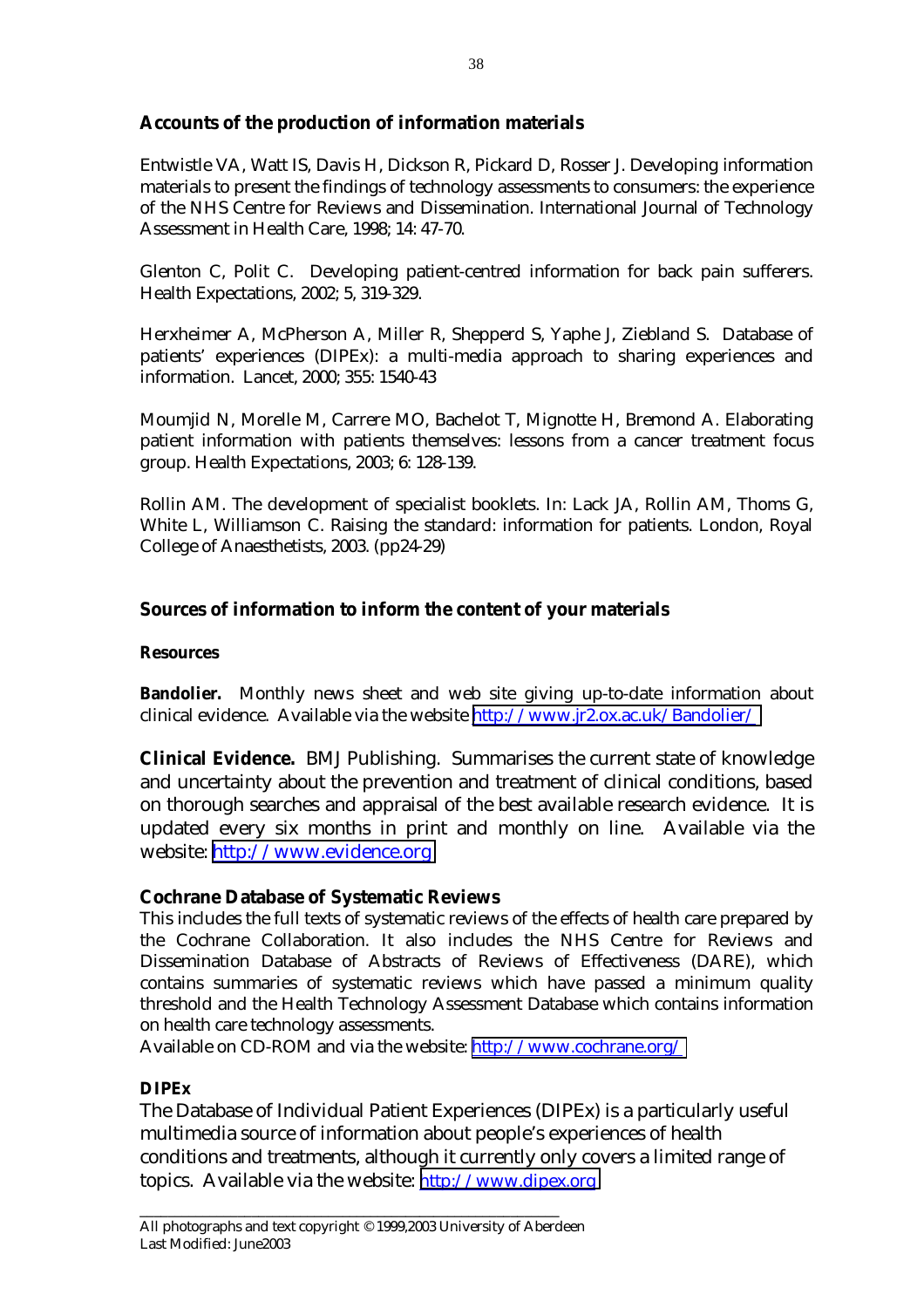## Accounts of the production of information materials

Entwistle VA, Watt IS, Davis H, Dickson R, Pickard D, Rosser J. Developing information materials to present the findings of technology assessments to consumers: the experience of the NHS Centre for Reviews and Dissemination. International Journal of Technology Assessment in Health Care, 1998; 14: 47-70.

Glenton C, Polit C. Developing patient-centred information for back pain sufferers. Health Expectations, 2002; 5, 319-329.

Herxheimer A, McPherson A, Miller R, Shepperd S, Yaphe J, Ziebland S. Database of patients' experiences (DIPEx): a multi-media approach to sharing experiences and information. Lancet, 2000; 355: 1540-43

Moumjid N, Morelle M, Carrere MO, Bachelot T, Mignotte H, Bremond A. Elaborating patient information with patients themselves: lessons from a cancer treatment focus group. Health Expectations, 2003; 6: 128-139.

Rollin AM. The development of specialist booklets. In: Lack JA, Rollin AM, Thoms G, White L, Williamson C. Raising the standard: information for patients. London, Royal College of Anaesthetists, 2003. (pp24-29)

## Sources of information to inform the content of your materials

### Resources

**Bandolier.** Monthly news sheet and web site giving up-to-date information about clinical evidence. Available via the website http://www.jr2.ox.ac.uk/Bandolier/

**Clinical Evidence.** BMJ Publishing. Summarises the current state of knowledge and uncertainty about the prevention and treatment of clinical conditions, based on thorough searches and appraisal of the best available research evidence. It is updated every six months in print and monthly on line. Available via the website: http://www.evidence.org

**Cochrane Database of Systematic Reviews**
This includes the full texts of systematic reviews of the effects of health care prepared by the Cochrane Collaboration. It also includes the NHS Centre for Reviews and Dissemination Database of Abstracts of Reviews of Effectiveness (DARE), which contains summaries of systematic reviews which have passed a minimum quality threshold and the Health Technology Assessment Database which contains information on health care technology assessments.
Available on CD-ROM and via the website: http://www.cochrane.org/

**DIPEx**
The Database of Individual Patient Experiences (DIPEx) is a particularly useful multimedia source of information about people's experiences of health conditions and treatments, although it currently only covers a limited range of topics. Available via the website: http://www.dipex.org

All photographs and text copyright © 1999,2003 University of Aberdeen
Last Modified: June2003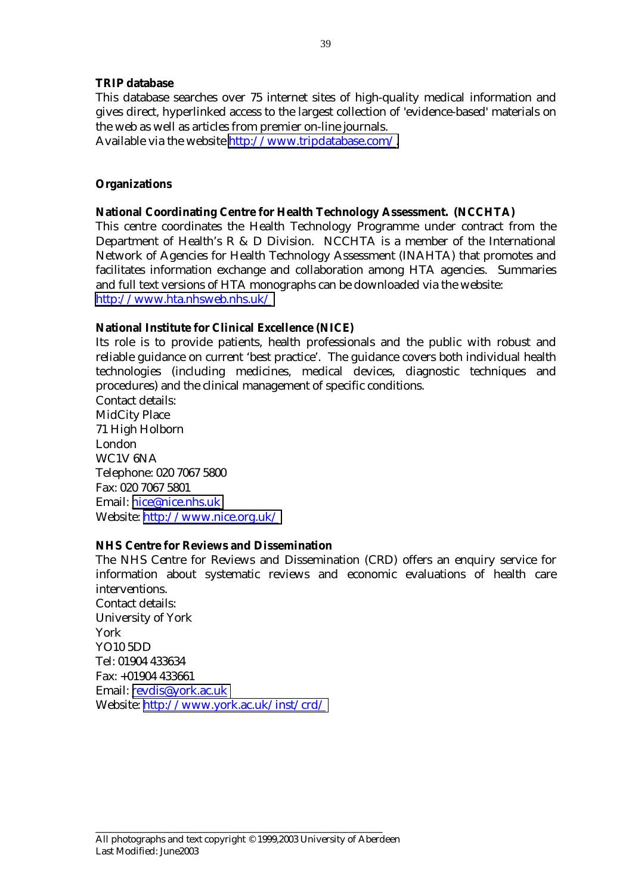**TRIP database**

This database searches over 75 internet sites of high-quality medical information and gives direct, hyperlinked access to the largest collection of 'evidence-based' materials on the web as well as articles from premier on-line journals.
Available via the website http://www.tripdatabase.com/.

**Organizations**

**National Coordinating Centre for Health Technology Assessment. (NCCHTA)**

This centre coordinates the Health Technology Programme under contract from the Department of Health's R & D Division. NCCHTA is a member of the International Network of Agencies for Health Technology Assessment (INAHTA) that promotes and facilitates information exchange and collaboration among HTA agencies. Summaries and full text versions of HTA monographs can be downloaded via the website:
http://www.hta.nhsweb.nhs.uk/

**National Institute for Clinical Excellence (NICE)**

Its role is to provide patients, health professionals and the public with robust and reliable guidance on current 'best practice'. The guidance covers both individual health technologies (including medicines, medical devices, diagnostic techniques and procedures) and the clinical management of specific conditions.
Contact details:
MidCity Place
71 High Holborn
London
WC1V 6NA
Telephone: 020 7067 5800
Fax: 020 7067 5801
Email: nice@nice.nhs.uk
Website: http://www.nice.org.uk/

**NHS Centre for Reviews and Dissemination**

The NHS Centre for Reviews and Dissemination (CRD) offers an enquiry service for information about systematic reviews and economic evaluations of health care interventions.
Contact details:
University of York
York
YO10 5DD
Tel: 01904 433634
Fax: +01904 433661
Email: revdis@york.ac.uk
Website: http://www.york.ac.uk/inst/crd/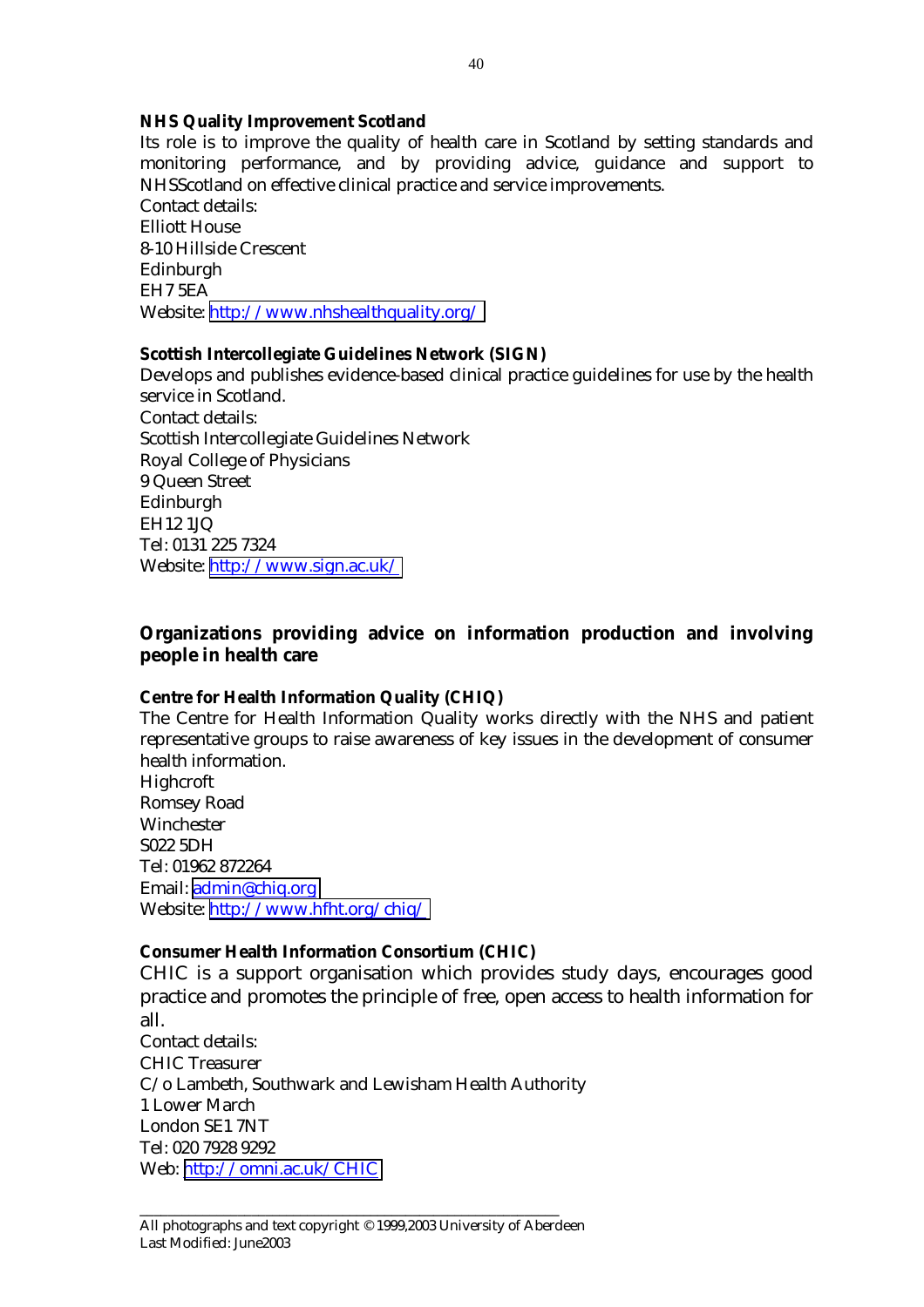**NHS Quality Improvement Scotland**

Its role is to improve the quality of health care in Scotland by setting standards and monitoring performance, and by providing advice, guidance and support to NHSScotland on effective clinical practice and service improvements.
Contact details:
Elliott House
8-10 Hillside Crescent
Edinburgh
EH7 5EA
Website: http://www.nhshealthquality.org/

**Scottish Intercollegiate Guidelines Network (SIGN)**

Develops and publishes evidence-based clinical practice guidelines for use by the health service in Scotland.
Contact details:
Scottish Intercollegiate Guidelines Network
Royal College of Physicians
9 Queen Street
Edinburgh
EH12 1JQ
Tel: 0131 225 7324
Website: http://www.sign.ac.uk/

## Organizations providing advice on information production and involving people in health care

**Centre for Health Information Quality (CHIQ)**

The Centre for Health Information Quality works directly with the NHS and patient representative groups to raise awareness of key issues in the development of consumer health information.
Highcroft
Romsey Road
Winchester
S022 5DH
Tel: 01962 872264
Email: admin@chiq.org
Website: http://www.hfht.org/chiq/

**Consumer Health Information Consortium (CHIC)**

CHIC is a support organisation which provides study days, encourages good practice and promotes the principle of free, open access to health information for all.
Contact details:
CHIC Treasurer
C/o Lambeth, Southwark and Lewisham Health Authority
1 Lower March
London SE1 7NT
Tel: 020 7928 9292
Web: http://omni.ac.uk/CHIC

All photographs and text copyright © 1999,2003 University of Aberdeen
Last Modified: June2003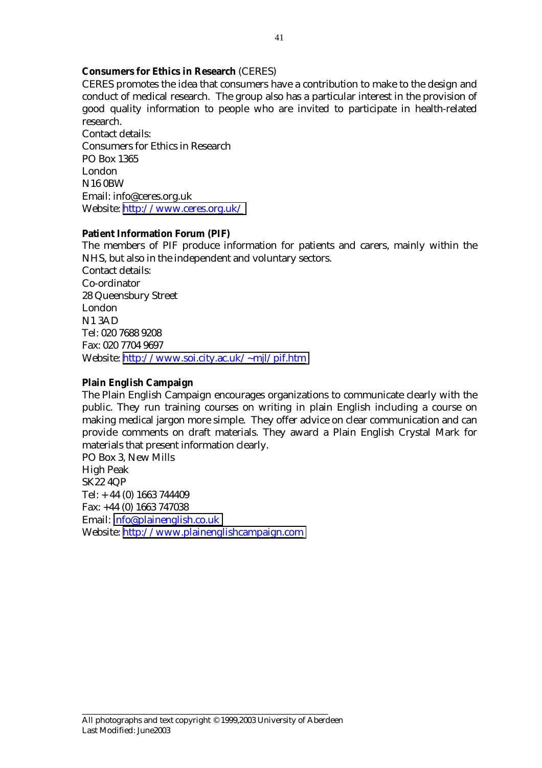**Consumers for Ethics in Research** (CERES)

CERES promotes the idea that consumers have a contribution to make to the design and conduct of medical research. The group also has a particular interest in the provision of good quality information to people who are invited to participate in health-related research.

Contact details:
Consumers for Ethics in Research
PO Box 1365
London
N16 0BW
Email: info@ceres.org.uk
Website: http://www.ceres.org.uk/

**Patient Information Forum (PIF)**

The members of PIF produce information for patients and carers, mainly within the NHS, but also in the independent and voluntary sectors.

Contact details:
Co-ordinator
28 Queensbury Street
London
N1 3AD
Tel: 020 7688 9208
Fax: 020 7704 9697
Website: http://www.soi.city.ac.uk/~mjl/pif.htm

**Plain English Campaign**

The Plain English Campaign encourages organizations to communicate clearly with the public. They run training courses on writing in plain English including a course on making medical jargon more simple. They offer advice on clear communication and can provide comments on draft materials. They award a Plain English Crystal Mark for materials that present information clearly.

PO Box 3, New Mills
High Peak
SK22 4QP
Tel: + 44 (0) 1663 744409
Fax: +44 (0) 1663 747038
Email: info@plainenglish.co.uk
Website: http://www.plainenglishcampaign.com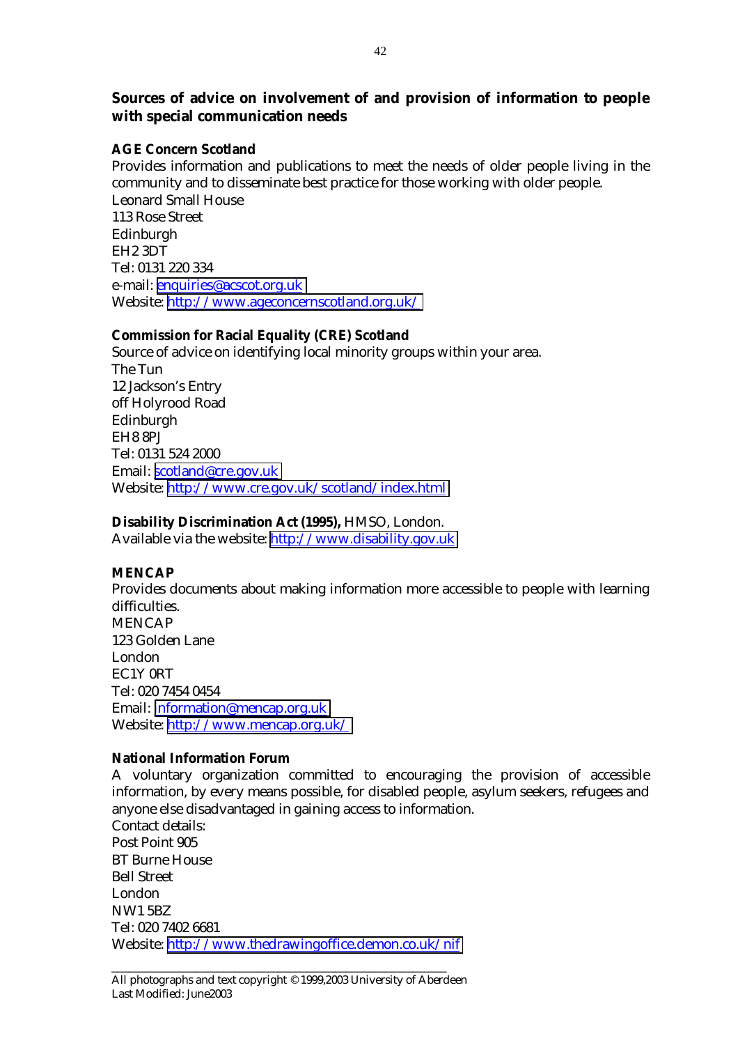## Sources of advice on involvement of and provision of information to people with special communication needs

**AGE Concern Scotland**
Provides information and publications to meet the needs of older people living in the community and to disseminate best practice for those working with older people.
Leonard Small House
113 Rose Street
Edinburgh
EH2 3DT
Tel: 0131 220 334
e-mail: enquiries@acscot.org.uk
Website: http://www.ageconcernscotland.org.uk/

**Commission for Racial Equality (CRE) Scotland**
Source of advice on identifying local minority groups within your area.
The Tun
12 Jackson's Entry
off Holyrood Road
Edinburgh
EH8 8PJ
Tel: 0131 524 2000
Email: scotland@cre.gov.uk
Website: http://www.cre.gov.uk/scotland/index.html

**Disability Discrimination Act (1995),** HMSO, London.
Available via the website: http://www.disability.gov.uk

**MENCAP**
Provides documents about making information more accessible to people with learning difficulties.
MENCAP
123 Golden Lane
London
EC1Y 0RT
Tel: 020 7454 0454
Email: information@mencap.org.uk
Website: http://www.mencap.org.uk/

**National Information Forum**
A voluntary organization committed to encouraging the provision of accessible information, by every means possible, for disabled people, asylum seekers, refugees and anyone else disadvantaged in gaining access to information.
Contact details:
Post Point 905
BT Burne House
Bell Street
London
NW1 5BZ
Tel: 020 7402 6681
Website: http://www.thedrawingoffice.demon.co.uk/nif

All photographs and text copyright © 1999,2003 University of Aberdeen
Last Modified: June2003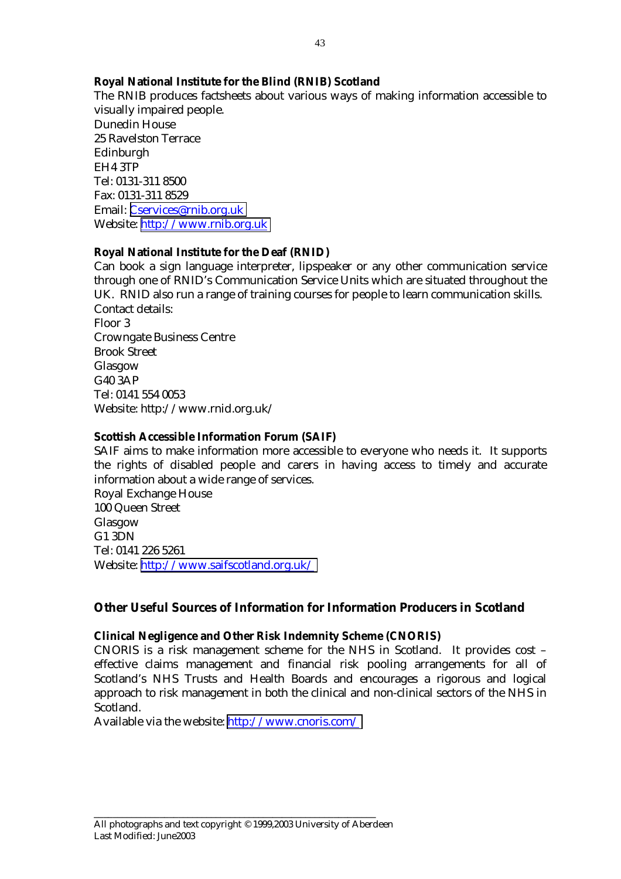**Royal National Institute for the Blind (RNIB) Scotland**

The RNIB produces factsheets about various ways of making information accessible to visually impaired people.

Dunedin House
25 Ravelston Terrace
Edinburgh
EH4 3TP
Tel: 0131-311 8500
Fax: 0131-311 8529
Email: Cservices@rnib.org.uk
Website: http://www.rnib.org.uk

**Royal National Institute for the Deaf (RNID)**

Can book a sign language interpreter, lipspeaker or any other communication service through one of RNID's Communication Service Units which are situated throughout the UK. RNID also run a range of training courses for people to learn communication skills.

Contact details:
Floor 3
Crowngate Business Centre
Brook Street
Glasgow
G40 3AP
Tel: 0141 554 0053
Website: http://www.rnid.org.uk/

**Scottish Accessible Information Forum (SAIF)**

SAIF aims to make information more accessible to everyone who needs it. It supports the rights of disabled people and carers in having access to timely and accurate information about a wide range of services.

Royal Exchange House
100 Queen Street
Glasgow
G1 3DN
Tel: 0141 226 5261
Website: http://www.saifscotland.org.uk/

## Other Useful Sources of Information for Information Producers in Scotland

**Clinical Negligence and Other Risk Indemnity Scheme (CNORIS)**

CNORIS is a risk management scheme for the NHS in Scotland. It provides cost – effective claims management and financial risk pooling arrangements for all of Scotland's NHS Trusts and Health Boards and encourages a rigorous and logical approach to risk management in both the clinical and non-clinical sectors of the NHS in Scotland.

Available via the website: http://www.cnoris.com/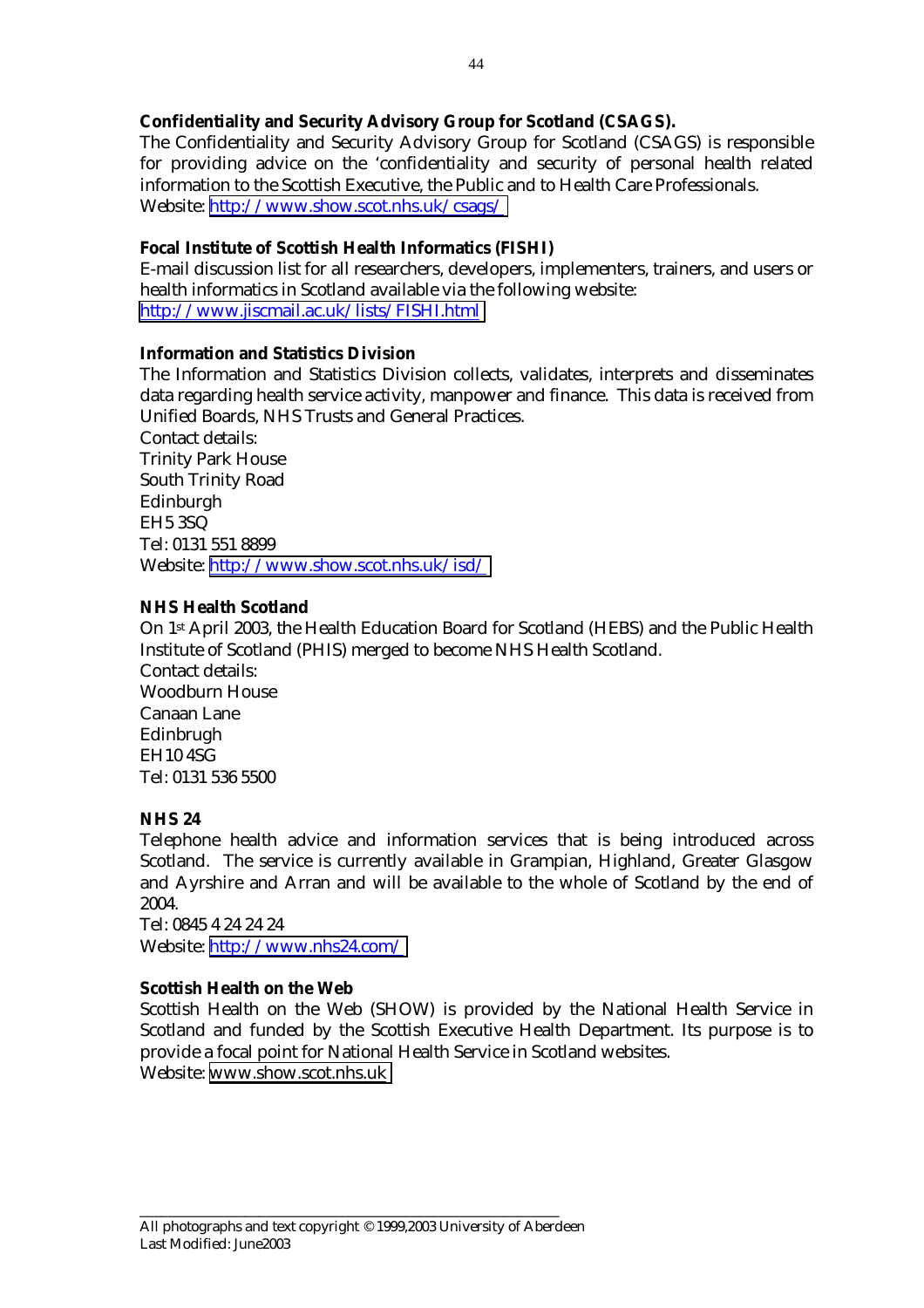**Confidentiality and Security Advisory Group for Scotland (CSAGS).**

The Confidentiality and Security Advisory Group for Scotland (CSAGS) is responsible for providing advice on the 'confidentiality and security of personal health related information to the Scottish Executive, the Public and to Health Care Professionals.

Website: http://www.show.scot.nhs.uk/csags/

**Focal Institute of Scottish Health Informatics (FISHI)**

E-mail discussion list for all researchers, developers, implementers, trainers, and users or health informatics in Scotland available via the following website:

http://www.jiscmail.ac.uk/lists/FISHI.html

**Information and Statistics Division**

The Information and Statistics Division collects, validates, interprets and disseminates data regarding health service activity, manpower and finance. This data is received from Unified Boards, NHS Trusts and General Practices.

Contact details:
Trinity Park House
South Trinity Road
Edinburgh
EH5 3SQ
Tel: 0131 551 8899
Website: http://www.show.scot.nhs.uk/isd/

**NHS Health Scotland**

On 1st April 2003, the Health Education Board for Scotland (HEBS) and the Public Health Institute of Scotland (PHIS) merged to become NHS Health Scotland.

Contact details:
Woodburn House
Canaan Lane
Edinbrugh
EH10 4SG
Tel: 0131 536 5500

**NHS 24**

Telephone health advice and information services that is being introduced across Scotland. The service is currently available in Grampian, Highland, Greater Glasgow and Ayrshire and Arran and will be available to the whole of Scotland by the end of 2004.

Tel: 0845 4 24 24 24
Website: http://www.nhs24.com/

**Scottish Health on the Web**

Scottish Health on the Web (SHOW) is provided by the National Health Service in Scotland and funded by the Scottish Executive Health Department. Its purpose is to provide a focal point for National Health Service in Scotland websites.

Website: www.show.scot.nhs.uk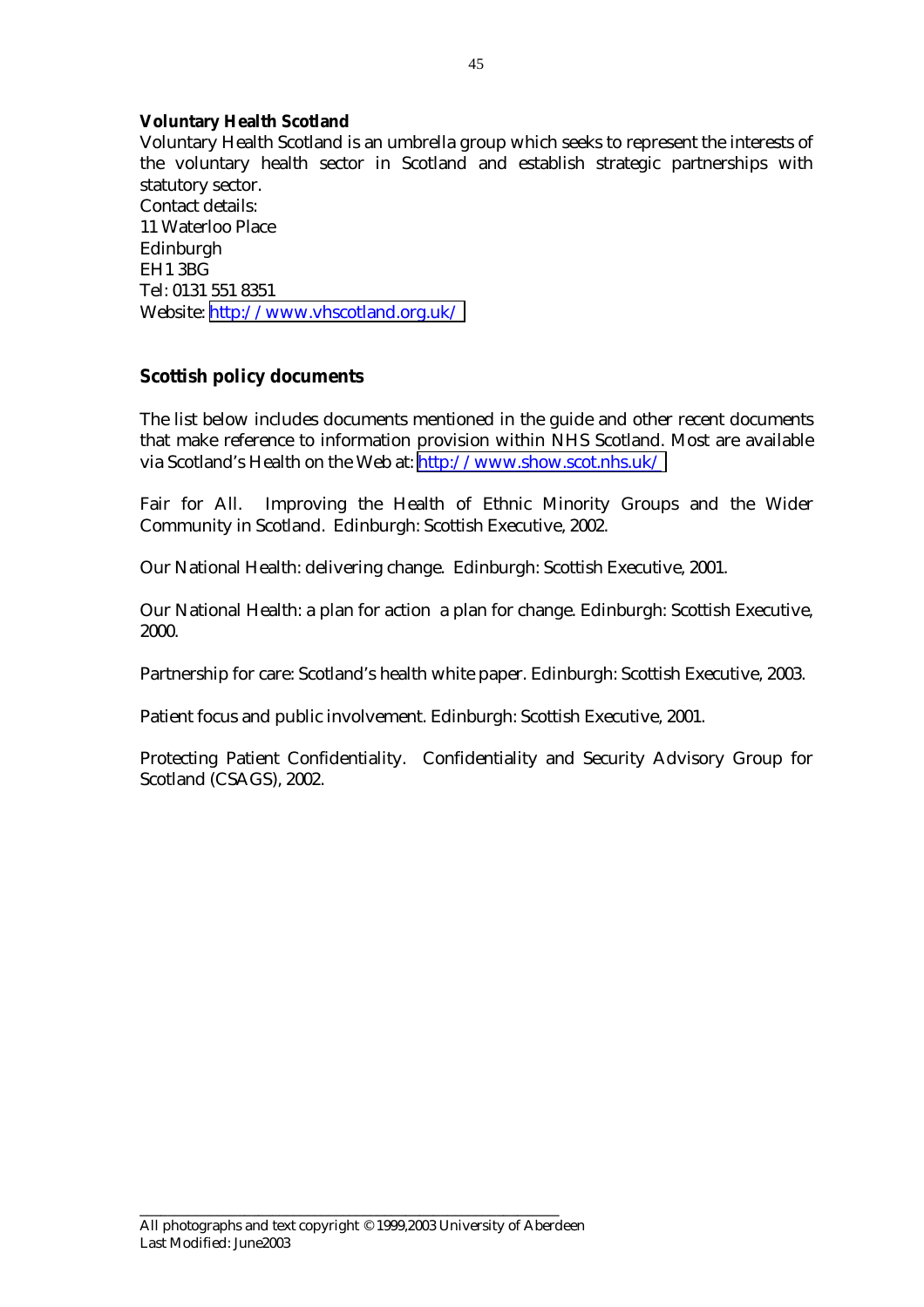**Voluntary Health Scotland**

Voluntary Health Scotland is an umbrella group which seeks to represent the interests of the voluntary health sector in Scotland and establish strategic partnerships with statutory sector.

Contact details:
11 Waterloo Place
Edinburgh
EH1 3BG
Tel: 0131 551 8351
Website: http://www.vhscotland.org.uk/

## Scottish policy documents

The list below includes documents mentioned in the guide and other recent documents that make reference to information provision within NHS Scotland. Most are available via Scotland's Health on the Web at: http://www.show.scot.nhs.uk/

Fair for All. Improving the Health of Ethnic Minority Groups and the Wider Community in Scotland. Edinburgh: Scottish Executive, 2002.

Our National Health: delivering change. Edinburgh: Scottish Executive, 2001.

Our National Health: a plan for action a plan for change. Edinburgh: Scottish Executive, 2000.

Partnership for care: Scotland's health white paper. Edinburgh: Scottish Executive, 2003.

Patient focus and public involvement. Edinburgh: Scottish Executive, 2001.

Protecting Patient Confidentiality. Confidentiality and Security Advisory Group for Scotland (CSAGS), 2002.